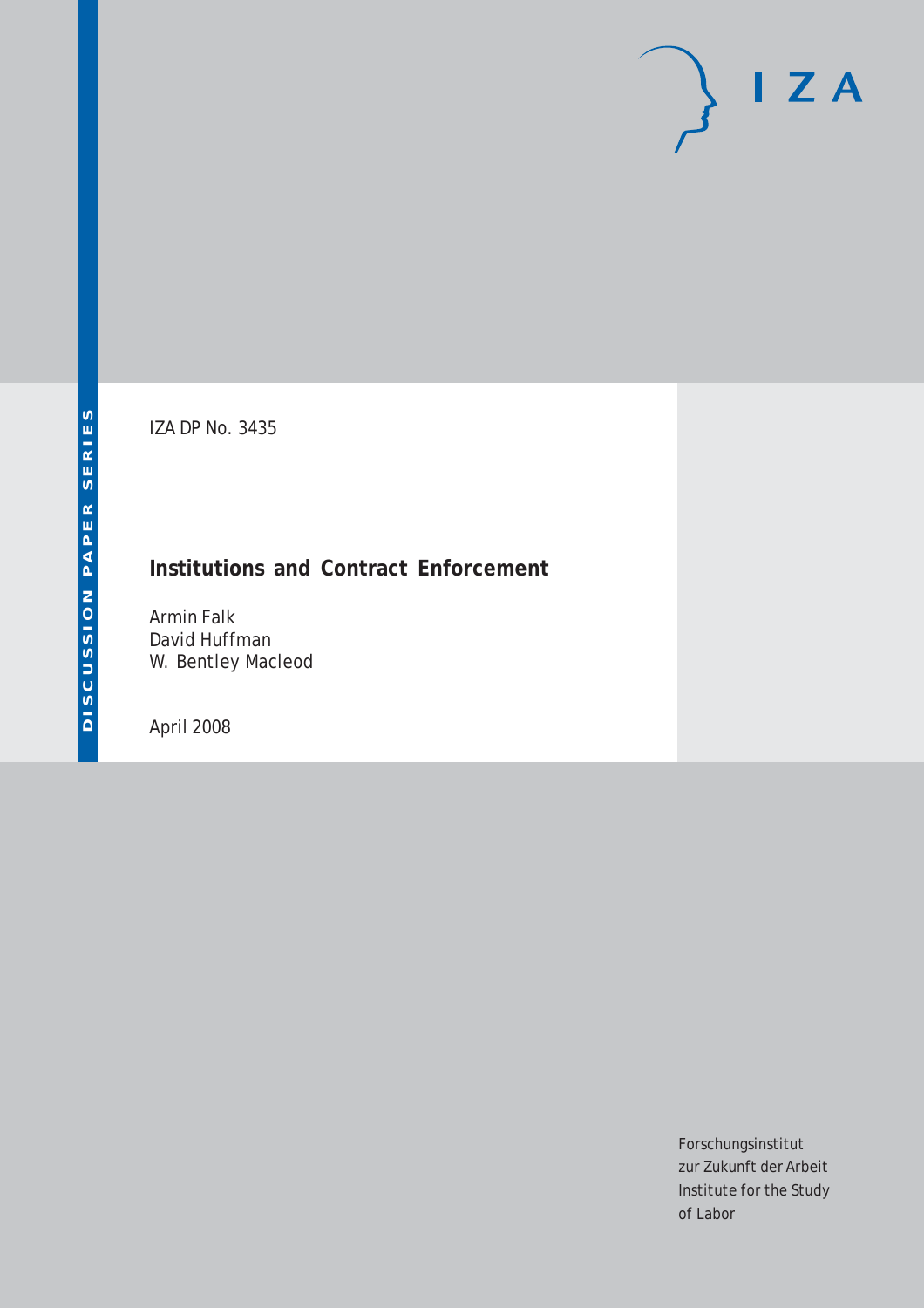DISCUSSION PAPER SERIES

IZA DP No. 3435

# Institutions and Contract Enforcement

Armin Falk
David Huffman
W. Bentley Macleod

April 2008

Forschungsinstitut
zur Zukunft der Arbeit
Institute for the Study
of Labor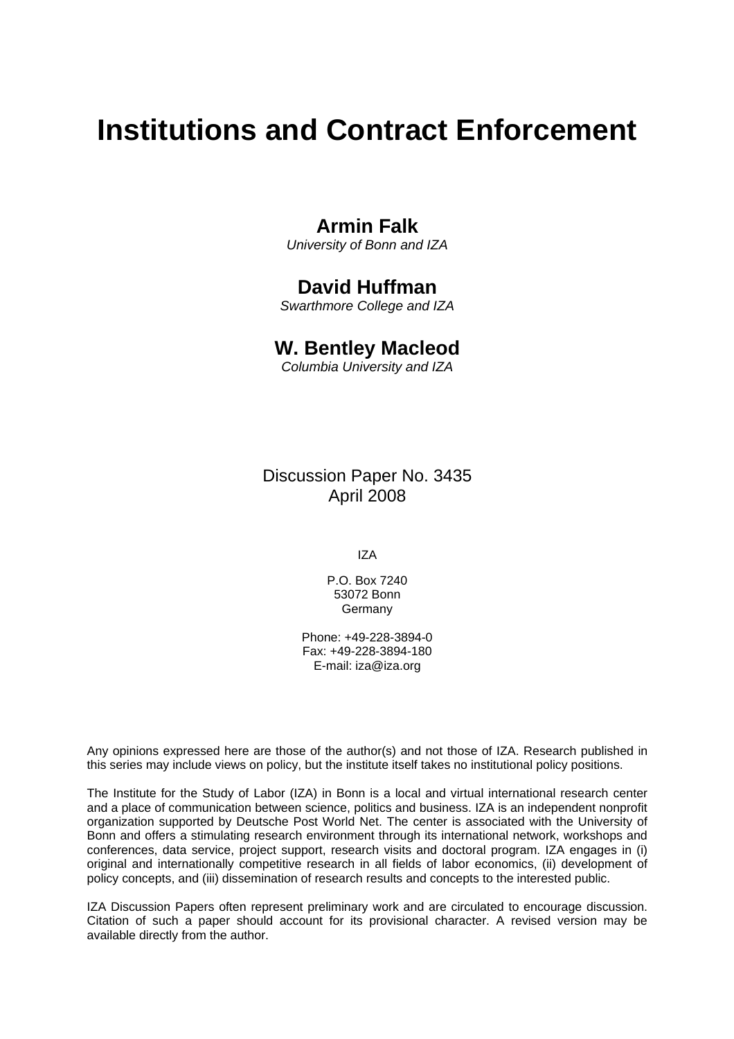# Institutions and Contract Enforcement

**Armin Falk**

*University of Bonn and IZA*

**David Huffman**

*Swarthmore College and IZA*

**W. Bentley Macleod**

*Columbia University and IZA*

Discussion Paper No. 3435
April 2008

IZA

P.O. Box 7240
53072 Bonn
Germany

Phone: +49-228-3894-0
Fax: +49-228-3894-180
E-mail: iza@iza.org

Any opinions expressed here are those of the author(s) and not those of IZA. Research published in this series may include views on policy, but the institute itself takes no institutional policy positions.

The Institute for the Study of Labor (IZA) in Bonn is a local and virtual international research center and a place of communication between science, politics and business. IZA is an independent nonprofit organization supported by Deutsche Post World Net. The center is associated with the University of Bonn and offers a stimulating research environment through its international network, workshops and conferences, data service, project support, research visits and doctoral program. IZA engages in (i) original and internationally competitive research in all fields of labor economics, (ii) development of policy concepts, and (iii) dissemination of research results and concepts to the interested public.

IZA Discussion Papers often represent preliminary work and are circulated to encourage discussion. Citation of such a paper should account for its provisional character. A revised version may be available directly from the author.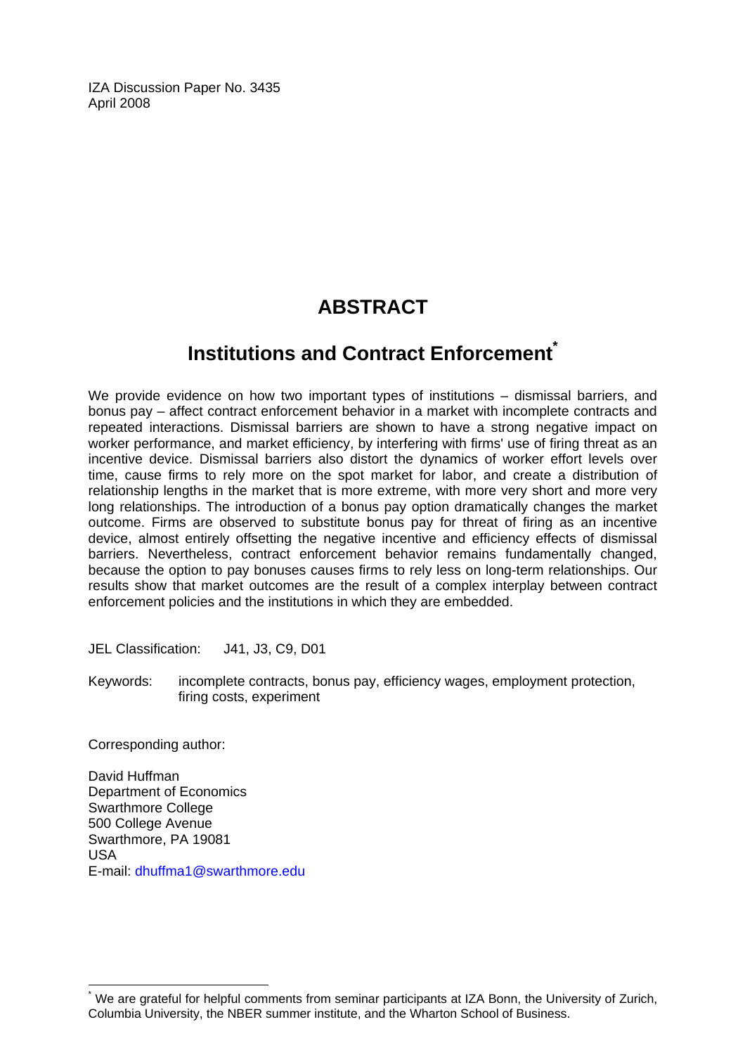IZA Discussion Paper No. 3435
April 2008

# ABSTRACT

## Institutions and Contract Enforcement[*]

We provide evidence on how two important types of institutions – dismissal barriers, and bonus pay – affect contract enforcement behavior in a market with incomplete contracts and repeated interactions. Dismissal barriers are shown to have a strong negative impact on worker performance, and market efficiency, by interfering with firms' use of firing threat as an incentive device. Dismissal barriers also distort the dynamics of worker effort levels over time, cause firms to rely more on the spot market for labor, and create a distribution of relationship lengths in the market that is more extreme, with more very short and more very long relationships. The introduction of a bonus pay option dramatically changes the market outcome. Firms are observed to substitute bonus pay for threat of firing as an incentive device, almost entirely offsetting the negative incentive and efficiency effects of dismissal barriers. Nevertheless, contract enforcement behavior remains fundamentally changed, because the option to pay bonuses causes firms to rely less on long-term relationships. Our results show that market outcomes are the result of a complex interplay between contract enforcement policies and the institutions in which they are embedded.

JEL Classification: J41, J3, C9, D01

Keywords: incomplete contracts, bonus pay, efficiency wages, employment protection, firing costs, experiment

Corresponding author:

David Huffman
Department of Economics
Swarthmore College
500 College Avenue
Swarthmore, PA 19081
USA
E-mail: dhuffma1@swarthmore.edu

[*] We are grateful for helpful comments from seminar participants at IZA Bonn, the University of Zurich, Columbia University, the NBER summer institute, and the Wharton School of Business.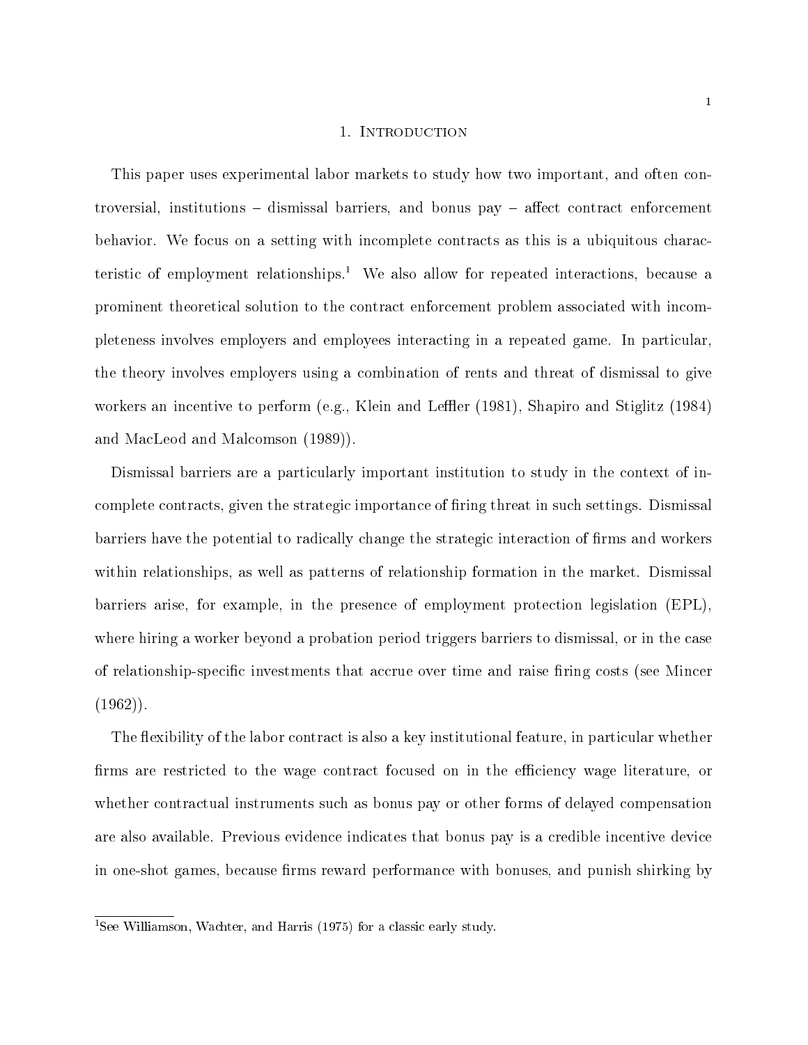# 1. Introduction

This paper uses experimental labor markets to study how two important, and often controversial, institutions – dismissal barriers, and bonus pay – affect contract enforcement behavior. We focus on a setting with incomplete contracts as this is a ubiquitous characteristic of employment relationships.[1] We also allow for repeated interactions, because a prominent theoretical solution to the contract enforcement problem associated with incompleteness involves employers and employees interacting in a repeated game. In particular, the theory involves employers using a combination of rents and threat of dismissal to give workers an incentive to perform (e.g., Klein and Leffler (1981), Shapiro and Stiglitz (1984) and MacLeod and Malcomson (1989)).

Dismissal barriers are a particularly important institution to study in the context of incomplete contracts, given the strategic importance of firing threat in such settings. Dismissal barriers have the potential to radically change the strategic interaction of firms and workers within relationships, as well as patterns of relationship formation in the market. Dismissal barriers arise, for example, in the presence of employment protection legislation (EPL), where hiring a worker beyond a probation period triggers barriers to dismissal, or in the case of relationship-specific investments that accrue over time and raise firing costs (see Mincer (1962)).

The flexibility of the labor contract is also a key institutional feature, in particular whether firms are restricted to the wage contract focused on in the efficiency wage literature, or whether contractual instruments such as bonus pay or other forms of delayed compensation are also available. Previous evidence indicates that bonus pay is a credible incentive device in one-shot games, because firms reward performance with bonuses, and punish shirking by

[1] See Williamson, Wachter, and Harris (1975) for a classic early study.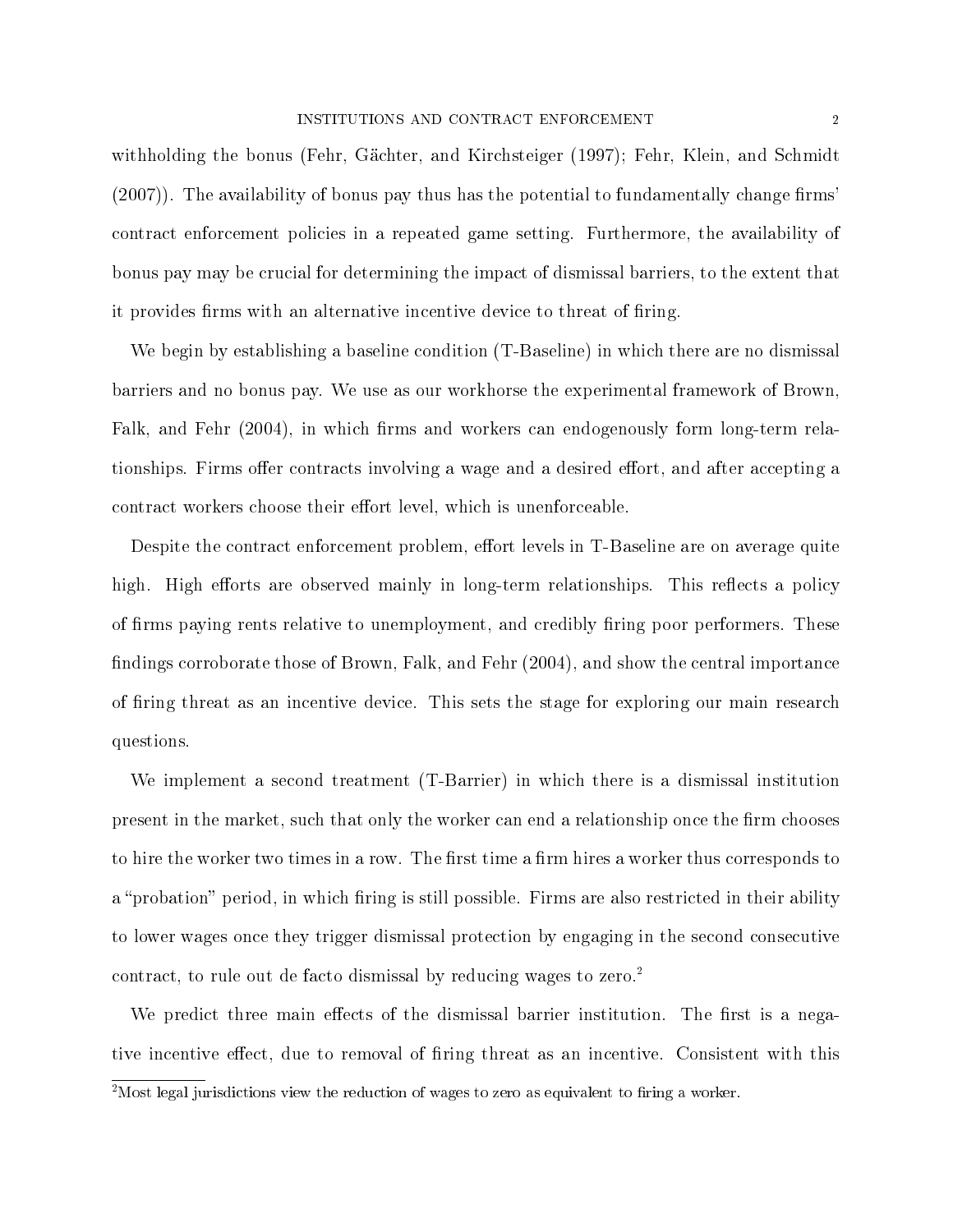withholding the bonus (Fehr, Gächter, and Kirchsteiger (1997); Fehr, Klein, and Schmidt (2007)). The availability of bonus pay thus has the potential to fundamentally change firms' contract enforcement policies in a repeated game setting. Furthermore, the availability of bonus pay may be crucial for determining the impact of dismissal barriers, to the extent that it provides firms with an alternative incentive device to threat of firing.

We begin by establishing a baseline condition (T-Baseline) in which there are no dismissal barriers and no bonus pay. We use as our workhorse the experimental framework of Brown, Falk, and Fehr (2004), in which firms and workers can endogenously form long-term relationships. Firms offer contracts involving a wage and a desired effort, and after accepting a contract workers choose their effort level, which is unenforceable.

Despite the contract enforcement problem, effort levels in T-Baseline are on average quite high. High efforts are observed mainly in long-term relationships. This reflects a policy of firms paying rents relative to unemployment, and credibly firing poor performers. These findings corroborate those of Brown, Falk, and Fehr (2004), and show the central importance of firing threat as an incentive device. This sets the stage for exploring our main research questions.

We implement a second treatment (T-Barrier) in which there is a dismissal institution present in the market, such that only the worker can end a relationship once the firm chooses to hire the worker two times in a row. The first time a firm hires a worker thus corresponds to a "probation" period, in which firing is still possible. Firms are also restricted in their ability to lower wages once they trigger dismissal protection by engaging in the second consecutive contract, to rule out de facto dismissal by reducing wages to zero.[2]

We predict three main effects of the dismissal barrier institution. The first is a negative incentive effect, due to removal of firing threat as an incentive. Consistent with this

[2]Most legal jurisdictions view the reduction of wages to zero as equivalent to firing a worker.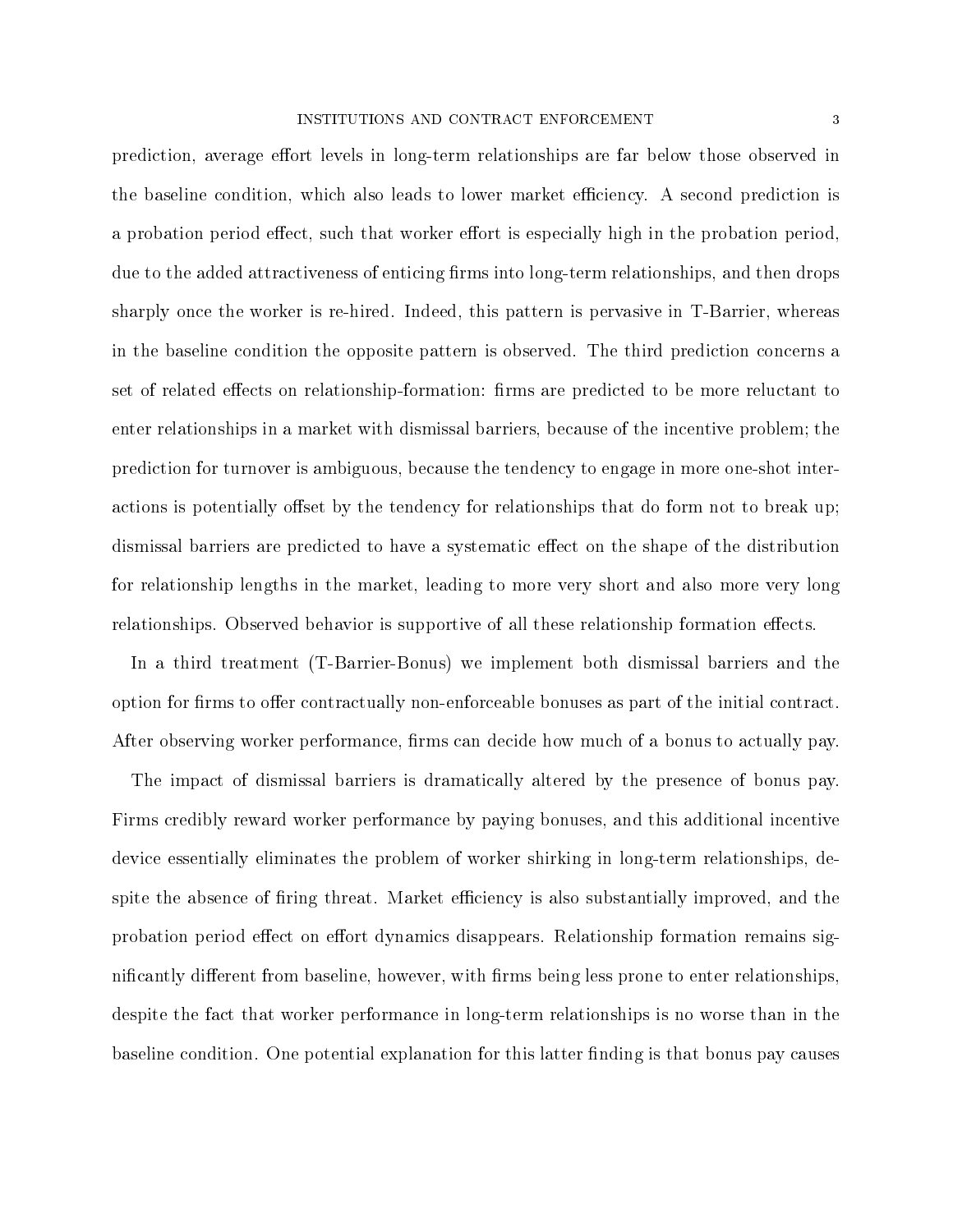prediction, average effort levels in long-term relationships are far below those observed in the baseline condition, which also leads to lower market efficiency. A second prediction is a probation period effect, such that worker effort is especially high in the probation period, due to the added attractiveness of enticing firms into long-term relationships, and then drops sharply once the worker is re-hired. Indeed, this pattern is pervasive in T-Barrier, whereas in the baseline condition the opposite pattern is observed. The third prediction concerns a set of related effects on relationship-formation: firms are predicted to be more reluctant to enter relationships in a market with dismissal barriers, because of the incentive problem; the prediction for turnover is ambiguous, because the tendency to engage in more one-shot interactions is potentially offset by the tendency for relationships that do form not to break up; dismissal barriers are predicted to have a systematic effect on the shape of the distribution for relationship lengths in the market, leading to more very short and also more very long relationships. Observed behavior is supportive of all these relationship formation effects.

In a third treatment (T-Barrier-Bonus) we implement both dismissal barriers and the option for firms to offer contractually non-enforceable bonuses as part of the initial contract. After observing worker performance, firms can decide how much of a bonus to actually pay.

The impact of dismissal barriers is dramatically altered by the presence of bonus pay. Firms credibly reward worker performance by paying bonuses, and this additional incentive device essentially eliminates the problem of worker shirking in long-term relationships, despite the absence of firing threat. Market efficiency is also substantially improved, and the probation period effect on effort dynamics disappears. Relationship formation remains significantly different from baseline, however, with firms being less prone to enter relationships, despite the fact that worker performance in long-term relationships is no worse than in the baseline condition. One potential explanation for this latter finding is that bonus pay causes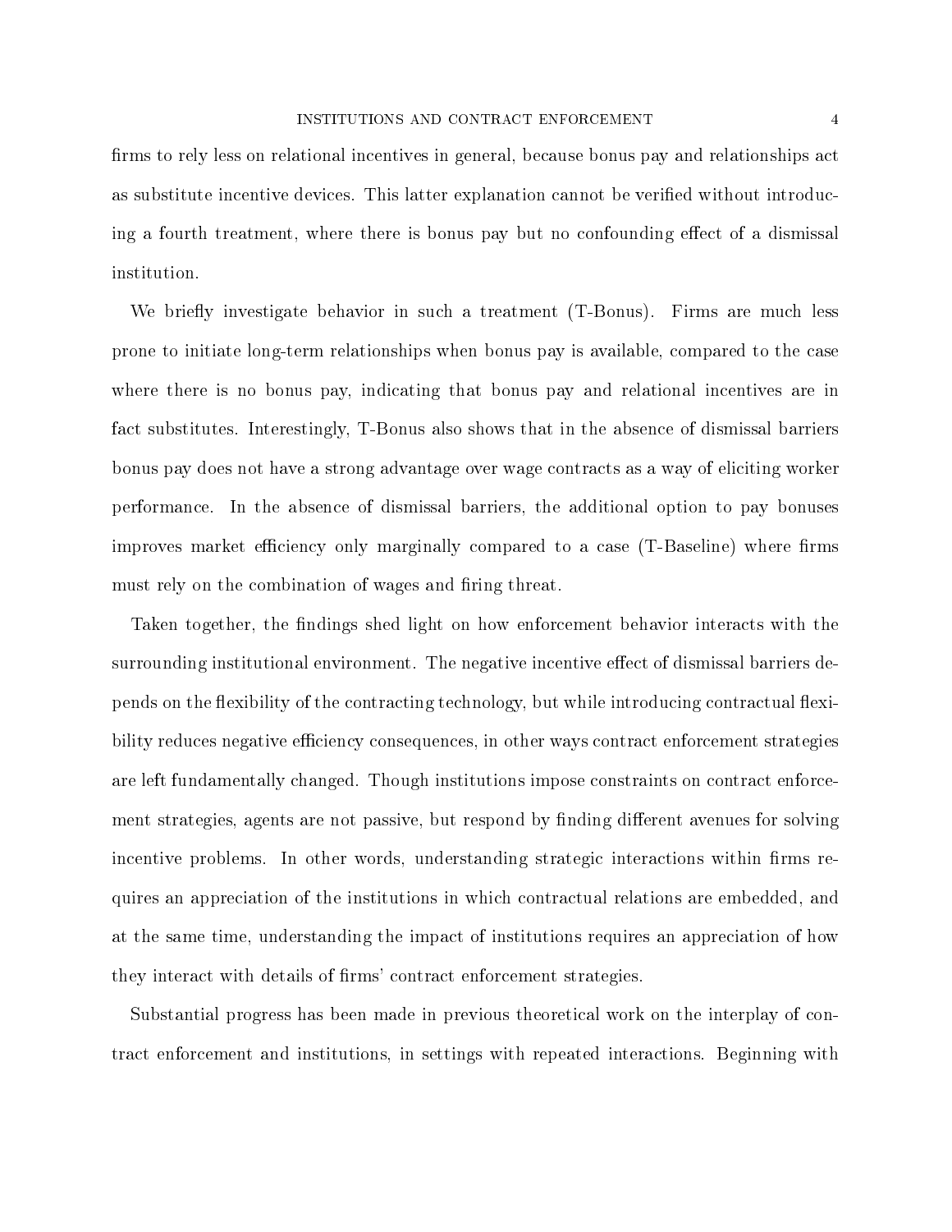firms to rely less on relational incentives in general, because bonus pay and relationships act as substitute incentive devices. This latter explanation cannot be verified without introducing a fourth treatment, where there is bonus pay but no confounding effect of a dismissal institution.

We briefly investigate behavior in such a treatment (T-Bonus). Firms are much less prone to initiate long-term relationships when bonus pay is available, compared to the case where there is no bonus pay, indicating that bonus pay and relational incentives are in fact substitutes. Interestingly, T-Bonus also shows that in the absence of dismissal barriers bonus pay does not have a strong advantage over wage contracts as a way of eliciting worker performance. In the absence of dismissal barriers, the additional option to pay bonuses improves market efficiency only marginally compared to a case (T-Baseline) where firms must rely on the combination of wages and firing threat.

Taken together, the findings shed light on how enforcement behavior interacts with the surrounding institutional environment. The negative incentive effect of dismissal barriers depends on the flexibility of the contracting technology, but while introducing contractual flexibility reduces negative efficiency consequences, in other ways contract enforcement strategies are left fundamentally changed. Though institutions impose constraints on contract enforcement strategies, agents are not passive, but respond by finding different avenues for solving incentive problems. In other words, understanding strategic interactions within firms requires an appreciation of the institutions in which contractual relations are embedded, and at the same time, understanding the impact of institutions requires an appreciation of how they interact with details of firms' contract enforcement strategies.

Substantial progress has been made in previous theoretical work on the interplay of contract enforcement and institutions, in settings with repeated interactions. Beginning with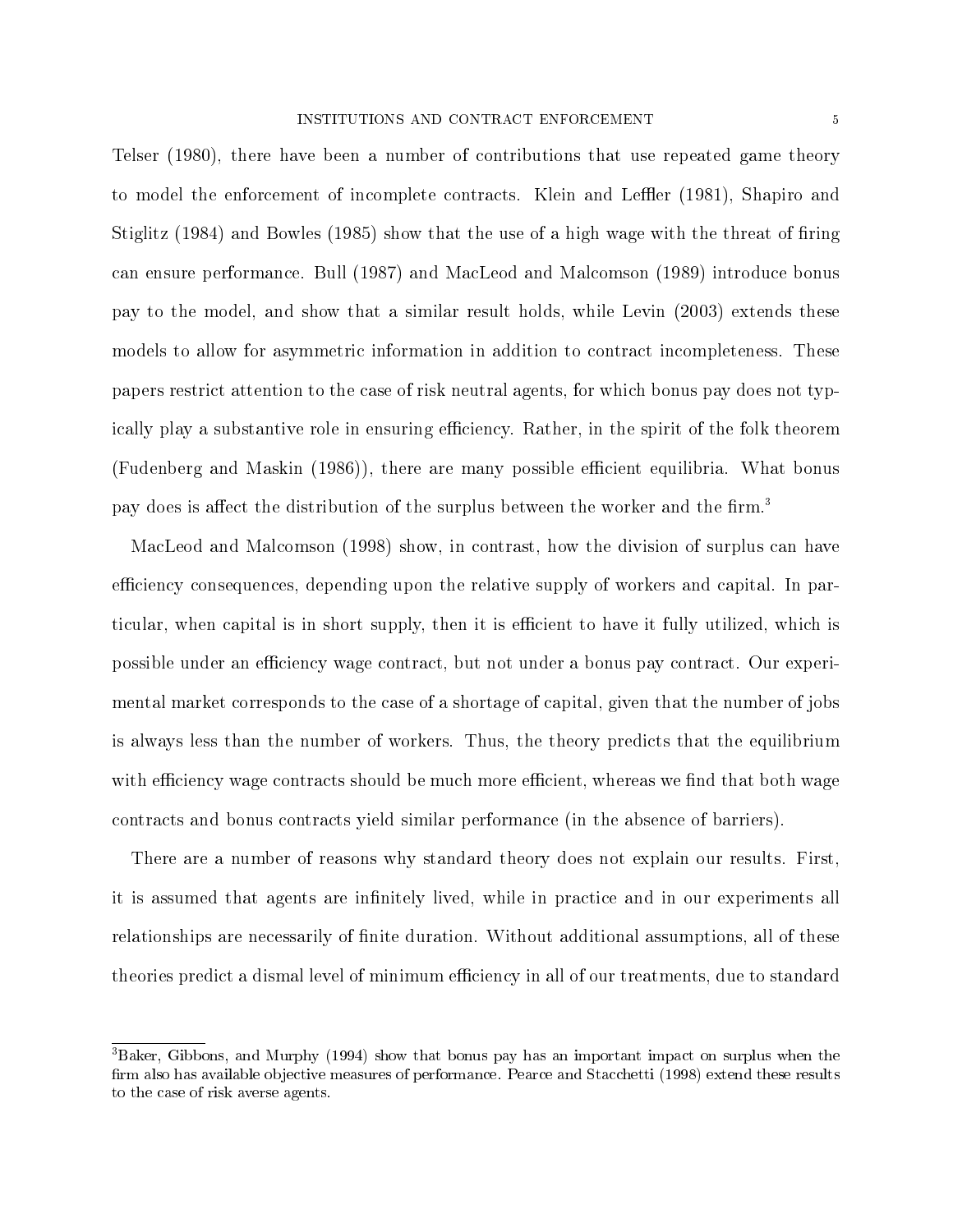Telser (1980), there have been a number of contributions that use repeated game theory to model the enforcement of incomplete contracts. Klein and Leffler (1981), Shapiro and Stiglitz (1984) and Bowles (1985) show that the use of a high wage with the threat of firing can ensure performance. Bull (1987) and MacLeod and Malcomson (1989) introduce bonus pay to the model, and show that a similar result holds, while Levin (2003) extends these models to allow for asymmetric information in addition to contract incompleteness. These papers restrict attention to the case of risk neutral agents, for which bonus pay does not typically play a substantive role in ensuring efficiency. Rather, in the spirit of the folk theorem (Fudenberg and Maskin (1986)), there are many possible efficient equilibria. What bonus pay does is affect the distribution of the surplus between the worker and the firm.[3]

MacLeod and Malcomson (1998) show, in contrast, how the division of surplus can have efficiency consequences, depending upon the relative supply of workers and capital. In particular, when capital is in short supply, then it is efficient to have it fully utilized, which is possible under an efficiency wage contract, but not under a bonus pay contract. Our experimental market corresponds to the case of a shortage of capital, given that the number of jobs is always less than the number of workers. Thus, the theory predicts that the equilibrium with efficiency wage contracts should be much more efficient, whereas we find that both wage contracts and bonus contracts yield similar performance (in the absence of barriers).

There are a number of reasons why standard theory does not explain our results. First, it is assumed that agents are infinitely lived, while in practice and in our experiments all relationships are necessarily of finite duration. Without additional assumptions, all of these theories predict a dismal level of minimum efficiency in all of our treatments, due to standard

[3]Baker, Gibbons, and Murphy (1994) show that bonus pay has an important impact on surplus when the firm also has available objective measures of performance. Pearce and Stacchetti (1998) extend these results to the case of risk averse agents.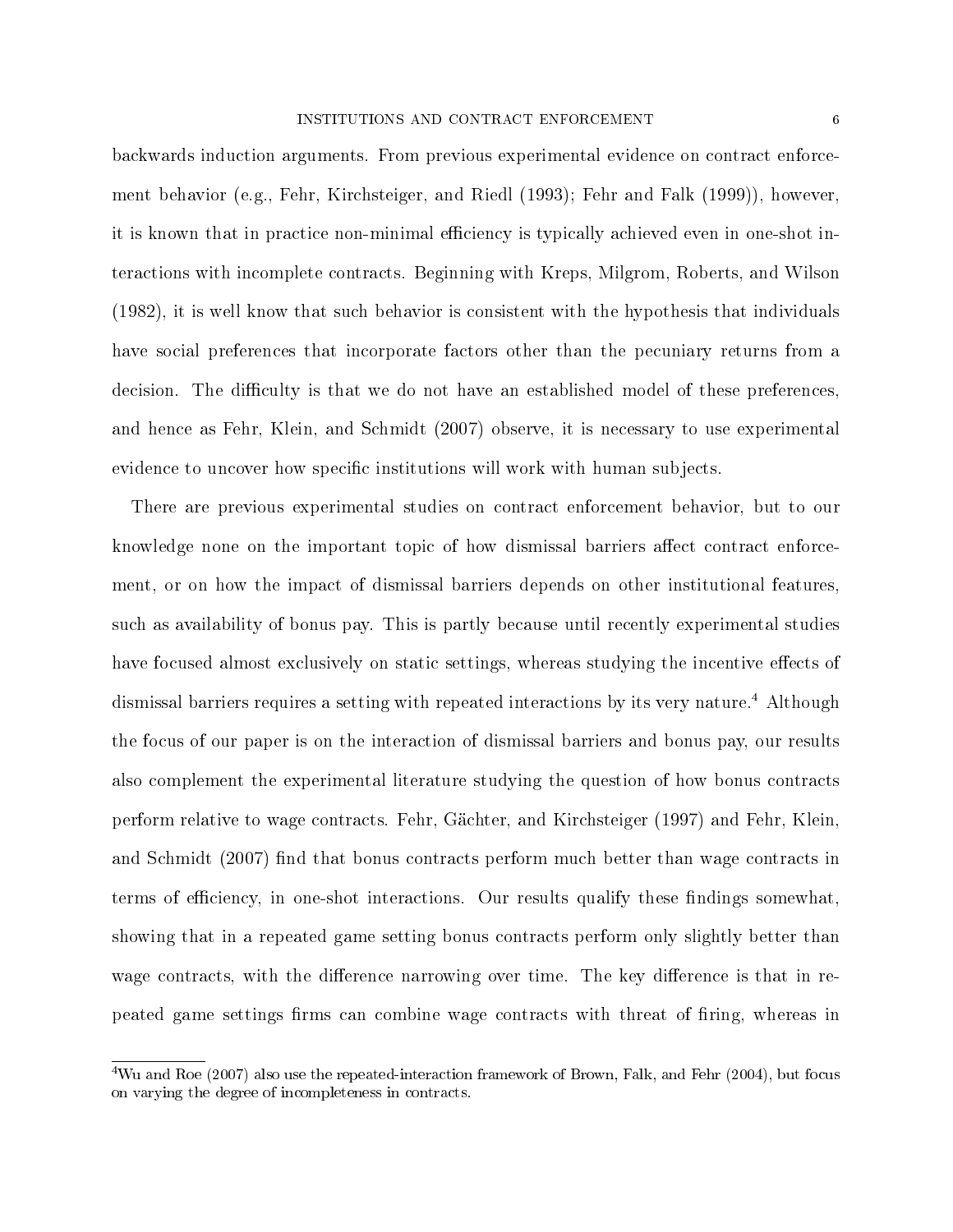backwards induction arguments. From previous experimental evidence on contract enforcement behavior (e.g., Fehr, Kirchsteiger, and Riedl (1993); Fehr and Falk (1999)), however, it is known that in practice non-minimal efficiency is typically achieved even in one-shot interactions with incomplete contracts. Beginning with Kreps, Milgrom, Roberts, and Wilson (1982), it is well know that such behavior is consistent with the hypothesis that individuals have social preferences that incorporate factors other than the pecuniary returns from a decision. The difficulty is that we do not have an established model of these preferences, and hence as Fehr, Klein, and Schmidt (2007) observe, it is necessary to use experimental evidence to uncover how specific institutions will work with human subjects.

There are previous experimental studies on contract enforcement behavior, but to our knowledge none on the important topic of how dismissal barriers affect contract enforcement, or on how the impact of dismissal barriers depends on other institutional features, such as availability of bonus pay. This is partly because until recently experimental studies have focused almost exclusively on static settings, whereas studying the incentive effects of dismissal barriers requires a setting with repeated interactions by its very nature.[4] Although the focus of our paper is on the interaction of dismissal barriers and bonus pay, our results also complement the experimental literature studying the question of how bonus contracts perform relative to wage contracts. Fehr, Gächter, and Kirchsteiger (1997) and Fehr, Klein, and Schmidt (2007) find that bonus contracts perform much better than wage contracts in terms of efficiency, in one-shot interactions. Our results qualify these findings somewhat, showing that in a repeated game setting bonus contracts perform only slightly better than wage contracts, with the difference narrowing over time. The key difference is that in repeated game settings firms can combine wage contracts with threat of firing, whereas in

[4] Wu and Roe (2007) also use the repeated-interaction framework of Brown, Falk, and Fehr (2004), but focus on varying the degree of incompleteness in contracts.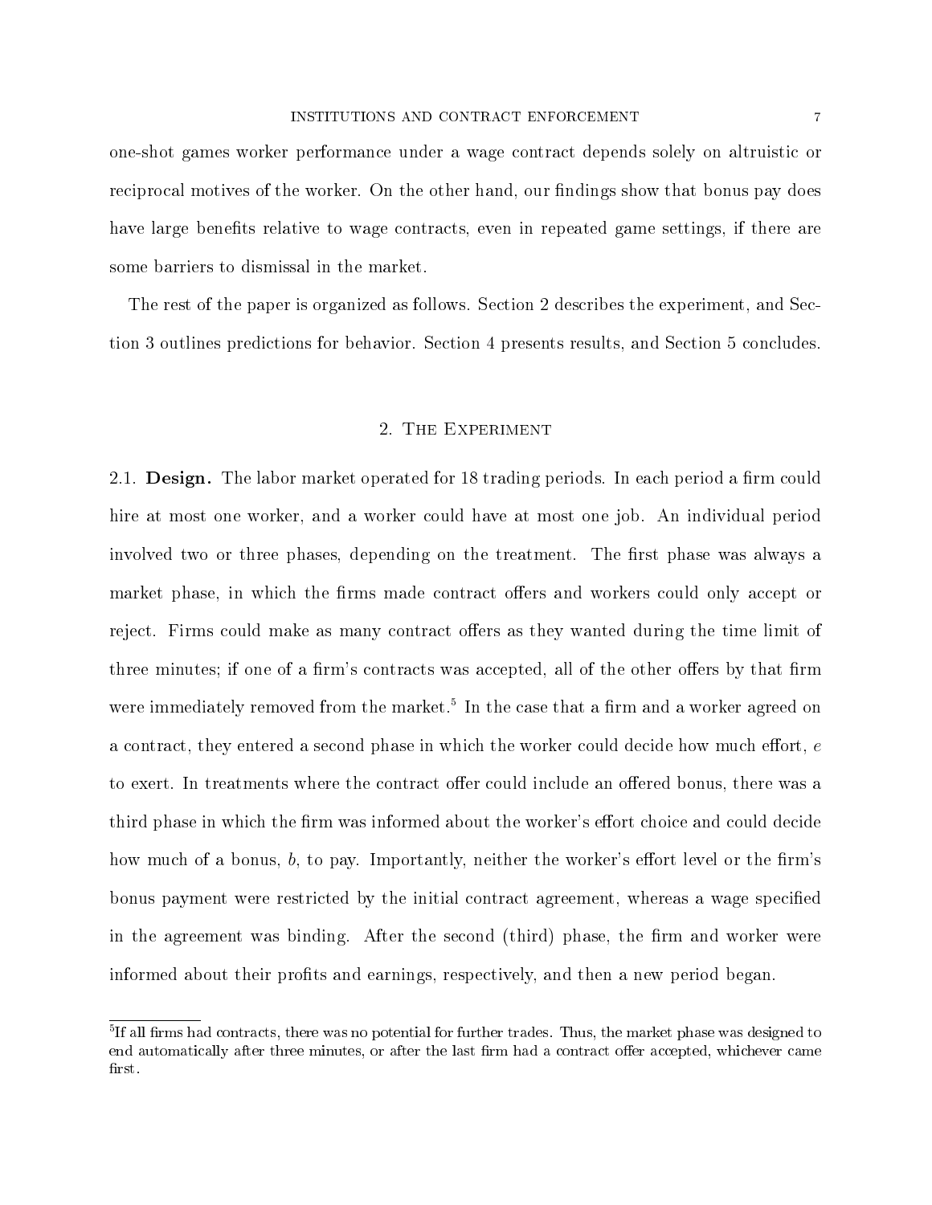one-shot games worker performance under a wage contract depends solely on altruistic or reciprocal motives of the worker. On the other hand, our findings show that bonus pay does have large benefits relative to wage contracts, even in repeated game settings, if there are some barriers to dismissal in the market.

The rest of the paper is organized as follows. Section 2 describes the experiment, and Section 3 outlines predictions for behavior. Section 4 presents results, and Section 5 concludes.

## 2. The Experiment

2.1. **Design.** The labor market operated for 18 trading periods. In each period a firm could hire at most one worker, and a worker could have at most one job. An individual period involved two or three phases, depending on the treatment. The first phase was always a market phase, in which the firms made contract offers and workers could only accept or reject. Firms could make as many contract offers as they wanted during the time limit of three minutes; if one of a firm's contracts was accepted, all of the other offers by that firm were immediately removed from the market.[5] In the case that a firm and a worker agreed on a contract, they entered a second phase in which the worker could decide how much effort, $e$ to exert. In treatments where the contract offer could include an offered bonus, there was a third phase in which the firm was informed about the worker's effort choice and could decide how much of a bonus, $b$, to pay. Importantly, neither the worker's effort level or the firm's bonus payment were restricted by the initial contract agreement, whereas a wage specified in the agreement was binding. After the second (third) phase, the firm and worker were informed about their profits and earnings, respectively, and then a new period began.

[5] If all firms had contracts, there was no potential for further trades. Thus, the market phase was designed to end automatically after three minutes, or after the last firm had a contract offer accepted, whichever came first.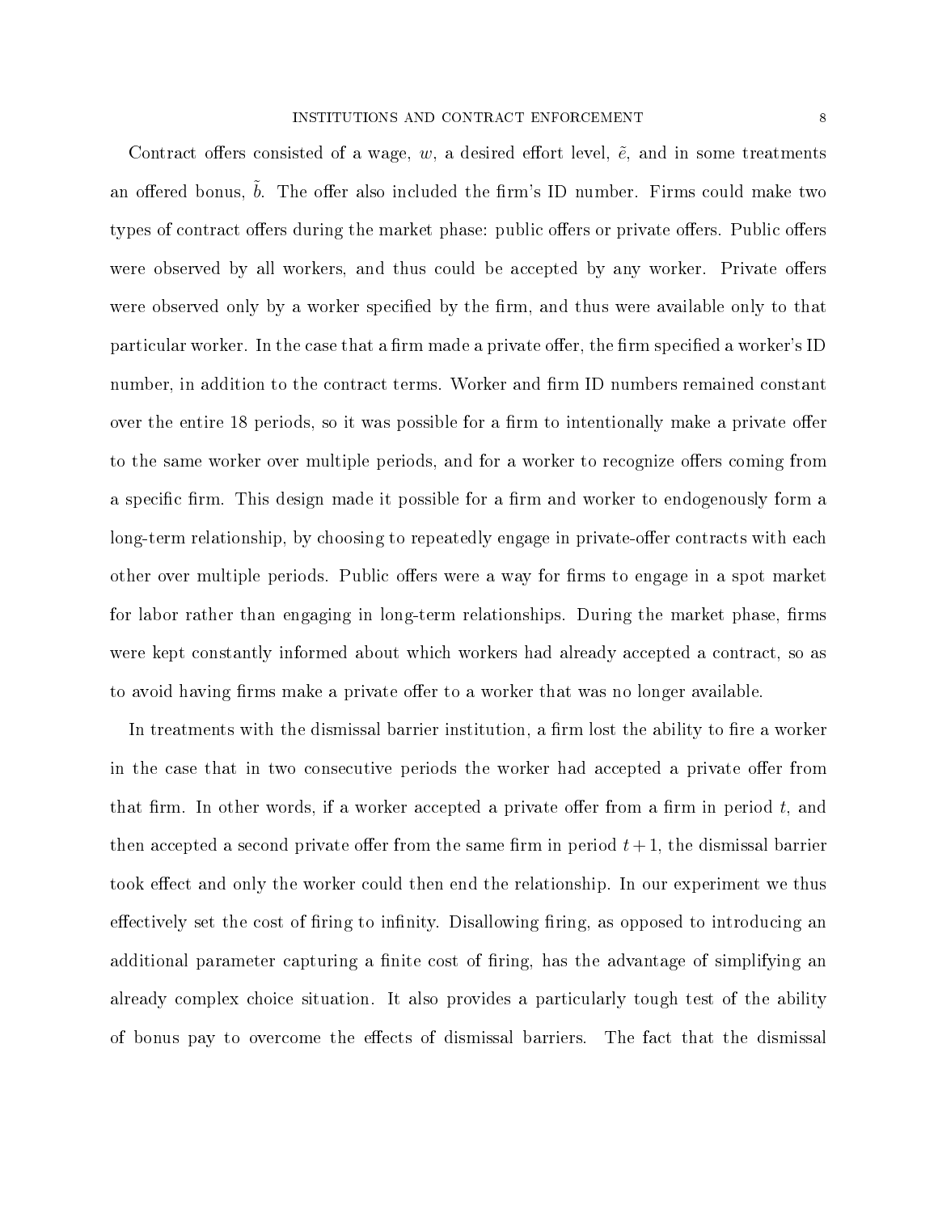Contract offers consisted of a wage, $w$, a desired effort level, $\tilde{e}$, and in some treatments an offered bonus, $\tilde{b}$. The offer also included the firm's ID number. Firms could make two types of contract offers during the market phase: public offers or private offers. Public offers were observed by all workers, and thus could be accepted by any worker. Private offers were observed only by a worker specified by the firm, and thus were available only to that particular worker. In the case that a firm made a private offer, the firm specified a worker's ID number, in addition to the contract terms. Worker and firm ID numbers remained constant over the entire 18 periods, so it was possible for a firm to intentionally make a private offer to the same worker over multiple periods, and for a worker to recognize offers coming from a specific firm. This design made it possible for a firm and worker to endogenously form a long-term relationship, by choosing to repeatedly engage in private-offer contracts with each other over multiple periods. Public offers were a way for firms to engage in a spot market for labor rather than engaging in long-term relationships. During the market phase, firms were kept constantly informed about which workers had already accepted a contract, so as to avoid having firms make a private offer to a worker that was no longer available.

In treatments with the dismissal barrier institution, a firm lost the ability to fire a worker in the case that in two consecutive periods the worker had accepted a private offer from that firm. In other words, if a worker accepted a private offer from a firm in period $t$, and then accepted a second private offer from the same firm in period $t+1$, the dismissal barrier took effect and only the worker could then end the relationship. In our experiment we thus effectively set the cost of firing to infinity. Disallowing firing, as opposed to introducing an additional parameter capturing a finite cost of firing, has the advantage of simplifying an already complex choice situation. It also provides a particularly tough test of the ability of bonus pay to overcome the effects of dismissal barriers. The fact that the dismissal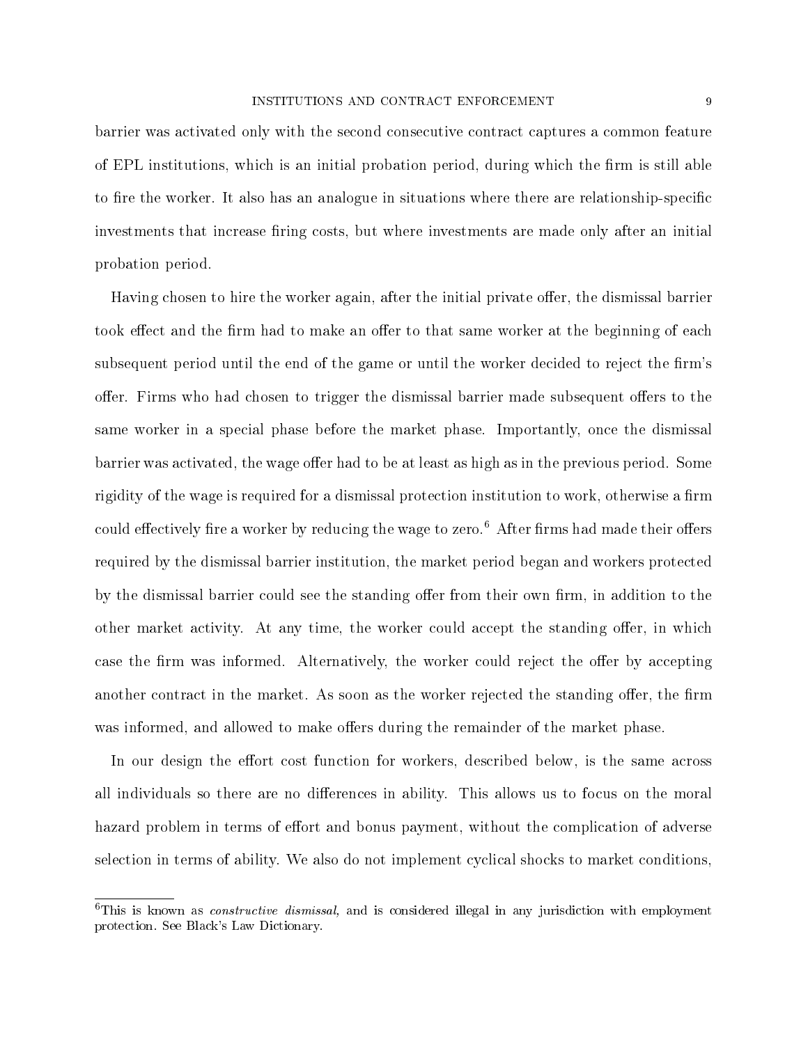barrier was activated only with the second consecutive contract captures a common feature of EPL institutions, which is an initial probation period, during which the firm is still able to fire the worker. It also has an analogue in situations where there are relationship-specific investments that increase firing costs, but where investments are made only after an initial probation period.

Having chosen to hire the worker again, after the initial private offer, the dismissal barrier took effect and the firm had to make an offer to that same worker at the beginning of each subsequent period until the end of the game or until the worker decided to reject the firm's offer. Firms who had chosen to trigger the dismissal barrier made subsequent offers to the same worker in a special phase before the market phase. Importantly, once the dismissal barrier was activated, the wage offer had to be at least as high as in the previous period. Some rigidity of the wage is required for a dismissal protection institution to work, otherwise a firm could effectively fire a worker by reducing the wage to zero.[6] After firms had made their offers required by the dismissal barrier institution, the market period began and workers protected by the dismissal barrier could see the standing offer from their own firm, in addition to the other market activity. At any time, the worker could accept the standing offer, in which case the firm was informed. Alternatively, the worker could reject the offer by accepting another contract in the market. As soon as the worker rejected the standing offer, the firm was informed, and allowed to make offers during the remainder of the market phase.

In our design the effort cost function for workers, described below, is the same across all individuals so there are no differences in ability. This allows us to focus on the moral hazard problem in terms of effort and bonus payment, without the complication of adverse selection in terms of ability. We also do not implement cyclical shocks to market conditions,

[6]This is known as *constructive dismissal,* and is considered illegal in any jurisdiction with employment protection. See Black's Law Dictionary.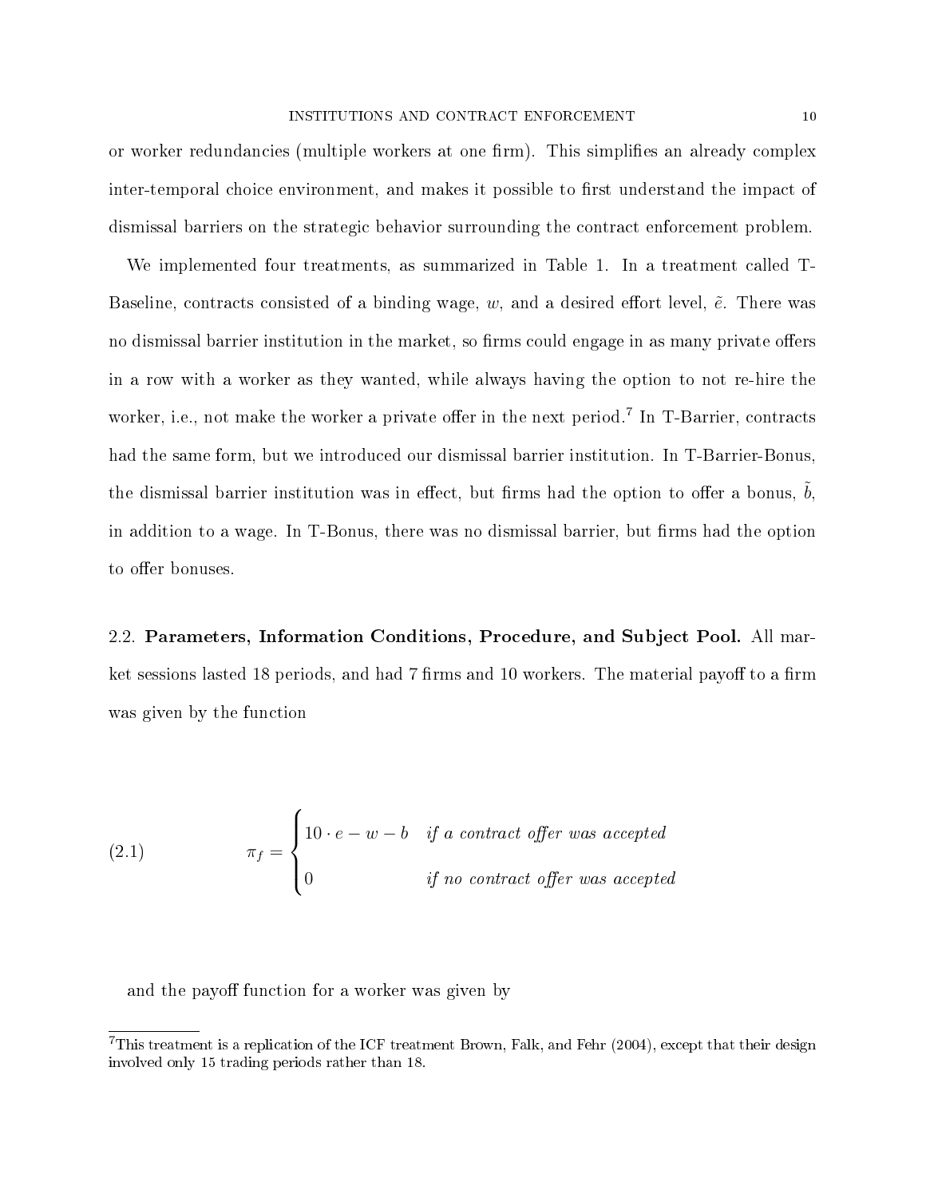or worker redundancies (multiple workers at one firm). This simplifies an already complex inter-temporal choice environment, and makes it possible to first understand the impact of dismissal barriers on the strategic behavior surrounding the contract enforcement problem.

We implemented four treatments, as summarized in Table 1. In a treatment called T-Baseline, contracts consisted of a binding wage, $w$, and a desired effort level, $\tilde{e}$. There was no dismissal barrier institution in the market, so firms could engage in as many private offers in a row with a worker as they wanted, while always having the option to not re-hire the worker, i.e., not make the worker a private offer in the next period.[7] In T-Barrier, contracts had the same form, but we introduced our dismissal barrier institution. In T-Barrier-Bonus, the dismissal barrier institution was in effect, but firms had the option to offer a bonus, $\tilde{b}$, in addition to a wage. In T-Bonus, there was no dismissal barrier, but firms had the option to offer bonuses.

2.2. **Parameters, Information Conditions, Procedure, and Subject Pool.** All market sessions lasted 18 periods, and had 7 firms and 10 workers. The material payoff to a firm was given by the function

$$\pi_f = \begin{cases} 10 \cdot e - w - b & \textit{if a contract offer was accepted} \\ 0 & \textit{if no contract offer was accepted} \end{cases} \tag{2.1}$$

and the payoff function for a worker was given by

[7] This treatment is a replication of the ICF treatment Brown, Falk, and Fehr (2004), except that their design involved only 15 trading periods rather than 18.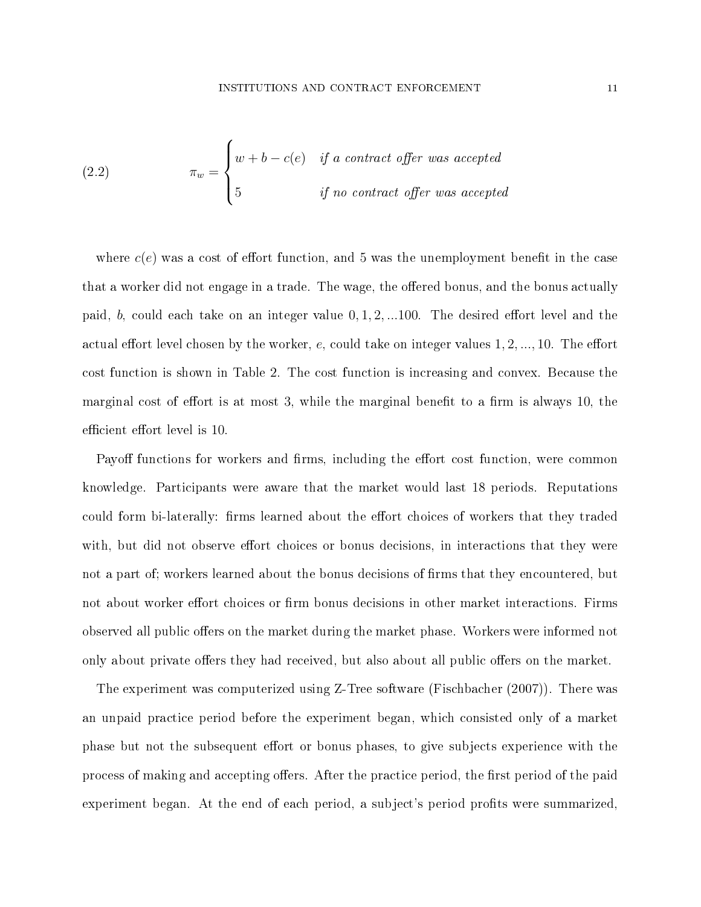$$\pi_w = \begin{cases} w + b - c(e) & \textit{if a contract offer was accepted} \\ 5 & \textit{if no contract offer was accepted} \end{cases} \tag{2.2}$$

where $c(e)$ was a cost of effort function, and 5 was the unemployment benefit in the case that a worker did not engage in a trade. The wage, the offered bonus, and the bonus actually paid, $b$, could each take on an integer value $0, 1, 2, ...100$. The desired effort level and the actual effort level chosen by the worker, $e$, could take on integer values $1, 2, ..., 10$. The effort cost function is shown in Table 2. The cost function is increasing and convex. Because the marginal cost of effort is at most 3, while the marginal benefit to a firm is always 10, the efficient effort level is 10.

Payoff functions for workers and firms, including the effort cost function, were common knowledge. Participants were aware that the market would last 18 periods. Reputations could form bi-laterally: firms learned about the effort choices of workers that they traded with, but did not observe effort choices or bonus decisions, in interactions that they were not a part of; workers learned about the bonus decisions of firms that they encountered, but not about worker effort choices or firm bonus decisions in other market interactions. Firms observed all public offers on the market during the market phase. Workers were informed not only about private offers they had received, but also about all public offers on the market.

The experiment was computerized using Z-Tree software (Fischbacher (2007)). There was an unpaid practice period before the experiment began, which consisted only of a market phase but not the subsequent effort or bonus phases, to give subjects experience with the process of making and accepting offers. After the practice period, the first period of the paid experiment began. At the end of each period, a subject's period profits were summarized,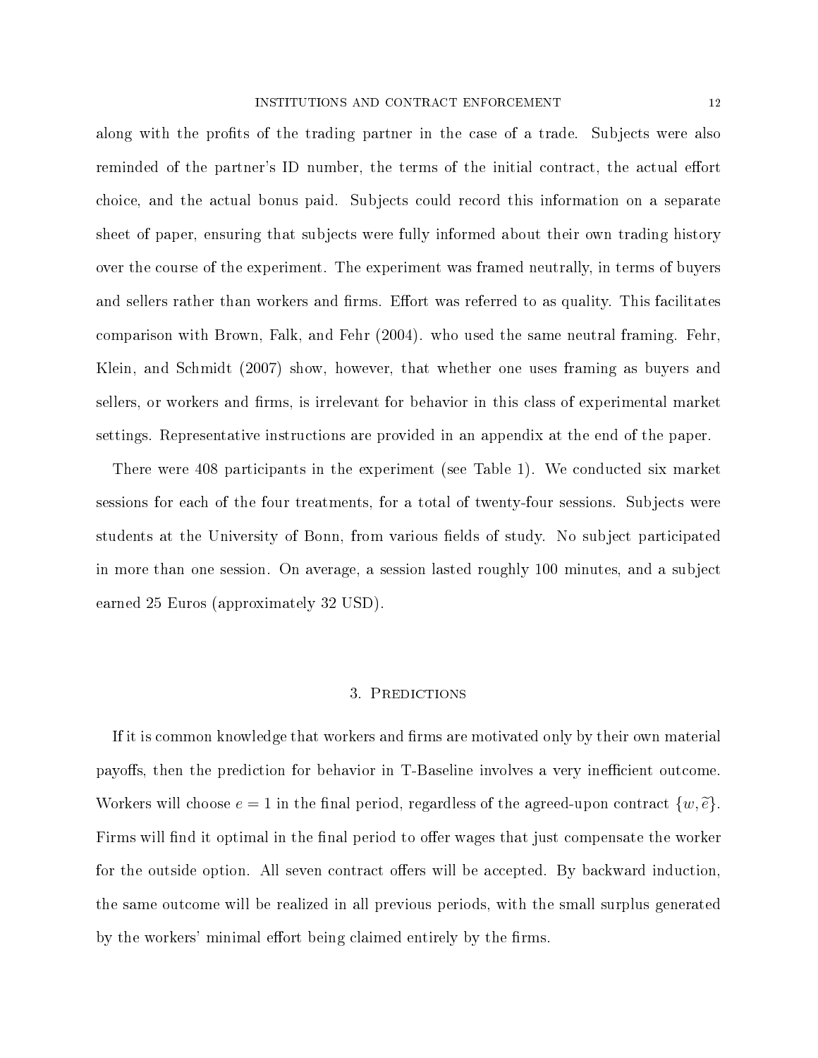along with the profits of the trading partner in the case of a trade. Subjects were also reminded of the partner's ID number, the terms of the initial contract, the actual effort choice, and the actual bonus paid. Subjects could record this information on a separate sheet of paper, ensuring that subjects were fully informed about their own trading history over the course of the experiment. The experiment was framed neutrally, in terms of buyers and sellers rather than workers and firms. Effort was referred to as quality. This facilitates comparison with Brown, Falk, and Fehr (2004). who used the same neutral framing. Fehr, Klein, and Schmidt (2007) show, however, that whether one uses framing as buyers and sellers, or workers and firms, is irrelevant for behavior in this class of experimental market settings. Representative instructions are provided in an appendix at the end of the paper.

There were 408 participants in the experiment (see Table 1). We conducted six market sessions for each of the four treatments, for a total of twenty-four sessions. Subjects were students at the University of Bonn, from various fields of study. No subject participated in more than one session. On average, a session lasted roughly 100 minutes, and a subject earned 25 Euros (approximately 32 USD).

## 3. Predictions

If it is common knowledge that workers and firms are motivated only by their own material payoffs, then the prediction for behavior in T-Baseline involves a very inefficient outcome. Workers will choose $e = 1$ in the final period, regardless of the agreed-upon contract $\{w, \widetilde{e}\}$. Firms will find it optimal in the final period to offer wages that just compensate the worker for the outside option. All seven contract offers will be accepted. By backward induction, the same outcome will be realized in all previous periods, with the small surplus generated by the workers' minimal effort being claimed entirely by the firms.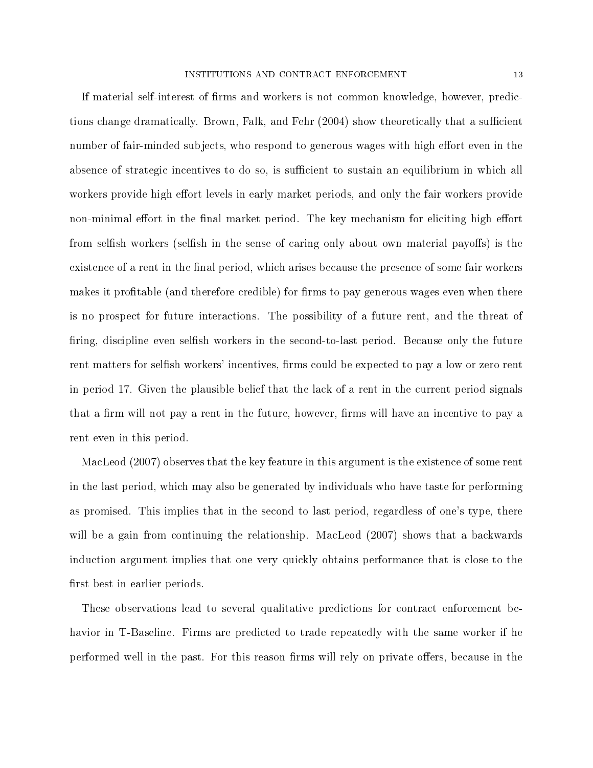If material self-interest of firms and workers is not common knowledge, however, predictions change dramatically. Brown, Falk, and Fehr (2004) show theoretically that a sufficient number of fair-minded subjects, who respond to generous wages with high effort even in the absence of strategic incentives to do so, is sufficient to sustain an equilibrium in which all workers provide high effort levels in early market periods, and only the fair workers provide non-minimal effort in the final market period. The key mechanism for eliciting high effort from selfish workers (selfish in the sense of caring only about own material payoffs) is the existence of a rent in the final period, which arises because the presence of some fair workers makes it profitable (and therefore credible) for firms to pay generous wages even when there is no prospect for future interactions. The possibility of a future rent, and the threat of firing, discipline even selfish workers in the second-to-last period. Because only the future rent matters for selfish workers' incentives, firms could be expected to pay a low or zero rent in period 17. Given the plausible belief that the lack of a rent in the current period signals that a firm will not pay a rent in the future, however, firms will have an incentive to pay a rent even in this period.

MacLeod (2007) observes that the key feature in this argument is the existence of some rent in the last period, which may also be generated by individuals who have taste for performing as promised. This implies that in the second to last period, regardless of one's type, there will be a gain from continuing the relationship. MacLeod (2007) shows that a backwards induction argument implies that one very quickly obtains performance that is close to the first best in earlier periods.

These observations lead to several qualitative predictions for contract enforcement behavior in T-Baseline. Firms are predicted to trade repeatedly with the same worker if he performed well in the past. For this reason firms will rely on private offers, because in the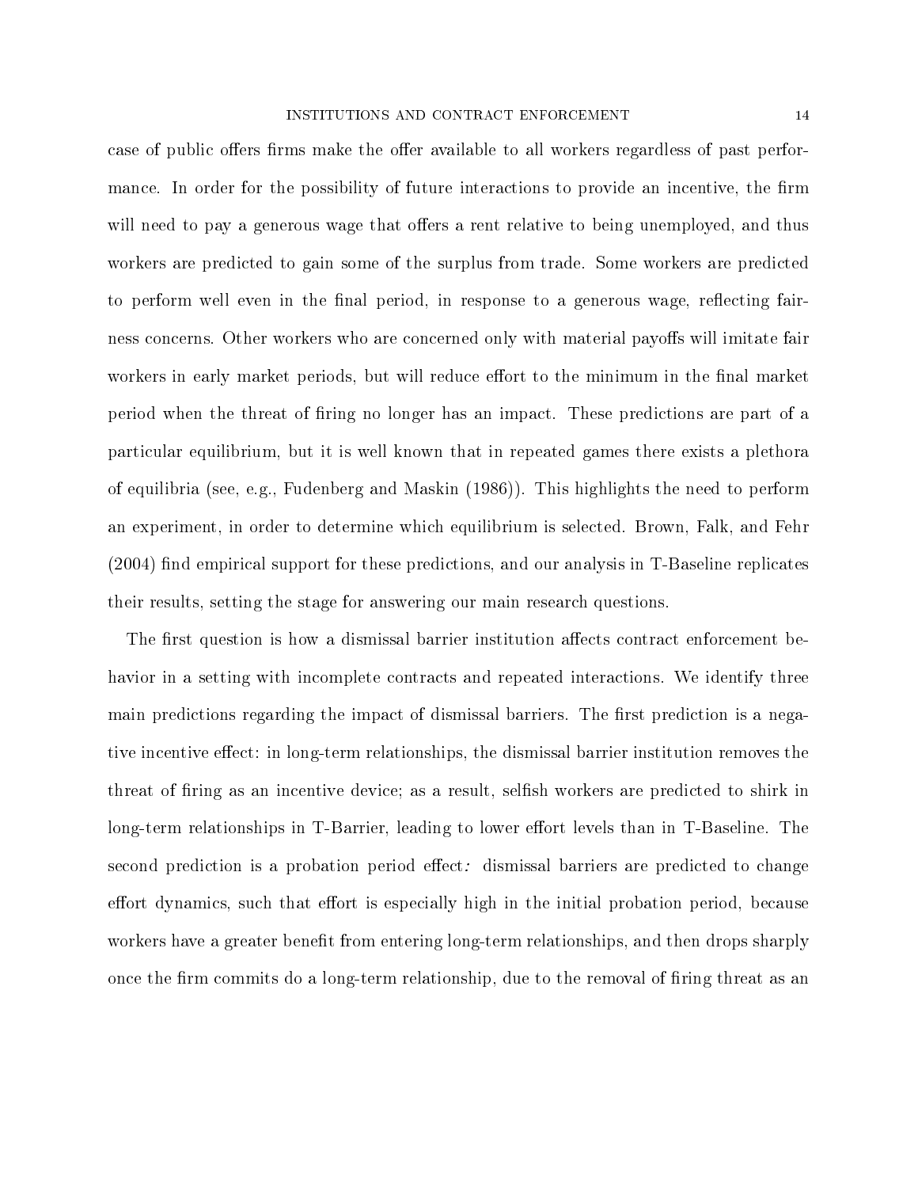case of public offers firms make the offer available to all workers regardless of past performance. In order for the possibility of future interactions to provide an incentive, the firm will need to pay a generous wage that offers a rent relative to being unemployed, and thus workers are predicted to gain some of the surplus from trade. Some workers are predicted to perform well even in the final period, in response to a generous wage, reflecting fairness concerns. Other workers who are concerned only with material payoffs will imitate fair workers in early market periods, but will reduce effort to the minimum in the final market period when the threat of firing no longer has an impact. These predictions are part of a particular equilibrium, but it is well known that in repeated games there exists a plethora of equilibria (see, e.g., Fudenberg and Maskin (1986)). This highlights the need to perform an experiment, in order to determine which equilibrium is selected. Brown, Falk, and Fehr (2004) find empirical support for these predictions, and our analysis in T-Baseline replicates their results, setting the stage for answering our main research questions.

The first question is how a dismissal barrier institution affects contract enforcement behavior in a setting with incomplete contracts and repeated interactions. We identify three main predictions regarding the impact of dismissal barriers. The first prediction is a negative incentive effect: in long-term relationships, the dismissal barrier institution removes the threat of firing as an incentive device; as a result, selfish workers are predicted to shirk in long-term relationships in T-Barrier, leading to lower effort levels than in T-Baseline. The second prediction is a probation period effect*:* dismissal barriers are predicted to change effort dynamics, such that effort is especially high in the initial probation period, because workers have a greater benefit from entering long-term relationships, and then drops sharply once the firm commits do a long-term relationship, due to the removal of firing threat as an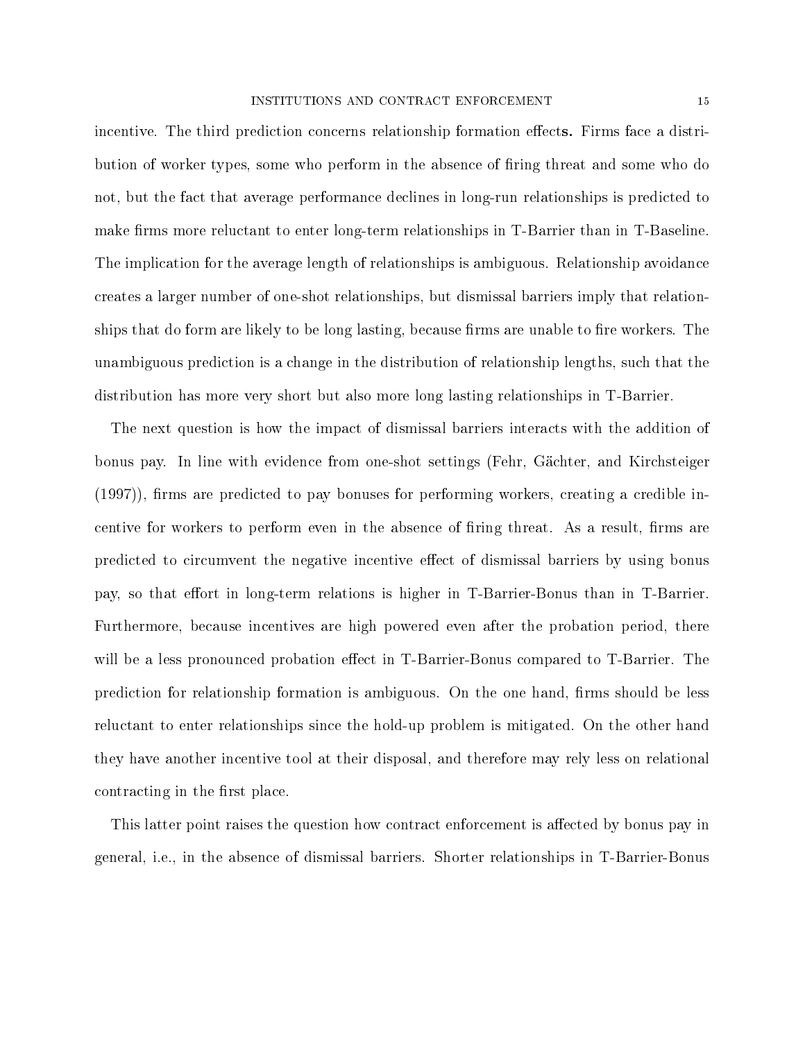incentive. The third prediction concerns relationship formation effects. Firms face a distribution of worker types, some who perform in the absence of firing threat and some who do not, but the fact that average performance declines in long-run relationships is predicted to make firms more reluctant to enter long-term relationships in T-Barrier than in T-Baseline. The implication for the average length of relationships is ambiguous. Relationship avoidance creates a larger number of one-shot relationships, but dismissal barriers imply that relationships that do form are likely to be long lasting, because firms are unable to fire workers. The unambiguous prediction is a change in the distribution of relationship lengths, such that the distribution has more very short but also more long lasting relationships in T-Barrier.

The next question is how the impact of dismissal barriers interacts with the addition of bonus pay. In line with evidence from one-shot settings (Fehr, Gächter, and Kirchsteiger (1997)), firms are predicted to pay bonuses for performing workers, creating a credible incentive for workers to perform even in the absence of firing threat. As a result, firms are predicted to circumvent the negative incentive effect of dismissal barriers by using bonus pay, so that effort in long-term relations is higher in T-Barrier-Bonus than in T-Barrier. Furthermore, because incentives are high powered even after the probation period, there will be a less pronounced probation effect in T-Barrier-Bonus compared to T-Barrier. The prediction for relationship formation is ambiguous. On the one hand, firms should be less reluctant to enter relationships since the hold-up problem is mitigated. On the other hand they have another incentive tool at their disposal, and therefore may rely less on relational contracting in the first place.

This latter point raises the question how contract enforcement is affected by bonus pay in general, i.e., in the absence of dismissal barriers. Shorter relationships in T-Barrier-Bonus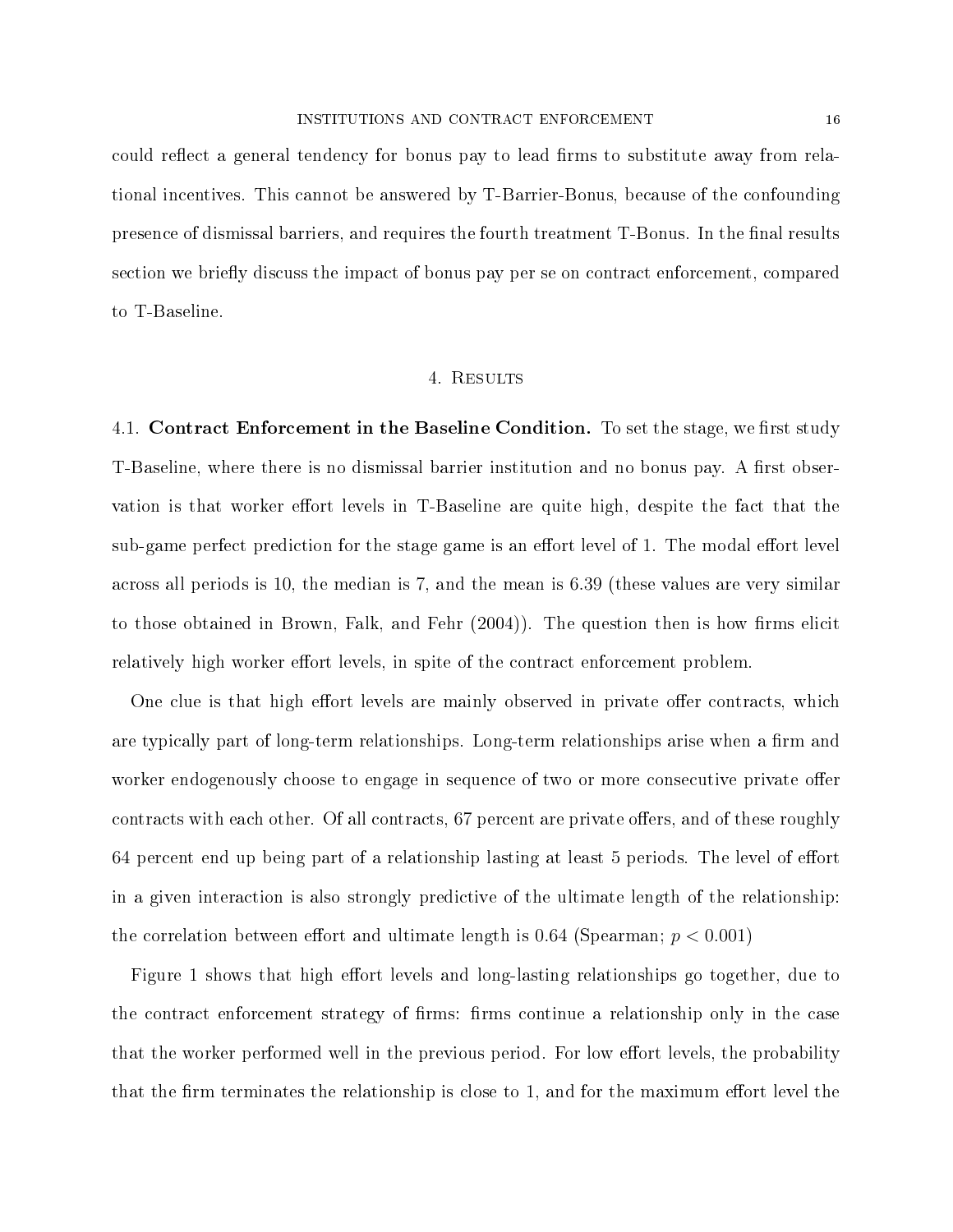could reflect a general tendency for bonus pay to lead firms to substitute away from relational incentives. This cannot be answered by T-Barrier-Bonus, because of the confounding presence of dismissal barriers, and requires the fourth treatment T-Bonus. In the final results section we briefly discuss the impact of bonus pay per se on contract enforcement, compared to T-Baseline.

## 4. Results

### 4.1. Contract Enforcement in the Baseline Condition.

To set the stage, we first study T-Baseline, where there is no dismissal barrier institution and no bonus pay. A first observation is that worker effort levels in T-Baseline are quite high, despite the fact that the sub-game perfect prediction for the stage game is an effort level of 1. The modal effort level across all periods is 10, the median is 7, and the mean is 6.39 (these values are very similar to those obtained in Brown, Falk, and Fehr (2004)). The question then is how firms elicit relatively high worker effort levels, in spite of the contract enforcement problem.

One clue is that high effort levels are mainly observed in private offer contracts, which are typically part of long-term relationships. Long-term relationships arise when a firm and worker endogenously choose to engage in sequence of two or more consecutive private offer contracts with each other. Of all contracts, 67 percent are private offers, and of these roughly 64 percent end up being part of a relationship lasting at least 5 periods. The level of effort in a given interaction is also strongly predictive of the ultimate length of the relationship: the correlation between effort and ultimate length is 0.64 (Spearman; $p < 0.001$)

Figure 1 shows that high effort levels and long-lasting relationships go together, due to the contract enforcement strategy of firms: firms continue a relationship only in the case that the worker performed well in the previous period. For low effort levels, the probability that the firm terminates the relationship is close to 1, and for the maximum effort level the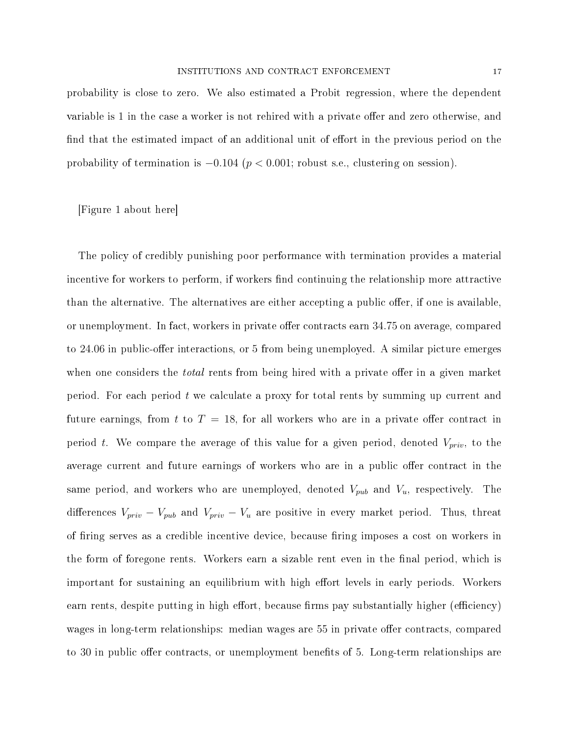probability is close to zero. We also estimated a Probit regression, where the dependent variable is 1 in the case a worker is not rehired with a private offer and zero otherwise, and find that the estimated impact of an additional unit of effort in the previous period on the probability of termination is $-0.104$ ($p < 0.001$; robust s.e., clustering on session).

[Figure 1 about here]

The policy of credibly punishing poor performance with termination provides a material incentive for workers to perform, if workers find continuing the relationship more attractive than the alternative. The alternatives are either accepting a public offer, if one is available, or unemployment. In fact, workers in private offer contracts earn 34.75 on average, compared to 24.06 in public-offer interactions, or 5 from being unemployed. A similar picture emerges when one considers the *total* rents from being hired with a private offer in a given market period. For each period $t$ we calculate a proxy for total rents by summing up current and future earnings, from $t$ to $T = 18$, for all workers who are in a private offer contract in period $t$. We compare the average of this value for a given period, denoted $V_{priv}$, to the average current and future earnings of workers who are in a public offer contract in the same period, and workers who are unemployed, denoted $V_{pub}$ and $V_u$, respectively. The differences $V_{priv} - V_{pub}$ and $V_{priv} - V_u$ are positive in every market period. Thus, threat of firing serves as a credible incentive device, because firing imposes a cost on workers in the form of foregone rents. Workers earn a sizable rent even in the final period, which is important for sustaining an equilibrium with high effort levels in early periods. Workers earn rents, despite putting in high effort, because firms pay substantially higher (efficiency) wages in long-term relationships: median wages are 55 in private offer contracts, compared to 30 in public offer contracts, or unemployment benefits of 5. Long-term relationships are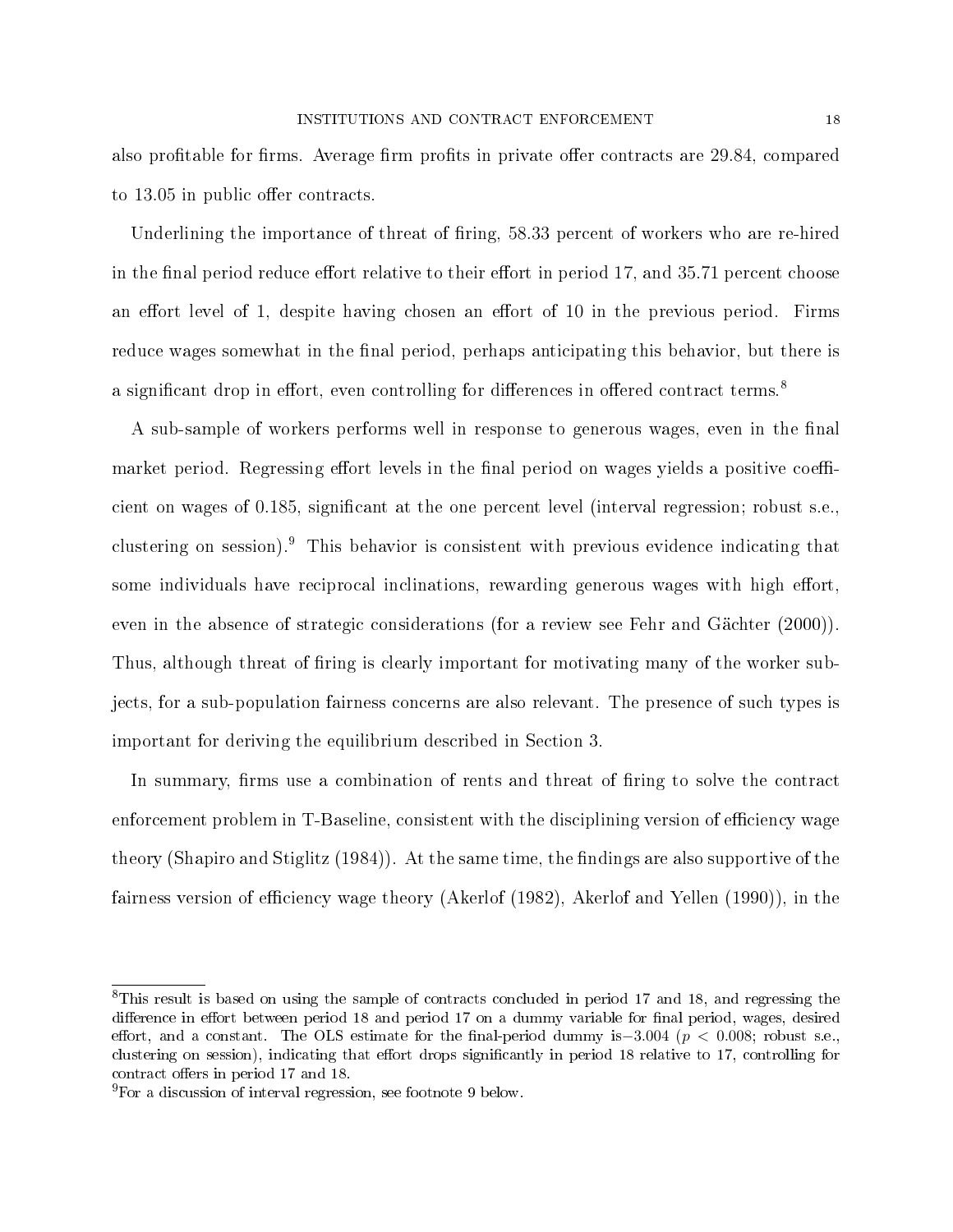also profitable for firms. Average firm profits in private offer contracts are 29.84, compared to 13.05 in public offer contracts.

Underlining the importance of threat of firing, 58.33 percent of workers who are re-hired in the final period reduce effort relative to their effort in period 17, and 35.71 percent choose an effort level of 1, despite having chosen an effort of 10 in the previous period. Firms reduce wages somewhat in the final period, perhaps anticipating this behavior, but there is a significant drop in effort, even controlling for differences in offered contract terms.[8]

A sub-sample of workers performs well in response to generous wages, even in the final market period. Regressing effort levels in the final period on wages yields a positive coefficient on wages of 0.185, significant at the one percent level (interval regression; robust s.e., clustering on session).[9] This behavior is consistent with previous evidence indicating that some individuals have reciprocal inclinations, rewarding generous wages with high effort, even in the absence of strategic considerations (for a review see Fehr and Gächter (2000)). Thus, although threat of firing is clearly important for motivating many of the worker subjects, for a sub-population fairness concerns are also relevant. The presence of such types is important for deriving the equilibrium described in Section 3.

In summary, firms use a combination of rents and threat of firing to solve the contract enforcement problem in T-Baseline, consistent with the disciplining version of efficiency wage theory (Shapiro and Stiglitz (1984)). At the same time, the findings are also supportive of the fairness version of efficiency wage theory (Akerlof (1982), Akerlof and Yellen (1990)), in the

---

[8]This result is based on using the sample of contracts concluded in period 17 and 18, and regressing the difference in effort between period 18 and period 17 on a dummy variable for final period, wages, desired effort, and a constant. The OLS estimate for the final-period dummy is $-3.004$ ($p < 0.008$; robust s.e., clustering on session), indicating that effort drops significantly in period 18 relative to 17, controlling for contract offers in period 17 and 18.

[9]For a discussion of interval regression, see footnote 9 below.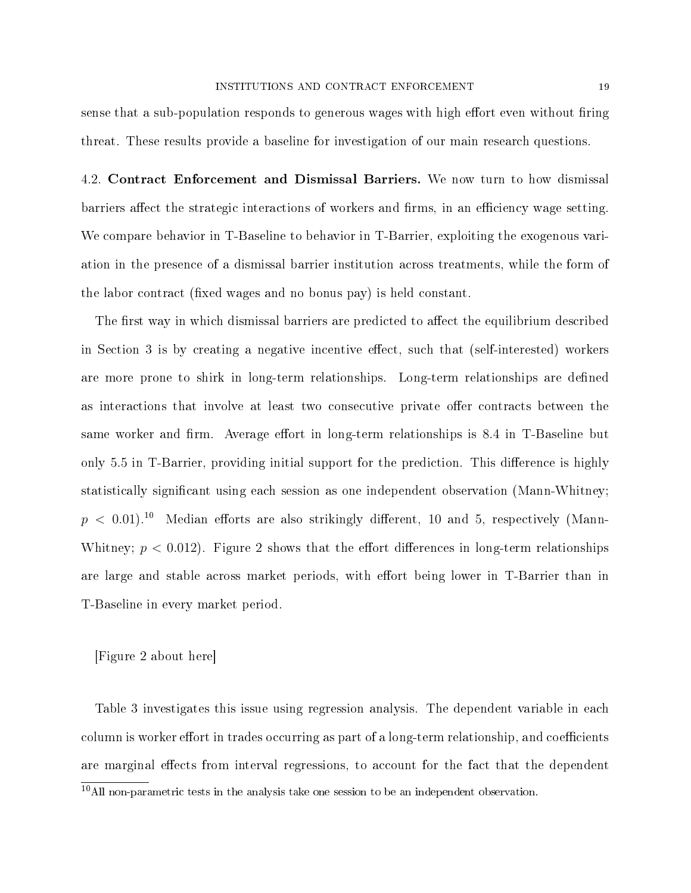sense that a sub-population responds to generous wages with high effort even without firing threat. These results provide a baseline for investigation of our main research questions.

4.2. **Contract Enforcement and Dismissal Barriers.** We now turn to how dismissal barriers affect the strategic interactions of workers and firms, in an efficiency wage setting. We compare behavior in T-Baseline to behavior in T-Barrier, exploiting the exogenous variation in the presence of a dismissal barrier institution across treatments, while the form of the labor contract (fixed wages and no bonus pay) is held constant.

The first way in which dismissal barriers are predicted to affect the equilibrium described in Section 3 is by creating a negative incentive effect, such that (self-interested) workers are more prone to shirk in long-term relationships. Long-term relationships are defined as interactions that involve at least two consecutive private offer contracts between the same worker and firm. Average effort in long-term relationships is 8.4 in T-Baseline but only 5.5 in T-Barrier, providing initial support for the prediction. This difference is highly statistically significant using each session as one independent observation (Mann-Whitney; $p < 0.01$).[10] Median efforts are also strikingly different, 10 and 5, respectively (Mann-Whitney; $p < 0.012$). Figure 2 shows that the effort differences in long-term relationships are large and stable across market periods, with effort being lower in T-Barrier than in T-Baseline in every market period.

[Figure 2 about here]

Table 3 investigates this issue using regression analysis. The dependent variable in each column is worker effort in trades occurring as part of a long-term relationship, and coefficients are marginal effects from interval regressions, to account for the fact that the dependent

[10] All non-parametric tests in the analysis take one session to be an independent observation.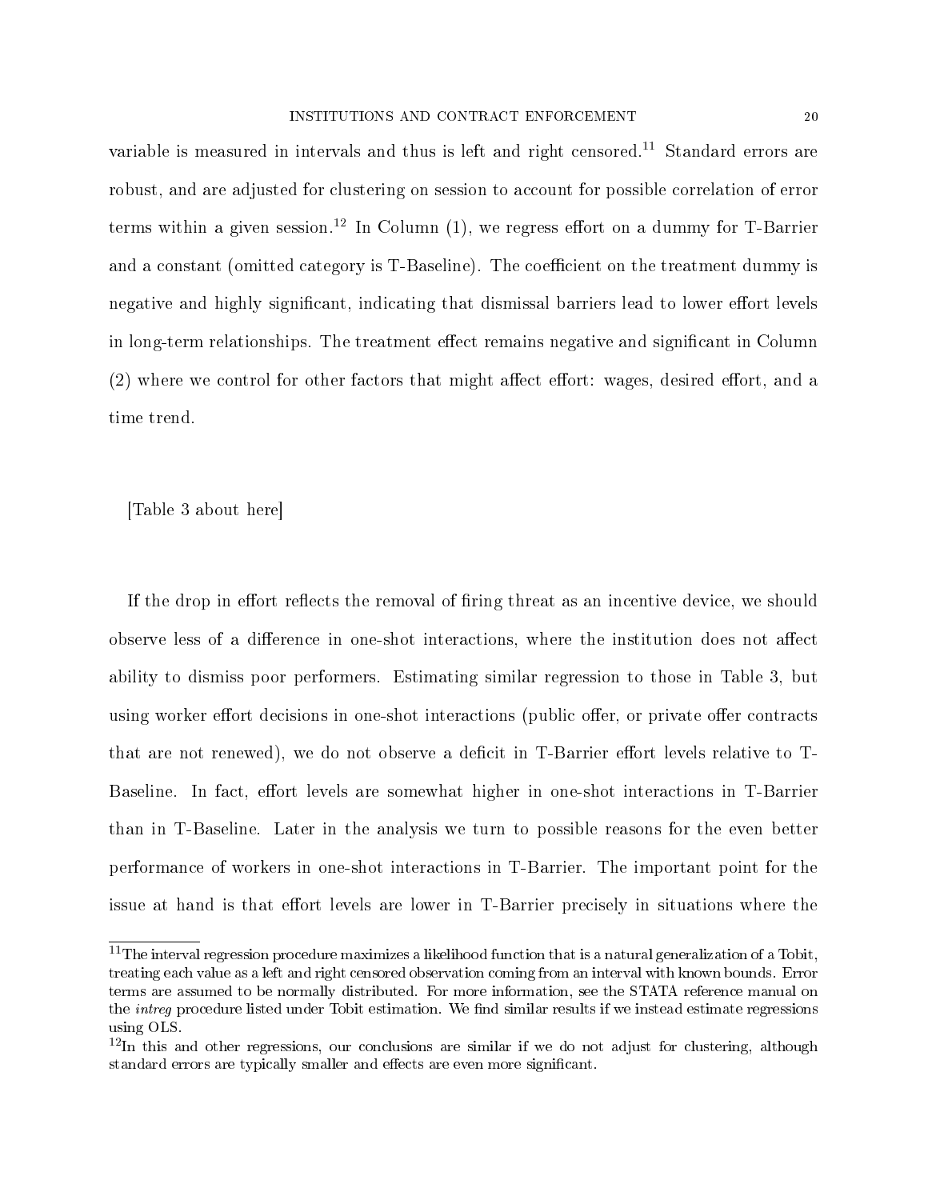variable is measured in intervals and thus is left and right censored.[11] Standard errors are robust, and are adjusted for clustering on session to account for possible correlation of error terms within a given session.[12] In Column (1), we regress effort on a dummy for T-Barrier and a constant (omitted category is T-Baseline). The coefficient on the treatment dummy is negative and highly significant, indicating that dismissal barriers lead to lower effort levels in long-term relationships. The treatment effect remains negative and significant in Column (2) where we control for other factors that might affect effort: wages, desired effort, and a time trend.

[Table 3 about here]

If the drop in effort reflects the removal of firing threat as an incentive device, we should observe less of a difference in one-shot interactions, where the institution does not affect ability to dismiss poor performers. Estimating similar regression to those in Table 3, but using worker effort decisions in one-shot interactions (public offer, or private offer contracts that are not renewed), we do not observe a deficit in T-Barrier effort levels relative to T-Baseline. In fact, effort levels are somewhat higher in one-shot interactions in T-Barrier than in T-Baseline. Later in the analysis we turn to possible reasons for the even better performance of workers in one-shot interactions in T-Barrier. The important point for the issue at hand is that effort levels are lower in T-Barrier precisely in situations where the

[11] The interval regression procedure maximizes a likelihood function that is a natural generalization of a Tobit, treating each value as a left and right censored observation coming from an interval with known bounds. Error terms are assumed to be normally distributed. For more information, see the STATA reference manual on the *intreg* procedure listed under Tobit estimation. We find similar results if we instead estimate regressions using OLS.

[12] In this and other regressions, our conclusions are similar if we do not adjust for clustering, although standard errors are typically smaller and effects are even more significant.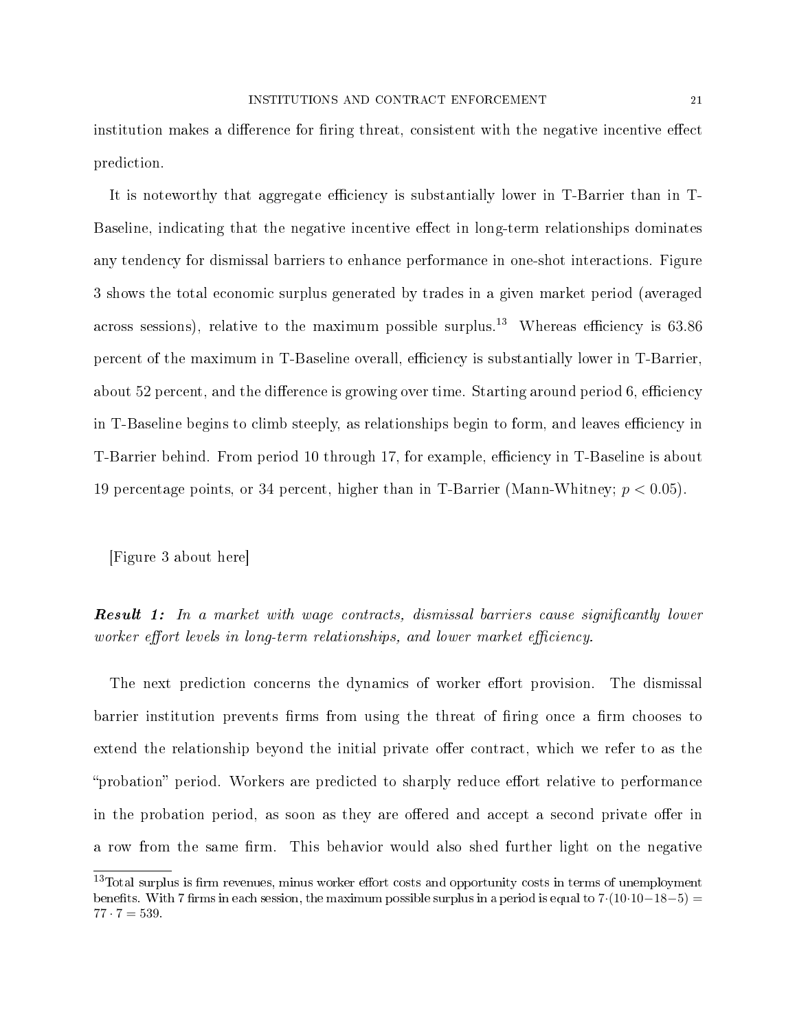institution makes a difference for firing threat, consistent with the negative incentive effect prediction.

It is noteworthy that aggregate efficiency is substantially lower in T-Barrier than in T-Baseline, indicating that the negative incentive effect in long-term relationships dominates any tendency for dismissal barriers to enhance performance in one-shot interactions. Figure 3 shows the total economic surplus generated by trades in a given market period (averaged across sessions), relative to the maximum possible surplus.[13] Whereas efficiency is 63.86 percent of the maximum in T-Baseline overall, efficiency is substantially lower in T-Barrier, about 52 percent, and the difference is growing over time. Starting around period 6, efficiency in T-Baseline begins to climb steeply, as relationships begin to form, and leaves efficiency in T-Barrier behind. From period 10 through 17, for example, efficiency in T-Baseline is about 19 percentage points, or 34 percent, higher than in T-Barrier (Mann-Whitney; $p < 0.05$).

[Figure 3 about here]

***Result 1:*** *In a market with wage contracts, dismissal barriers cause significantly lower worker effort levels in long-term relationships, and lower market efficiency.*

The next prediction concerns the dynamics of worker effort provision. The dismissal barrier institution prevents firms from using the threat of firing once a firm chooses to extend the relationship beyond the initial private offer contract, which we refer to as the "probation" period. Workers are predicted to sharply reduce effort relative to performance in the probation period, as soon as they are offered and accept a second private offer in a row from the same firm. This behavior would also shed further light on the negative

[13] Total surplus is firm revenues, minus worker effort costs and opportunity costs in terms of unemployment benefits. With 7 firms in each session, the maximum possible surplus in a period is equal to $7 \cdot (10 \cdot 10 - 18 - 5) = 77 \cdot 7 = 539$.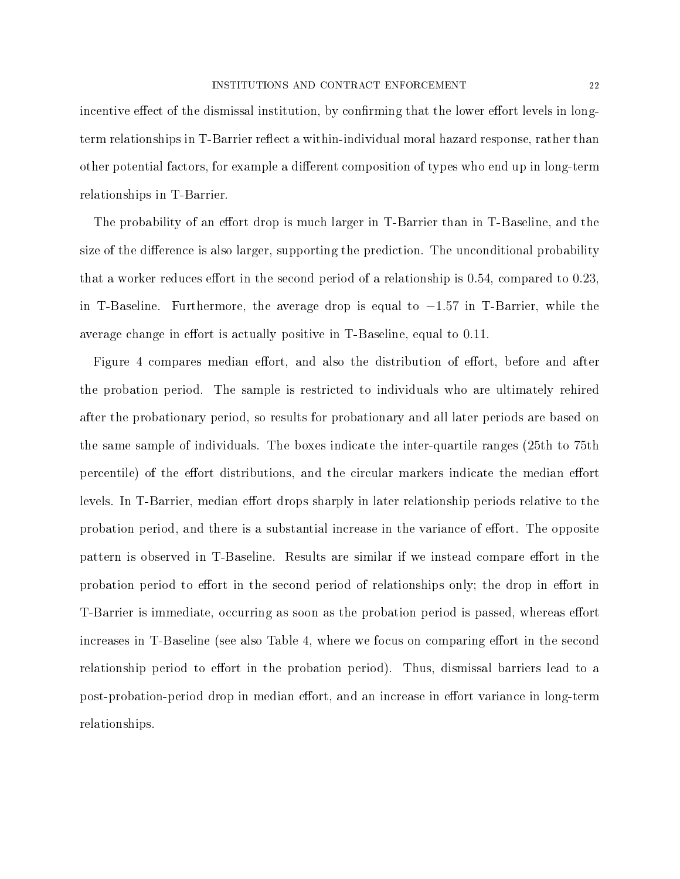incentive effect of the dismissal institution, by confirming that the lower effort levels in long-term relationships in T-Barrier reflect a within-individual moral hazard response, rather than other potential factors, for example a different composition of types who end up in long-term relationships in T-Barrier.

The probability of an effort drop is much larger in T-Barrier than in T-Baseline, and the size of the difference is also larger, supporting the prediction. The unconditional probability that a worker reduces effort in the second period of a relationship is 0.54, compared to 0.23, in T-Baseline. Furthermore, the average drop is equal to $-1.57$ in T-Barrier, while the average change in effort is actually positive in T-Baseline, equal to 0.11.

Figure 4 compares median effort, and also the distribution of effort, before and after the probation period. The sample is restricted to individuals who are ultimately rehired after the probationary period, so results for probationary and all later periods are based on the same sample of individuals. The boxes indicate the inter-quartile ranges (25th to 75th percentile) of the effort distributions, and the circular markers indicate the median effort levels. In T-Barrier, median effort drops sharply in later relationship periods relative to the probation period, and there is a substantial increase in the variance of effort. The opposite pattern is observed in T-Baseline. Results are similar if we instead compare effort in the probation period to effort in the second period of relationships only; the drop in effort in T-Barrier is immediate, occurring as soon as the probation period is passed, whereas effort increases in T-Baseline (see also Table 4, where we focus on comparing effort in the second relationship period to effort in the probation period). Thus, dismissal barriers lead to a post-probation-period drop in median effort, and an increase in effort variance in long-term relationships.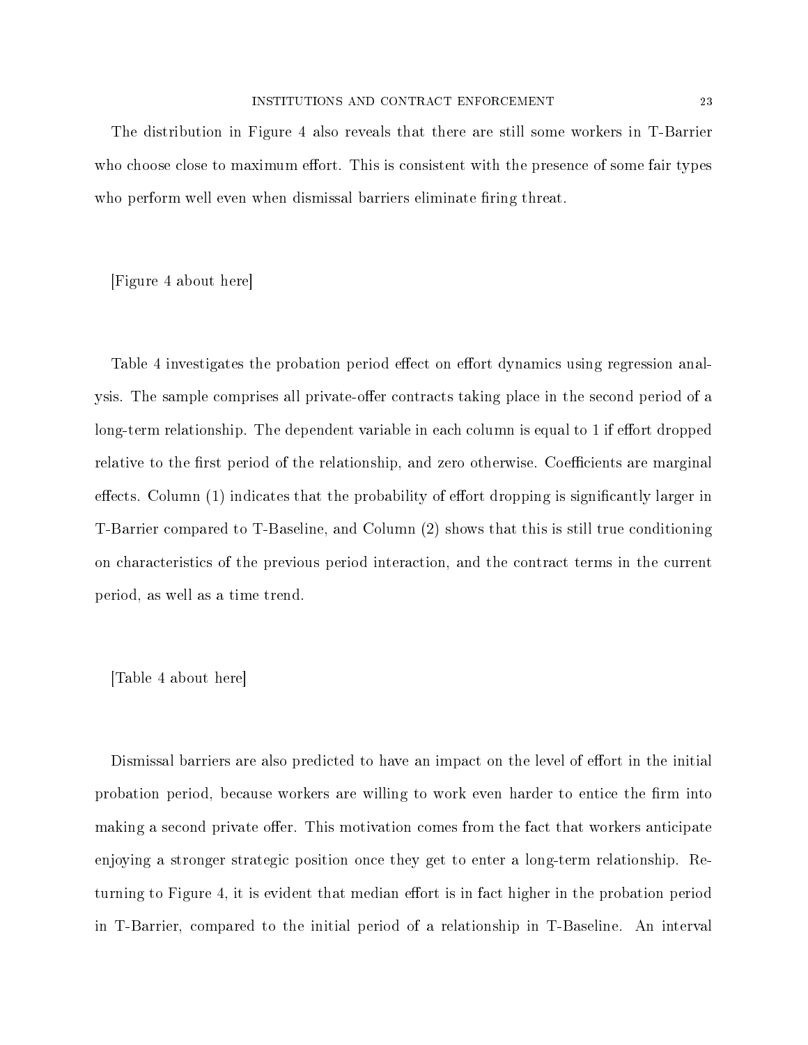The distribution in Figure 4 also reveals that there are still some workers in T-Barrier who choose close to maximum effort. This is consistent with the presence of some fair types who perform well even when dismissal barriers eliminate firing threat.

[Figure 4 about here]

Table 4 investigates the probation period effect on effort dynamics using regression analysis. The sample comprises all private-offer contracts taking place in the second period of a long-term relationship. The dependent variable in each column is equal to 1 if effort dropped relative to the first period of the relationship, and zero otherwise. Coefficients are marginal effects. Column (1) indicates that the probability of effort dropping is significantly larger in T-Barrier compared to T-Baseline, and Column (2) shows that this is still true conditioning on characteristics of the previous period interaction, and the contract terms in the current period, as well as a time trend.

[Table 4 about here]

Dismissal barriers are also predicted to have an impact on the level of effort in the initial probation period, because workers are willing to work even harder to entice the firm into making a second private offer. This motivation comes from the fact that workers anticipate enjoying a stronger strategic position once they get to enter a long-term relationship. Returning to Figure 4, it is evident that median effort is in fact higher in the probation period in T-Barrier, compared to the initial period of a relationship in T-Baseline. An interval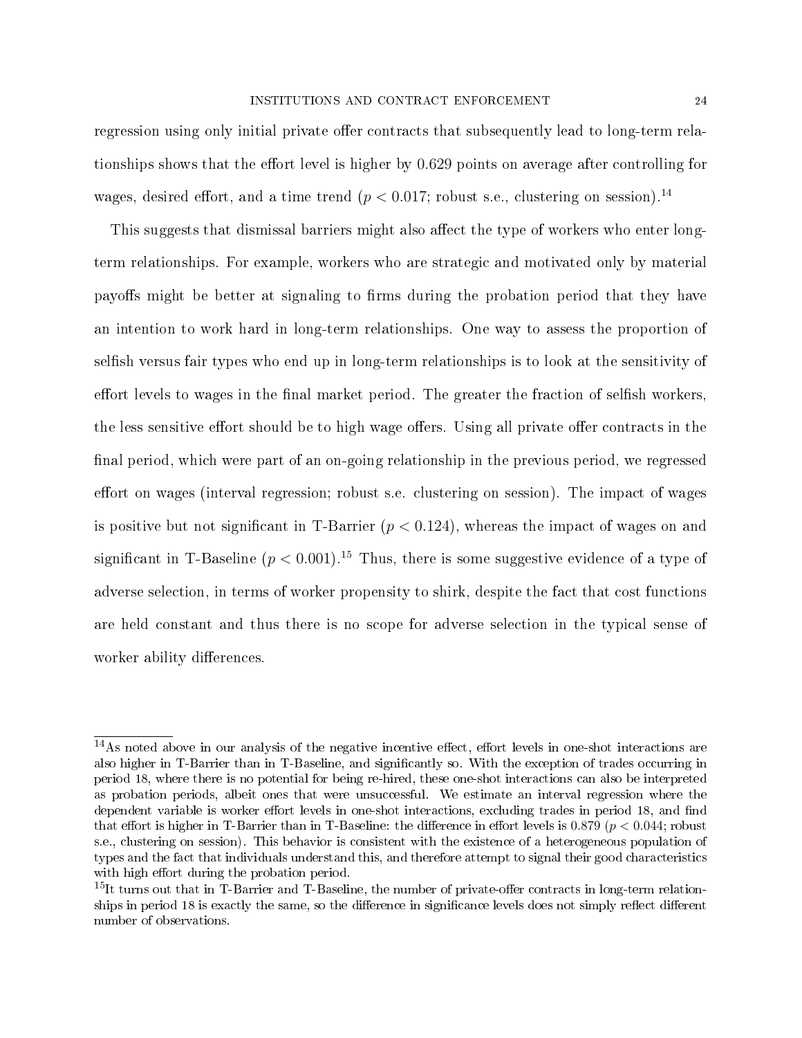regression using only initial private offer contracts that subsequently lead to long-term relationships shows that the effort level is higher by 0.629 points on average after controlling for wages, desired effort, and a time trend ($p < 0.017$; robust s.e., clustering on session).[14]

This suggests that dismissal barriers might also affect the type of workers who enter long-term relationships. For example, workers who are strategic and motivated only by material payoffs might be better at signaling to firms during the probation period that they have an intention to work hard in long-term relationships. One way to assess the proportion of selfish versus fair types who end up in long-term relationships is to look at the sensitivity of effort levels to wages in the final market period. The greater the fraction of selfish workers, the less sensitive effort should be to high wage offers. Using all private offer contracts in the final period, which were part of an on-going relationship in the previous period, we regressed effort on wages (interval regression; robust s.e. clustering on session). The impact of wages is positive but not significant in T-Barrier ($p < 0.124$), whereas the impact of wages on and significant in T-Baseline ($p < 0.001$).[15] Thus, there is some suggestive evidence of a type of adverse selection, in terms of worker propensity to shirk, despite the fact that cost functions are held constant and thus there is no scope for adverse selection in the typical sense of worker ability differences.

---

[14]As noted above in our analysis of the negative incentive effect, effort levels in one-shot interactions are also higher in T-Barrier than in T-Baseline, and significantly so. With the exception of trades occurring in period 18, where there is no potential for being re-hired, these one-shot interactions can also be interpreted as probation periods, albeit ones that were unsuccessful. We estimate an interval regression where the dependent variable is worker effort levels in one-shot interactions, excluding trades in period 18, and find that effort is higher in T-Barrier than in T-Baseline: the difference in effort levels is 0.879 ($p < 0.044$; robust s.e., clustering on session). This behavior is consistent with the existence of a heterogeneous population of types and the fact that individuals understand this, and therefore attempt to signal their good characteristics with high effort during the probation period.

[15]It turns out that in T-Barrier and T-Baseline, the number of private-offer contracts in long-term relationships in period 18 is exactly the same, so the difference in significance levels does not simply reflect different number of observations.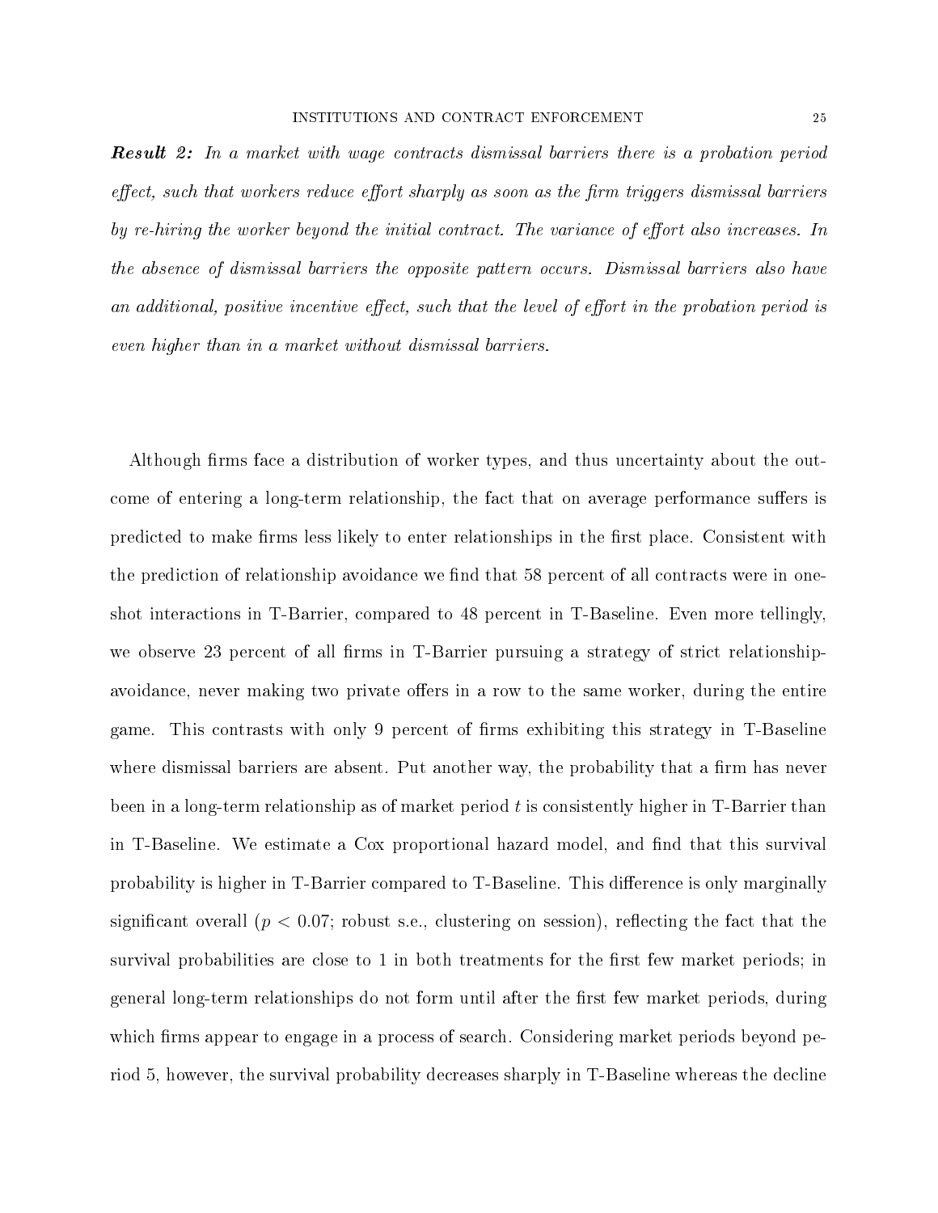***Result 2:*** *In a market with wage contracts dismissal barriers there is a probation period effect, such that workers reduce effort sharply as soon as the firm triggers dismissal barriers by re-hiring the worker beyond the initial contract. The variance of effort also increases. In the absence of dismissal barriers the opposite pattern occurs. Dismissal barriers also have an additional, positive incentive effect, such that the level of effort in the probation period is even higher than in a market without dismissal barriers.*

Although firms face a distribution of worker types, and thus uncertainty about the outcome of entering a long-term relationship, the fact that on average performance suffers is predicted to make firms less likely to enter relationships in the first place. Consistent with the prediction of relationship avoidance we find that 58 percent of all contracts were in one-shot interactions in T-Barrier, compared to 48 percent in T-Baseline. Even more tellingly, we observe 23 percent of all firms in T-Barrier pursuing a strategy of strict relationship-avoidance, never making two private offers in a row to the same worker, during the entire game. This contrasts with only 9 percent of firms exhibiting this strategy in T-Baseline where dismissal barriers are absent. Put another way, the probability that a firm has never been in a long-term relationship as of market period $t$ is consistently higher in T-Barrier than in T-Baseline. We estimate a Cox proportional hazard model, and find that this survival probability is higher in T-Barrier compared to T-Baseline. This difference is only marginally significant overall ($p < 0.07$; robust s.e., clustering on session), reflecting the fact that the survival probabilities are close to 1 in both treatments for the first few market periods; in general long-term relationships do not form until after the first few market periods, during which firms appear to engage in a process of search. Considering market periods beyond period 5, however, the survival probability decreases sharply in T-Baseline whereas the decline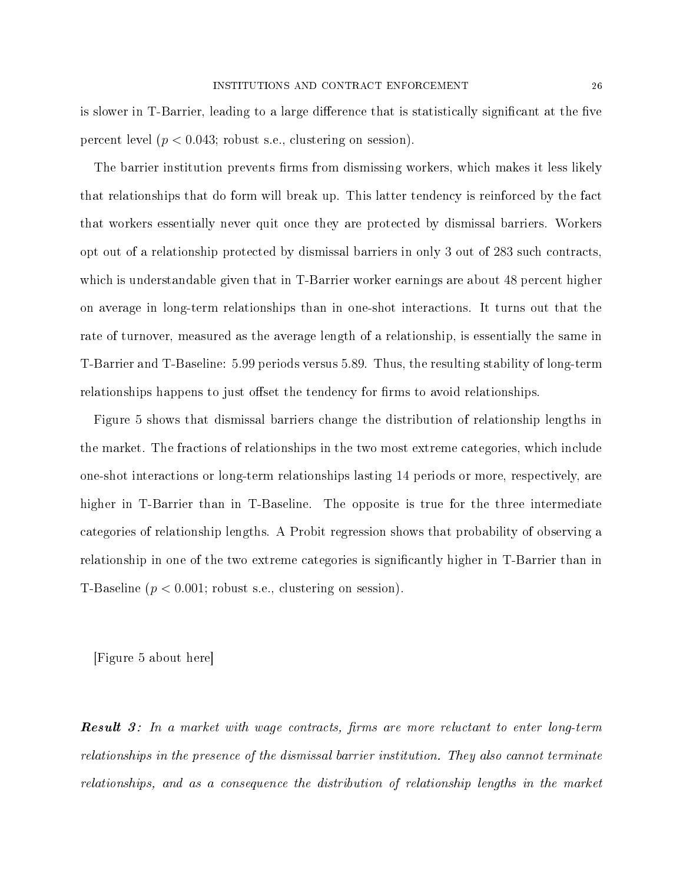is slower in T-Barrier, leading to a large difference that is statistically significant at the five percent level ($p < 0.043$; robust s.e., clustering on session).

The barrier institution prevents firms from dismissing workers, which makes it less likely that relationships that do form will break up. This latter tendency is reinforced by the fact that workers essentially never quit once they are protected by dismissal barriers. Workers opt out of a relationship protected by dismissal barriers in only 3 out of 283 such contracts, which is understandable given that in T-Barrier worker earnings are about 48 percent higher on average in long-term relationships than in one-shot interactions. It turns out that the rate of turnover, measured as the average length of a relationship, is essentially the same in T-Barrier and T-Baseline: 5.99 periods versus 5.89. Thus, the resulting stability of long-term relationships happens to just offset the tendency for firms to avoid relationships.

Figure 5 shows that dismissal barriers change the distribution of relationship lengths in the market. The fractions of relationships in the two most extreme categories, which include one-shot interactions or long-term relationships lasting 14 periods or more, respectively, are higher in T-Barrier than in T-Baseline. The opposite is true for the three intermediate categories of relationship lengths. A Probit regression shows that probability of observing a relationship in one of the two extreme categories is significantly higher in T-Barrier than in T-Baseline ($p < 0.001$; robust s.e., clustering on session).

[Figure 5 about here]

***Result 3:*** *In a market with wage contracts, firms are more reluctant to enter long-term relationships in the presence of the dismissal barrier institution. They also cannot terminate relationships, and as a consequence the distribution of relationship lengths in the market*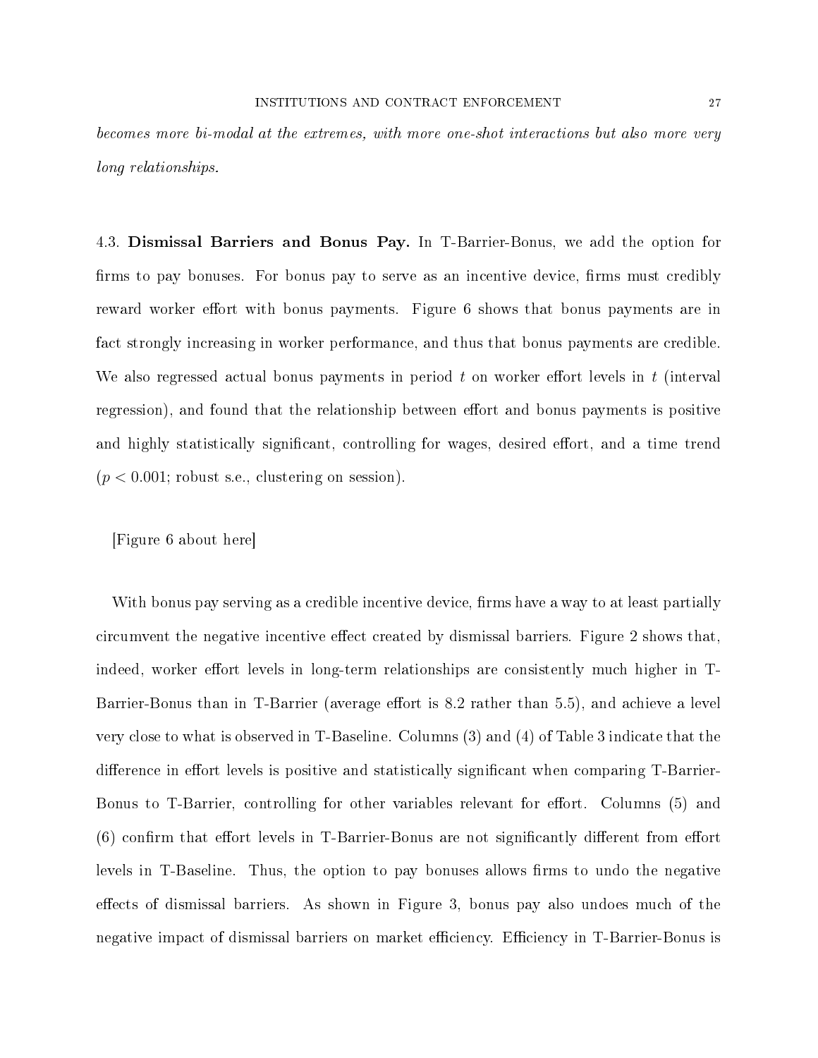*becomes more bi-modal at the extremes, with more one-shot interactions but also more very long relationships.*

4.3. **Dismissal Barriers and Bonus Pay.** In T-Barrier-Bonus, we add the option for firms to pay bonuses. For bonus pay to serve as an incentive device, firms must credibly reward worker effort with bonus payments. Figure 6 shows that bonus payments are in fact strongly increasing in worker performance, and thus that bonus payments are credible. We also regressed actual bonus payments in period $t$ on worker effort levels in $t$ (interval regression), and found that the relationship between effort and bonus payments is positive and highly statistically significant, controlling for wages, desired effort, and a time trend ($p < 0.001$; robust s.e., clustering on session).

[Figure 6 about here]

With bonus pay serving as a credible incentive device, firms have a way to at least partially circumvent the negative incentive effect created by dismissal barriers. Figure 2 shows that, indeed, worker effort levels in long-term relationships are consistently much higher in T-Barrier-Bonus than in T-Barrier (average effort is 8.2 rather than 5.5), and achieve a level very close to what is observed in T-Baseline. Columns (3) and (4) of Table 3 indicate that the difference in effort levels is positive and statistically significant when comparing T-Barrier-Bonus to T-Barrier, controlling for other variables relevant for effort. Columns (5) and (6) confirm that effort levels in T-Barrier-Bonus are not significantly different from effort levels in T-Baseline. Thus, the option to pay bonuses allows firms to undo the negative effects of dismissal barriers. As shown in Figure 3, bonus pay also undoes much of the negative impact of dismissal barriers on market efficiency. Efficiency in T-Barrier-Bonus is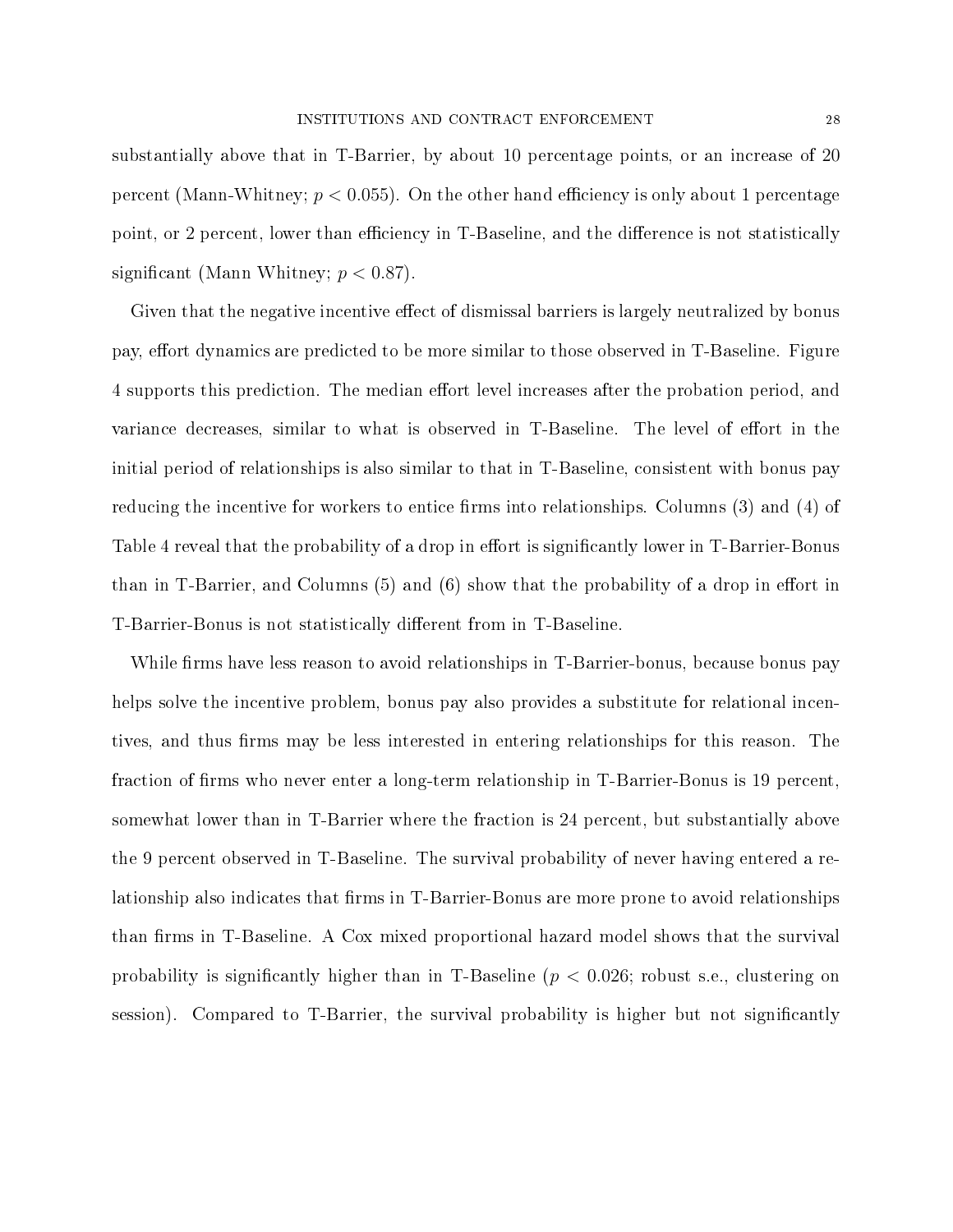substantially above that in T-Barrier, by about 10 percentage points, or an increase of 20 percent (Mann-Whitney; $p < 0.055$). On the other hand efficiency is only about 1 percentage point, or 2 percent, lower than efficiency in T-Baseline, and the difference is not statistically significant (Mann Whitney; $p < 0.87$).

Given that the negative incentive effect of dismissal barriers is largely neutralized by bonus pay, effort dynamics are predicted to be more similar to those observed in T-Baseline. Figure 4 supports this prediction. The median effort level increases after the probation period, and variance decreases, similar to what is observed in T-Baseline. The level of effort in the initial period of relationships is also similar to that in T-Baseline, consistent with bonus pay reducing the incentive for workers to entice firms into relationships. Columns (3) and (4) of Table 4 reveal that the probability of a drop in effort is significantly lower in T-Barrier-Bonus than in T-Barrier, and Columns (5) and (6) show that the probability of a drop in effort in T-Barrier-Bonus is not statistically different from in T-Baseline.

While firms have less reason to avoid relationships in T-Barrier-bonus, because bonus pay helps solve the incentive problem, bonus pay also provides a substitute for relational incentives, and thus firms may be less interested in entering relationships for this reason. The fraction of firms who never enter a long-term relationship in T-Barrier-Bonus is 19 percent, somewhat lower than in T-Barrier where the fraction is 24 percent, but substantially above the 9 percent observed in T-Baseline. The survival probability of never having entered a relationship also indicates that firms in T-Barrier-Bonus are more prone to avoid relationships than firms in T-Baseline. A Cox mixed proportional hazard model shows that the survival probability is significantly higher than in T-Baseline ($p < 0.026$; robust s.e., clustering on session). Compared to T-Barrier, the survival probability is higher but not significantly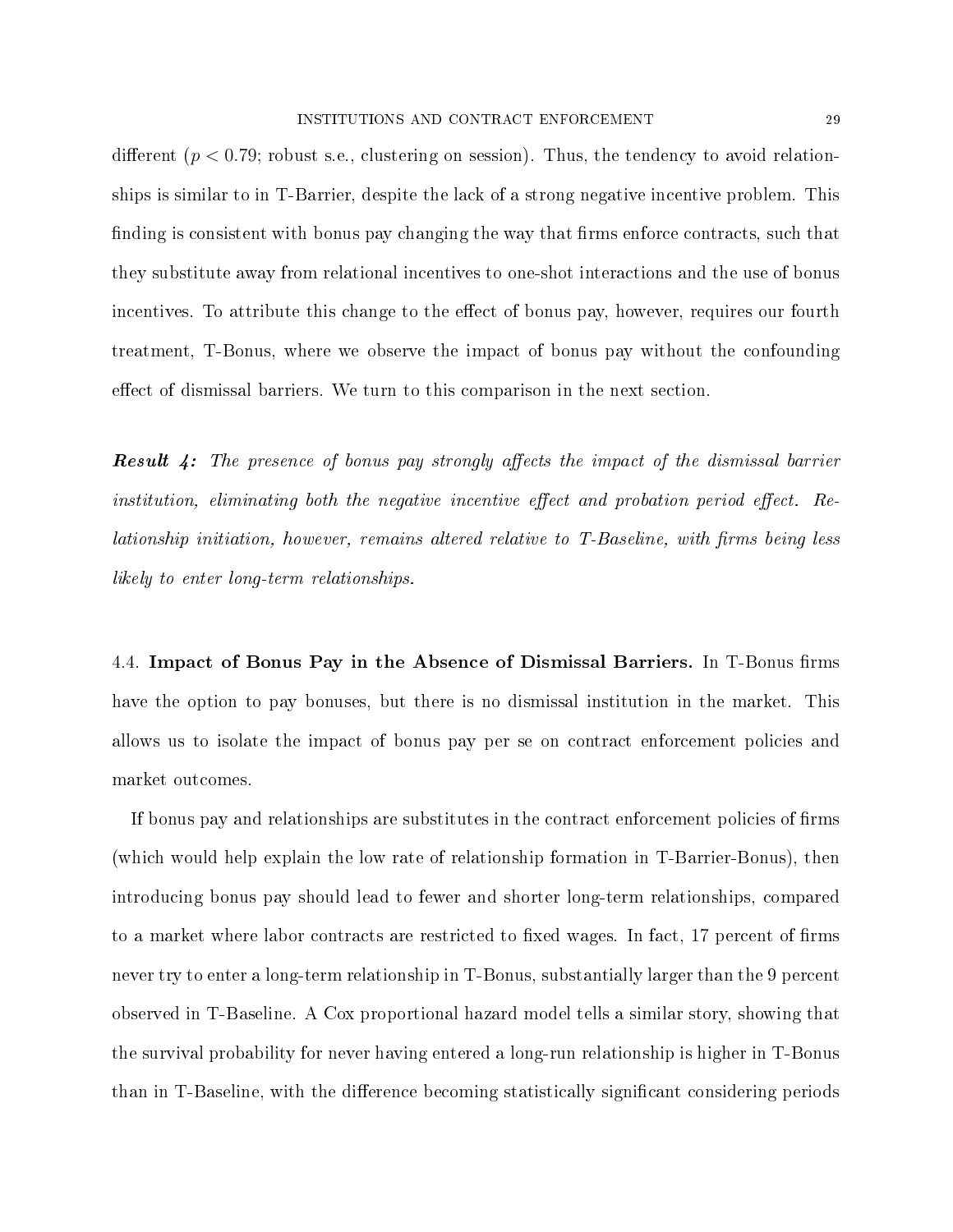different ($p < 0.79$; robust s.e., clustering on session). Thus, the tendency to avoid relationships is similar to in T-Barrier, despite the lack of a strong negative incentive problem. This finding is consistent with bonus pay changing the way that firms enforce contracts, such that they substitute away from relational incentives to one-shot interactions and the use of bonus incentives. To attribute this change to the effect of bonus pay, however, requires our fourth treatment, T-Bonus, where we observe the impact of bonus pay without the confounding effect of dismissal barriers. We turn to this comparison in the next section.

***Result 4:*** *The presence of bonus pay strongly affects the impact of the dismissal barrier institution, eliminating both the negative incentive effect and probation period effect. Relationship initiation, however, remains altered relative to T-Baseline, with firms being less likely to enter long-term relationships.*

4.4. **Impact of Bonus Pay in the Absence of Dismissal Barriers.** In T-Bonus firms have the option to pay bonuses, but there is no dismissal institution in the market. This allows us to isolate the impact of bonus pay per se on contract enforcement policies and market outcomes.

If bonus pay and relationships are substitutes in the contract enforcement policies of firms (which would help explain the low rate of relationship formation in T-Barrier-Bonus), then introducing bonus pay should lead to fewer and shorter long-term relationships, compared to a market where labor contracts are restricted to fixed wages. In fact, 17 percent of firms never try to enter a long-term relationship in T-Bonus, substantially larger than the 9 percent observed in T-Baseline. A Cox proportional hazard model tells a similar story, showing that the survival probability for never having entered a long-run relationship is higher in T-Bonus than in T-Baseline, with the difference becoming statistically significant considering periods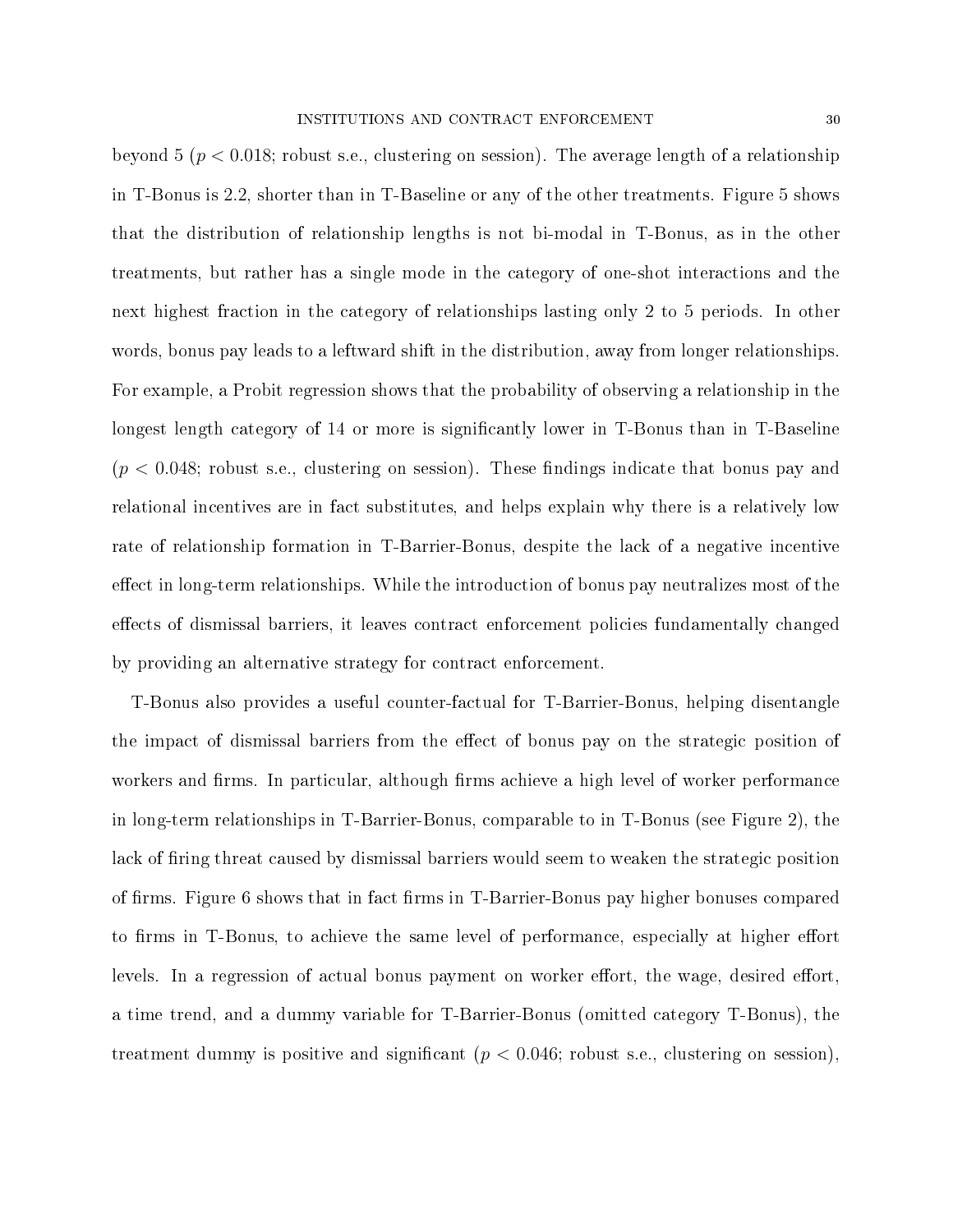beyond 5 ($p < 0.018$; robust s.e., clustering on session). The average length of a relationship in T-Bonus is 2.2, shorter than in T-Baseline or any of the other treatments. Figure 5 shows that the distribution of relationship lengths is not bi-modal in T-Bonus, as in the other treatments, but rather has a single mode in the category of one-shot interactions and the next highest fraction in the category of relationships lasting only 2 to 5 periods. In other words, bonus pay leads to a leftward shift in the distribution, away from longer relationships. For example, a Probit regression shows that the probability of observing a relationship in the longest length category of 14 or more is significantly lower in T-Bonus than in T-Baseline ($p < 0.048$; robust s.e., clustering on session). These findings indicate that bonus pay and relational incentives are in fact substitutes, and helps explain why there is a relatively low rate of relationship formation in T-Barrier-Bonus, despite the lack of a negative incentive effect in long-term relationships. While the introduction of bonus pay neutralizes most of the effects of dismissal barriers, it leaves contract enforcement policies fundamentally changed by providing an alternative strategy for contract enforcement.

T-Bonus also provides a useful counter-factual for T-Barrier-Bonus, helping disentangle the impact of dismissal barriers from the effect of bonus pay on the strategic position of workers and firms. In particular, although firms achieve a high level of worker performance in long-term relationships in T-Barrier-Bonus, comparable to in T-Bonus (see Figure 2), the lack of firing threat caused by dismissal barriers would seem to weaken the strategic position of firms. Figure 6 shows that in fact firms in T-Barrier-Bonus pay higher bonuses compared to firms in T-Bonus, to achieve the same level of performance, especially at higher effort levels. In a regression of actual bonus payment on worker effort, the wage, desired effort, a time trend, and a dummy variable for T-Barrier-Bonus (omitted category T-Bonus), the treatment dummy is positive and significant ($p < 0.046$; robust s.e., clustering on session),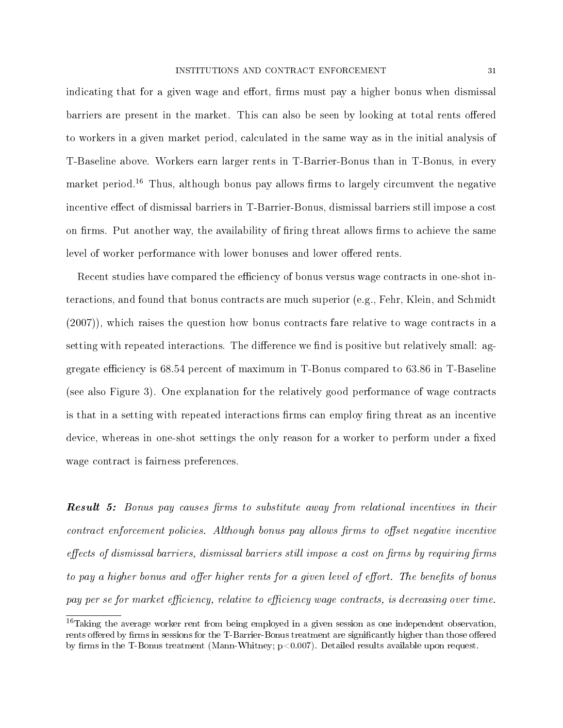indicating that for a given wage and effort, firms must pay a higher bonus when dismissal barriers are present in the market. This can also be seen by looking at total rents offered to workers in a given market period, calculated in the same way as in the initial analysis of T-Baseline above. Workers earn larger rents in T-Barrier-Bonus than in T-Bonus, in every market period.[16] Thus, although bonus pay allows firms to largely circumvent the negative incentive effect of dismissal barriers in T-Barrier-Bonus, dismissal barriers still impose a cost on firms. Put another way, the availability of firing threat allows firms to achieve the same level of worker performance with lower bonuses and lower offered rents.

Recent studies have compared the efficiency of bonus versus wage contracts in one-shot interactions, and found that bonus contracts are much superior (e.g., Fehr, Klein, and Schmidt (2007)), which raises the question how bonus contracts fare relative to wage contracts in a setting with repeated interactions. The difference we find is positive but relatively small: aggregate efficiency is 68.54 percent of maximum in T-Bonus compared to 63.86 in T-Baseline (see also Figure 3). One explanation for the relatively good performance of wage contracts is that in a setting with repeated interactions firms can employ firing threat as an incentive device, whereas in one-shot settings the only reason for a worker to perform under a fixed wage contract is fairness preferences.

***Result 5:*** *Bonus pay causes firms to substitute away from relational incentives in their contract enforcement policies. Although bonus pay allows firms to offset negative incentive effects of dismissal barriers, dismissal barriers still impose a cost on firms by requiring firms to pay a higher bonus and offer higher rents for a given level of effort. The benefits of bonus pay per se for market efficiency, relative to efficiency wage contracts, is decreasing over time.*

[16] Taking the average worker rent from being employed in a given session as one independent observation, rents offered by firms in sessions for the T-Barrier-Bonus treatment are significantly higher than those offered by firms in the T-Bonus treatment (Mann-Whitney; $p<0.007$). Detailed results available upon request.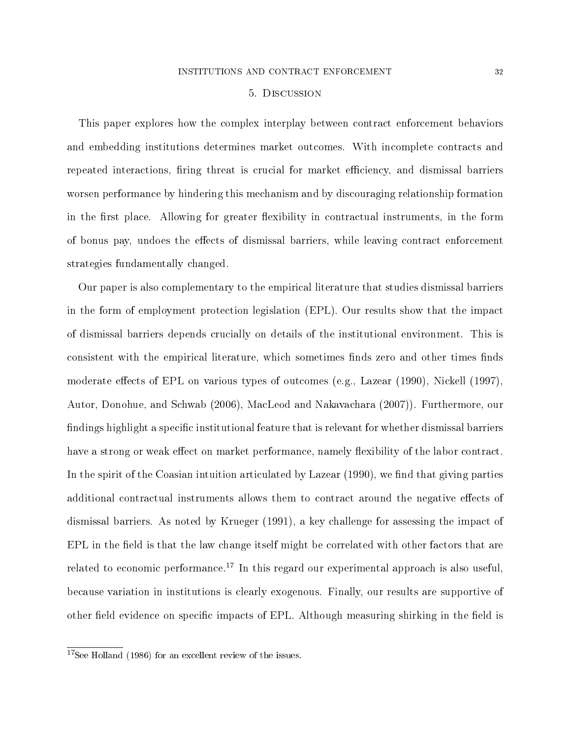## 5. Discussion

This paper explores how the complex interplay between contract enforcement behaviors and embedding institutions determines market outcomes. With incomplete contracts and repeated interactions, firing threat is crucial for market efficiency, and dismissal barriers worsen performance by hindering this mechanism and by discouraging relationship formation in the first place. Allowing for greater flexibility in contractual instruments, in the form of bonus pay, undoes the effects of dismissal barriers, while leaving contract enforcement strategies fundamentally changed.

Our paper is also complementary to the empirical literature that studies dismissal barriers in the form of employment protection legislation (EPL). Our results show that the impact of dismissal barriers depends crucially on details of the institutional environment. This is consistent with the empirical literature, which sometimes finds zero and other times finds moderate effects of EPL on various types of outcomes (e.g., Lazear (1990), Nickell (1997), Autor, Donohue, and Schwab (2006), MacLeod and Nakavachara (2007)). Furthermore, our findings highlight a specific institutional feature that is relevant for whether dismissal barriers have a strong or weak effect on market performance, namely flexibility of the labor contract. In the spirit of the Coasian intuition articulated by Lazear (1990), we find that giving parties additional contractual instruments allows them to contract around the negative effects of dismissal barriers. As noted by Krueger (1991), a key challenge for assessing the impact of EPL in the field is that the law change itself might be correlated with other factors that are related to economic performance.[17] In this regard our experimental approach is also useful, because variation in institutions is clearly exogenous. Finally, our results are supportive of other field evidence on specific impacts of EPL. Although measuring shirking in the field is

[17] See Holland (1986) for an excellent review of the issues.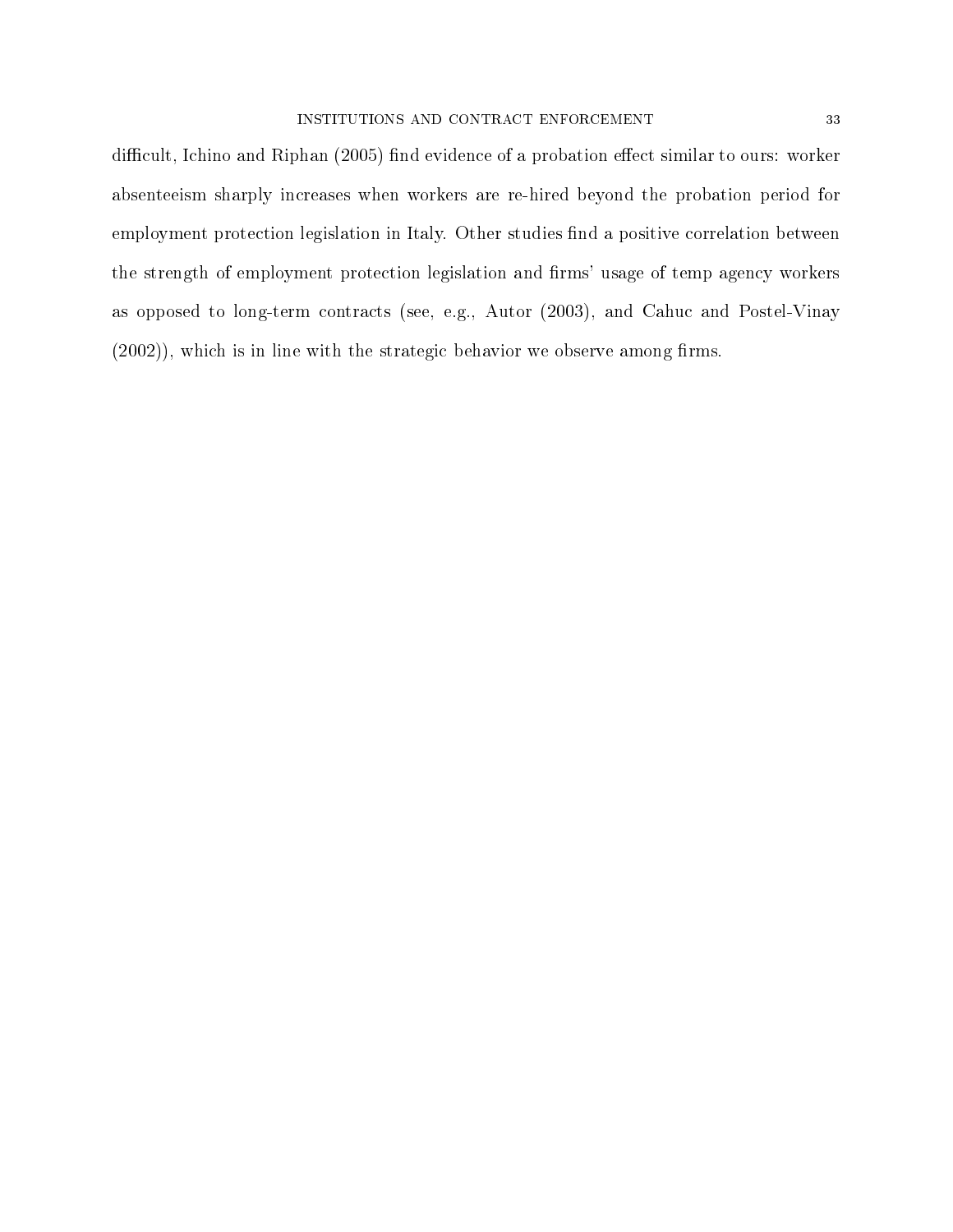difficult, Ichino and Riphan (2005) find evidence of a probation effect similar to ours: worker absenteeism sharply increases when workers are re-hired beyond the probation period for employment protection legislation in Italy. Other studies find a positive correlation between the strength of employment protection legislation and firms' usage of temp agency workers as opposed to long-term contracts (see, e.g., Autor (2003), and Cahuc and Postel-Vinay (2002)), which is in line with the strategic behavior we observe among firms.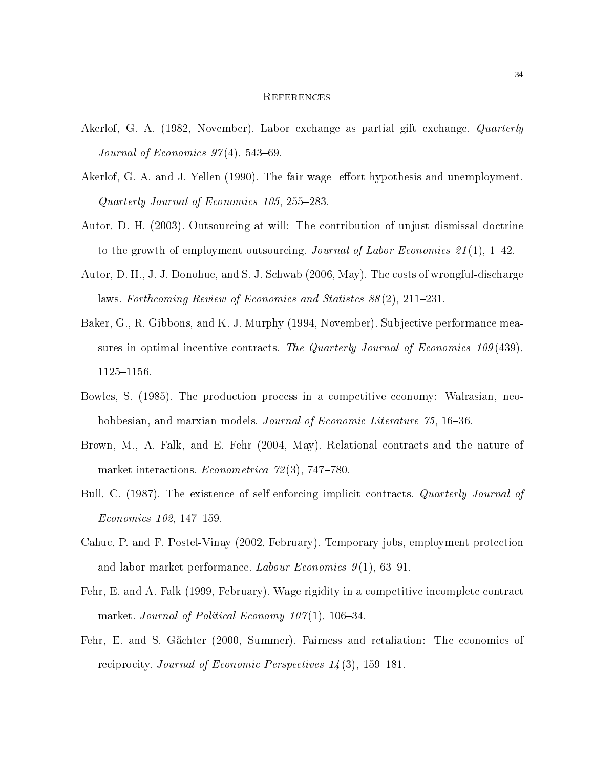## References

Akerlof, G. A. (1982, November). Labor exchange as partial gift exchange. *Quarterly Journal of Economics 97*(4), 543–69.

Akerlof, G. A. and J. Yellen (1990). The fair wage- effort hypothesis and unemployment. *Quarterly Journal of Economics 105*, 255–283.

Autor, D. H. (2003). Outsourcing at will: The contribution of unjust dismissal doctrine to the growth of employment outsourcing. *Journal of Labor Economics 21*(1), 1–42.

Autor, D. H., J. J. Donohue, and S. J. Schwab (2006, May). The costs of wrongful-discharge laws. *Forthcoming Review of Economics and Statistcs 88*(2), 211–231.

Baker, G., R. Gibbons, and K. J. Murphy (1994, November). Subjective performance measures in optimal incentive contracts. *The Quarterly Journal of Economics 109*(439), 1125–1156.

Bowles, S. (1985). The production process in a competitive economy: Walrasian, neo-hobbesian, and marxian models. *Journal of Economic Literature 75*, 16–36.

Brown, M., A. Falk, and E. Fehr (2004, May). Relational contracts and the nature of market interactions. *Econometrica 72*(3), 747–780.

Bull, C. (1987). The existence of self-enforcing implicit contracts. *Quarterly Journal of Economics 102*, 147–159.

Cahuc, P. and F. Postel-Vinay (2002, February). Temporary jobs, employment protection and labor market performance. *Labour Economics 9*(1), 63–91.

Fehr, E. and A. Falk (1999, February). Wage rigidity in a competitive incomplete contract market. *Journal of Political Economy 107*(1), 106–34.

Fehr, E. and S. Gächter (2000, Summer). Fairness and retaliation: The economics of reciprocity. *Journal of Economic Perspectives 14*(3), 159–181.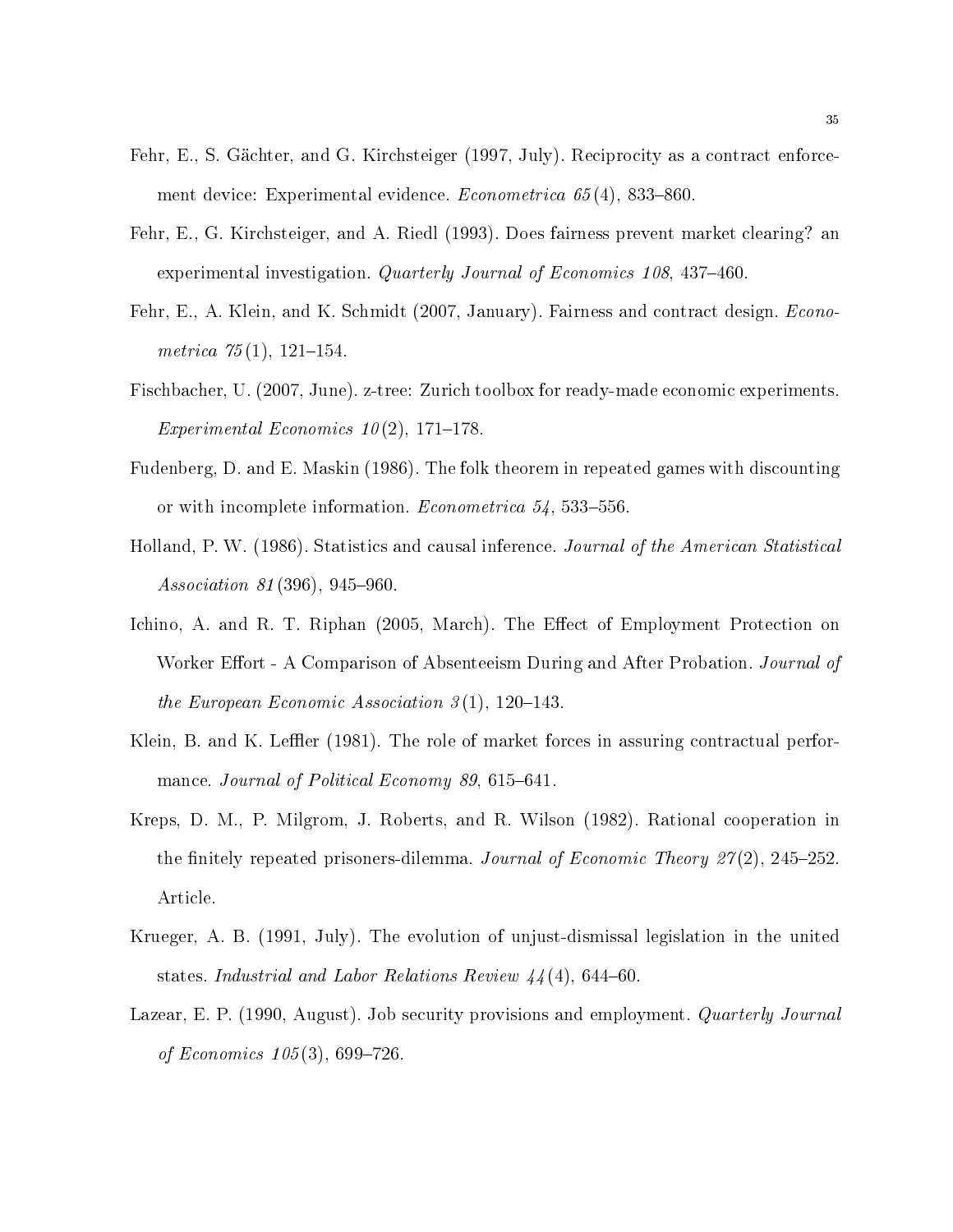Fehr, E., S. Gächter, and G. Kirchsteiger (1997, July). Reciprocity as a contract enforcement device: Experimental evidence. *Econometrica 65*(4), 833–860.

Fehr, E., G. Kirchsteiger, and A. Riedl (1993). Does fairness prevent market clearing? an experimental investigation. *Quarterly Journal of Economics 108*, 437–460.

Fehr, E., A. Klein, and K. Schmidt (2007, January). Fairness and contract design. *Econometrica 75*(1), 121–154.

Fischbacher, U. (2007, June). z-tree: Zurich toolbox for ready-made economic experiments. *Experimental Economics 10*(2), 171–178.

Fudenberg, D. and E. Maskin (1986). The folk theorem in repeated games with discounting or with incomplete information. *Econometrica 54*, 533–556.

Holland, P. W. (1986). Statistics and causal inference. *Journal of the American Statistical Association 81*(396), 945–960.

Ichino, A. and R. T. Riphan (2005, March). The Effect of Employment Protection on Worker Effort - A Comparison of Absenteeism During and After Probation. *Journal of the European Economic Association 3*(1), 120–143.

Klein, B. and K. Leffler (1981). The role of market forces in assuring contractual performance. *Journal of Political Economy 89*, 615–641.

Kreps, D. M., P. Milgrom, J. Roberts, and R. Wilson (1982). Rational cooperation in the finitely repeated prisoners-dilemma. *Journal of Economic Theory 27*(2), 245–252. Article.

Krueger, A. B. (1991, July). The evolution of unjust-dismissal legislation in the united states. *Industrial and Labor Relations Review 44*(4), 644–60.

Lazear, E. P. (1990, August). Job security provisions and employment. *Quarterly Journal of Economics 105*(3), 699–726.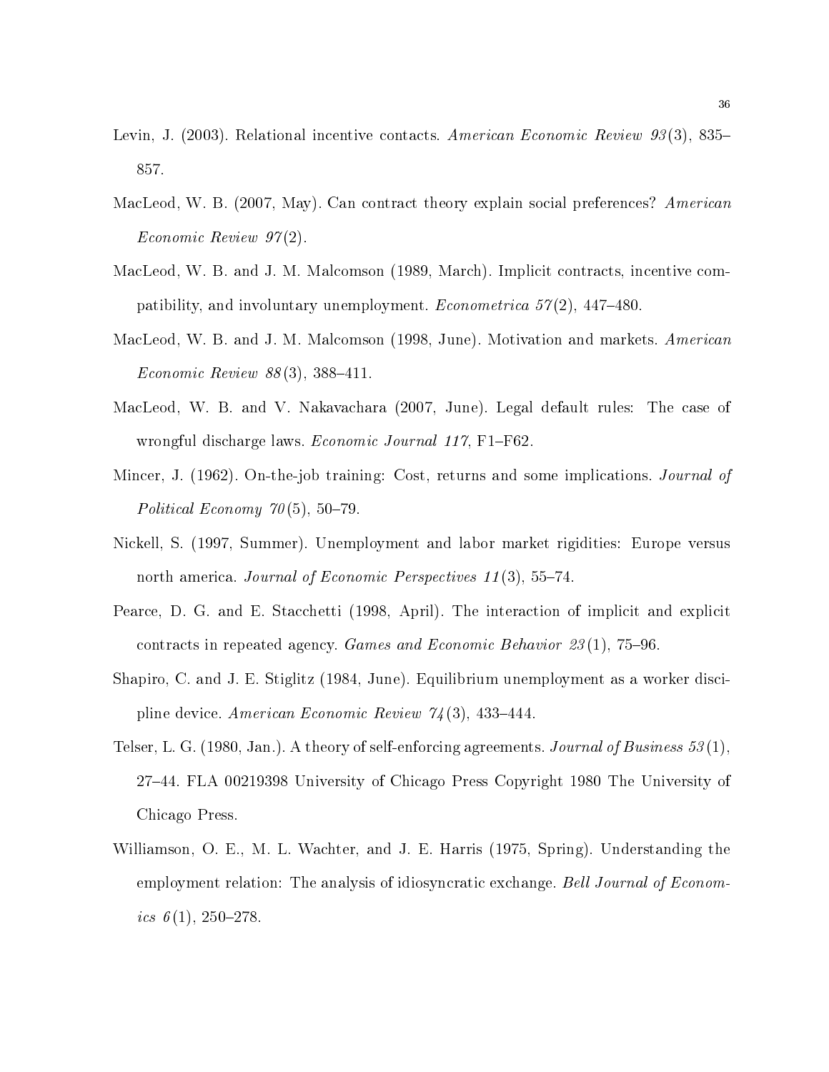Levin, J. (2003). Relational incentive contacts. *American Economic Review 93*(3), 835–857.

MacLeod, W. B. (2007, May). Can contract theory explain social preferences? *American Economic Review 97*(2).

MacLeod, W. B. and J. M. Malcomson (1989, March). Implicit contracts, incentive compatibility, and involuntary unemployment. *Econometrica 57*(2), 447–480.

MacLeod, W. B. and J. M. Malcomson (1998, June). Motivation and markets. *American Economic Review 88*(3), 388–411.

MacLeod, W. B. and V. Nakavachara (2007, June). Legal default rules: The case of wrongful discharge laws. *Economic Journal 117*, F1–F62.

Mincer, J. (1962). On-the-job training: Cost, returns and some implications. *Journal of Political Economy 70*(5), 50–79.

Nickell, S. (1997, Summer). Unemployment and labor market rigidities: Europe versus north america. *Journal of Economic Perspectives 11*(3), 55–74.

Pearce, D. G. and E. Stacchetti (1998, April). The interaction of implicit and explicit contracts in repeated agency. *Games and Economic Behavior 23*(1), 75–96.

Shapiro, C. and J. E. Stiglitz (1984, June). Equilibrium unemployment as a worker discipline device. *American Economic Review 74*(3), 433–444.

Telser, L. G. (1980, Jan.). A theory of self-enforcing agreements. *Journal of Business 53*(1), 27–44. FLA 00219398 University of Chicago Press Copyright 1980 The University of Chicago Press.

Williamson, O. E., M. L. Wachter, and J. E. Harris (1975, Spring). Understanding the employment relation: The analysis of idiosyncratic exchange. *Bell Journal of Economics 6*(1), 250–278.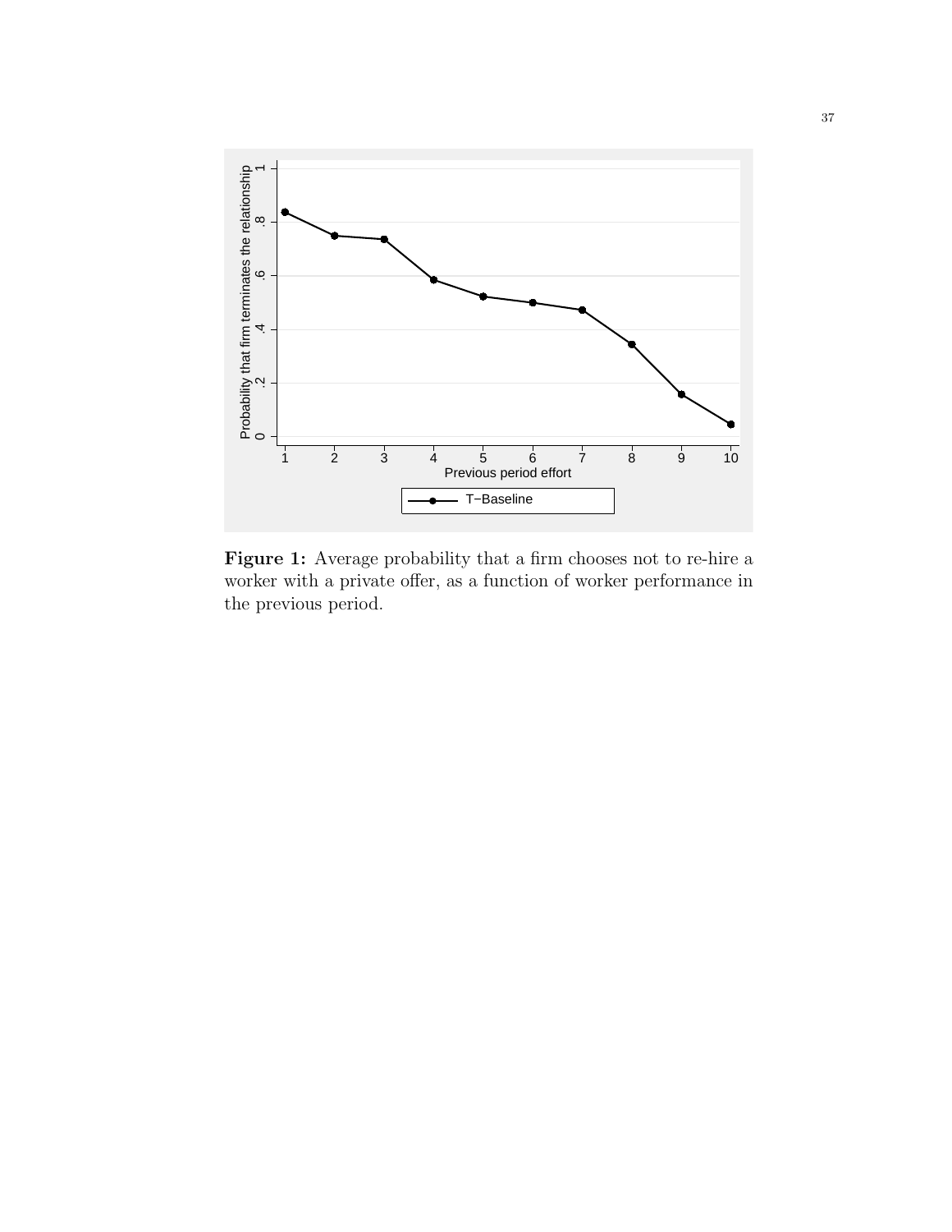**Figure 1:** Average probability that a firm chooses not to re-hire a worker with a private offer, as a function of worker performance in the previous period.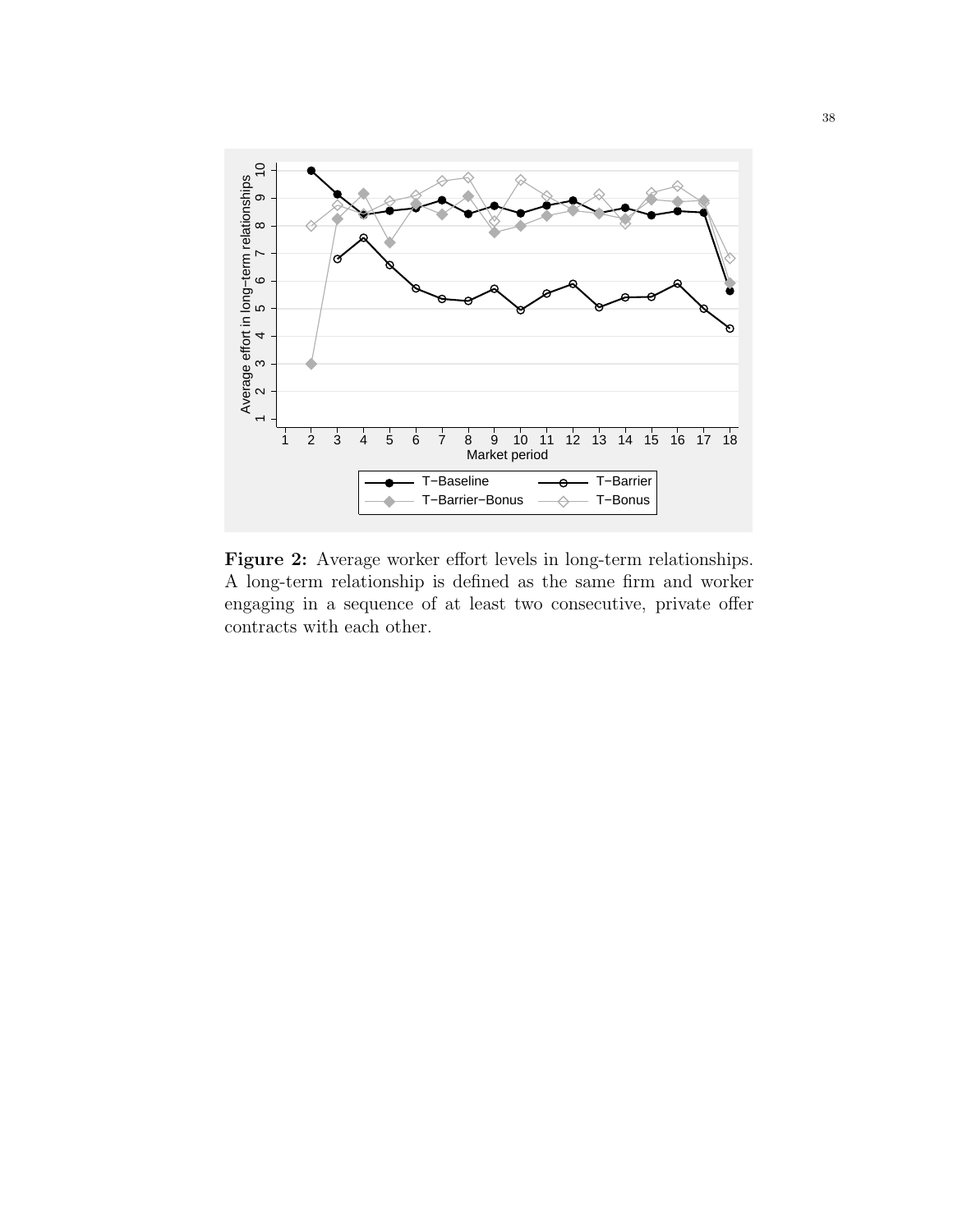**Figure 2:** Average worker effort levels in long-term relationships. A long-term relationship is defined as the same firm and worker engaging in a sequence of at least two consecutive, private offer contracts with each other.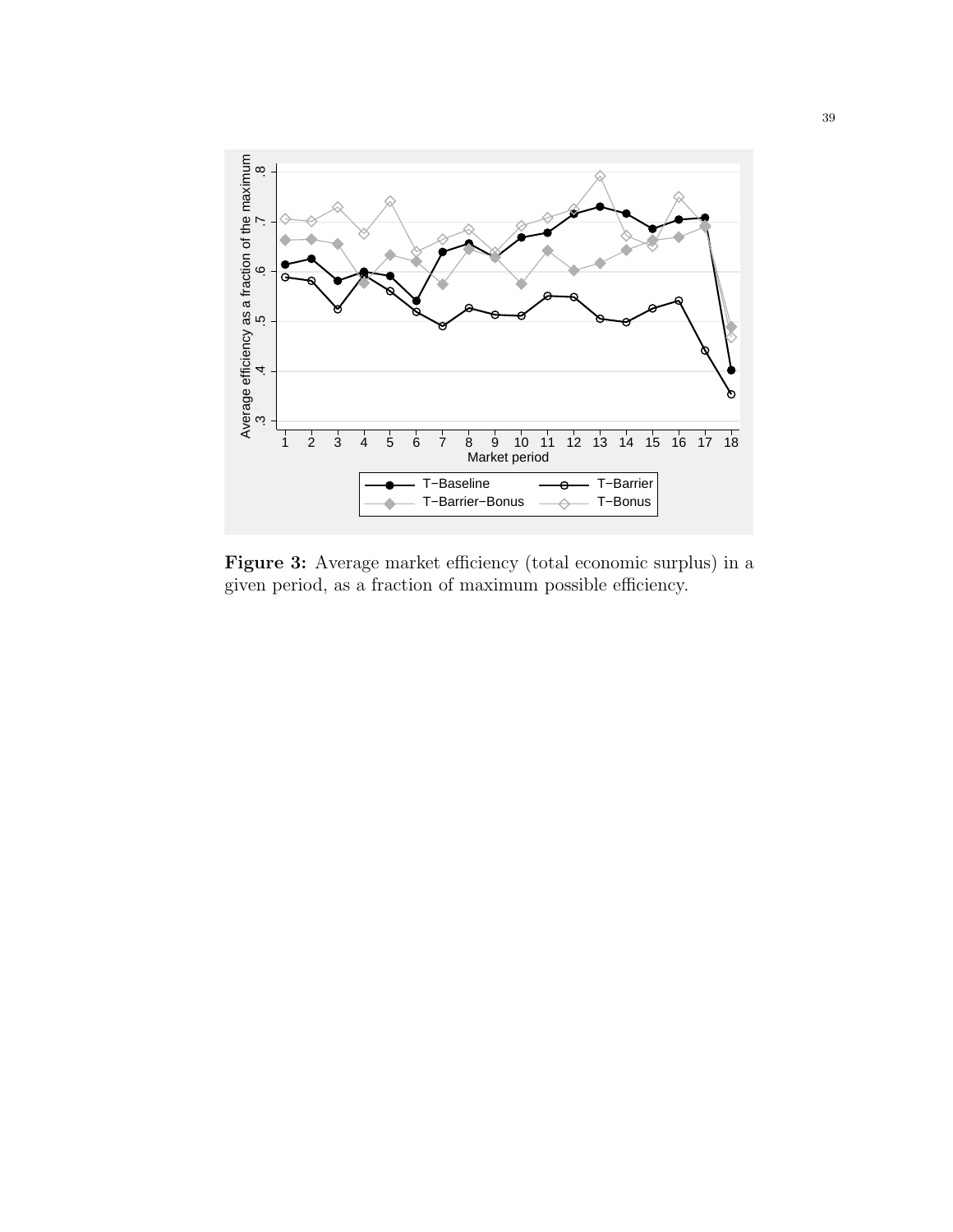**Figure 3:** Average market efficiency (total economic surplus) in a given period, as a fraction of maximum possible efficiency.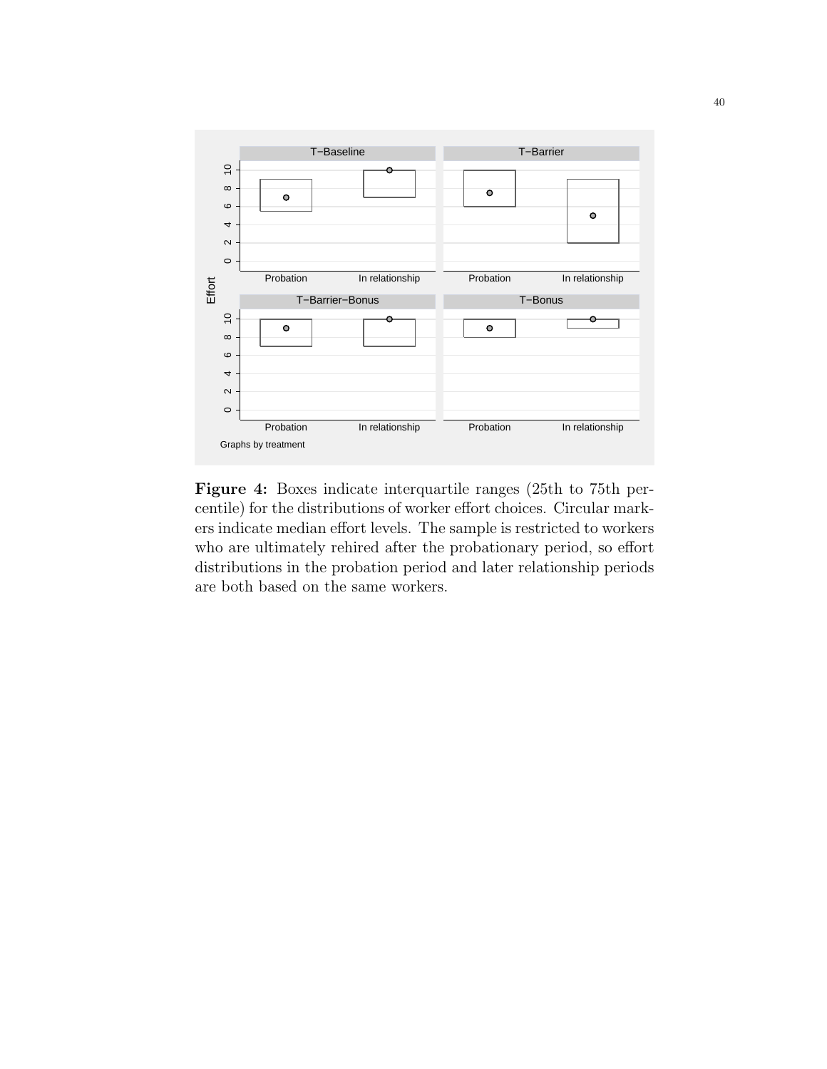**Figure 4:** Boxes indicate interquartile ranges (25th to 75th percentile) for the distributions of worker effort choices. Circular markers indicate median effort levels. The sample is restricted to workers who are ultimately rehired after the probationary period, so effort distributions in the probation period and later relationship periods are both based on the same workers.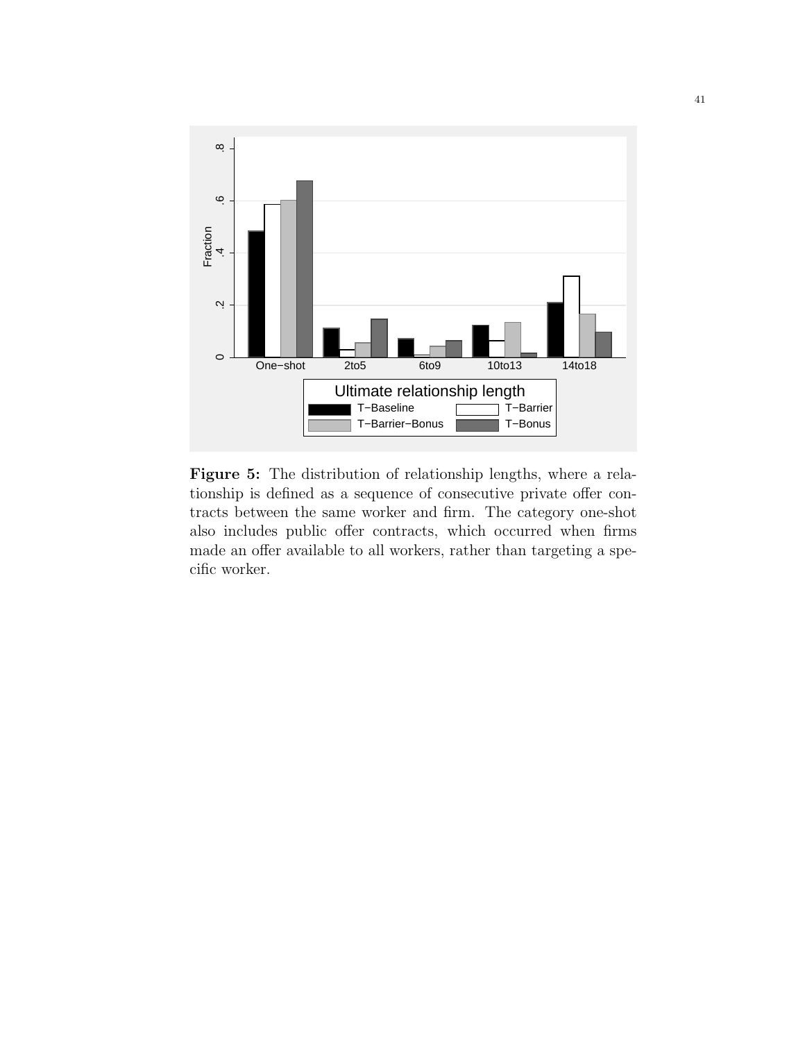**Figure 5:** The distribution of relationship lengths, where a relationship is defined as a sequence of consecutive private offer contracts between the same worker and firm. The category one-shot also includes public offer contracts, which occurred when firms made an offer available to all workers, rather than targeting a specific worker.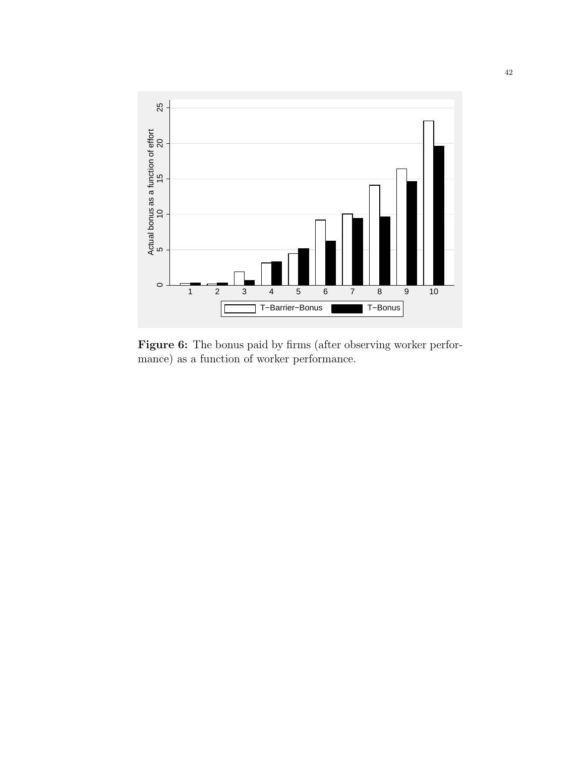**Figure 6:** The bonus paid by firms (after observing worker performance) as a function of worker performance.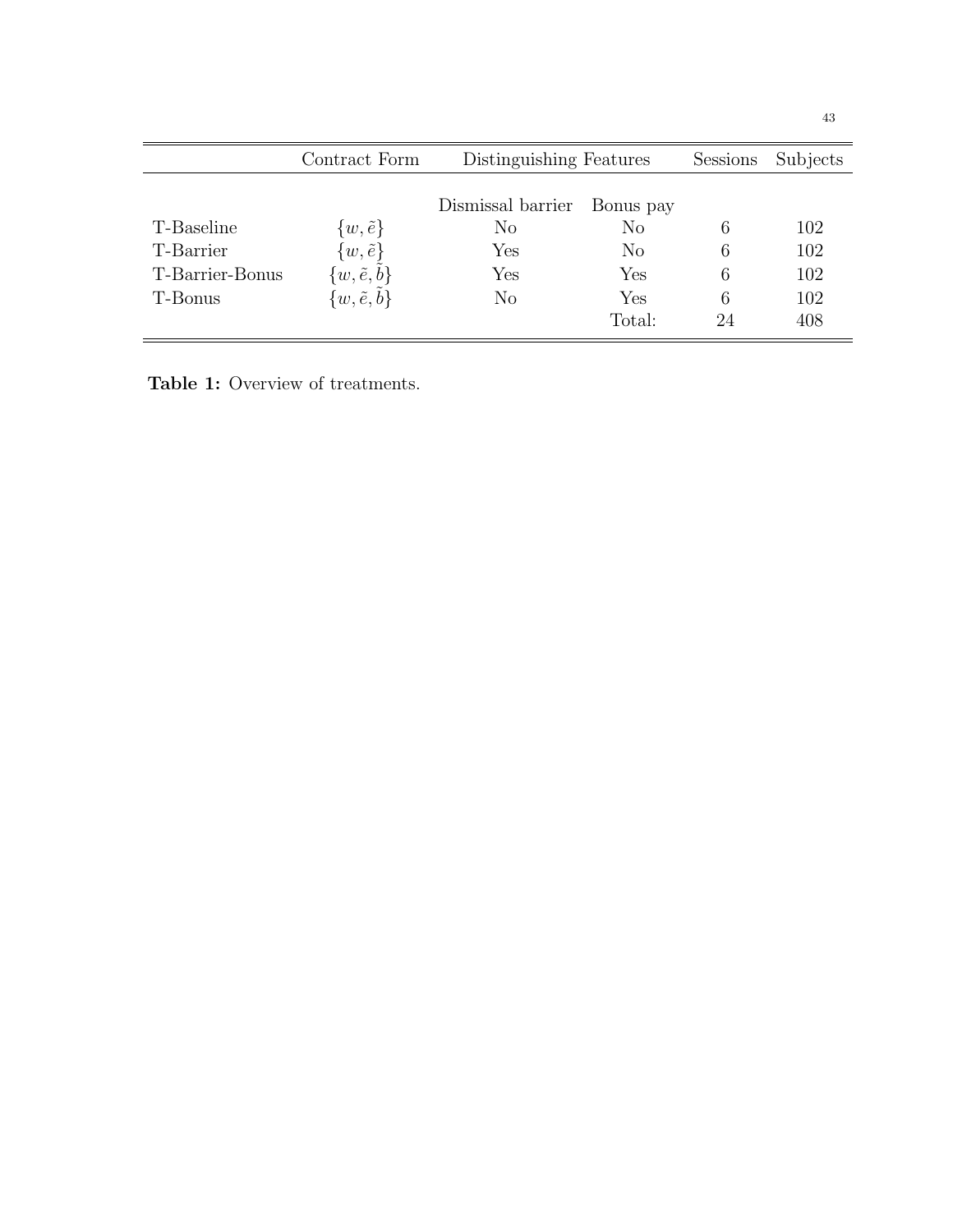| | Contract Form | Distinguishing Features | | Sessions | Subjects |
|---|---|---|---|---|---|
| | | Dismissal barrier | Bonus pay | | |
| T-Baseline | $\{w, \tilde{e}\}$ | No | No | 6 | 102 |
| T-Barrier | $\{w, \tilde{e}\}$ | Yes | No | 6 | 102 |
| T-Barrier-Bonus | $\{w, \tilde{e}, \tilde{b}\}$ | Yes | Yes | 6 | 102 |
| T-Bonus | $\{w, \tilde{e}, \tilde{b}\}$ | No | Yes | 6 | 102 |
| | | | Total: | 24 | 408 |

**Table 1:** Overview of treatments.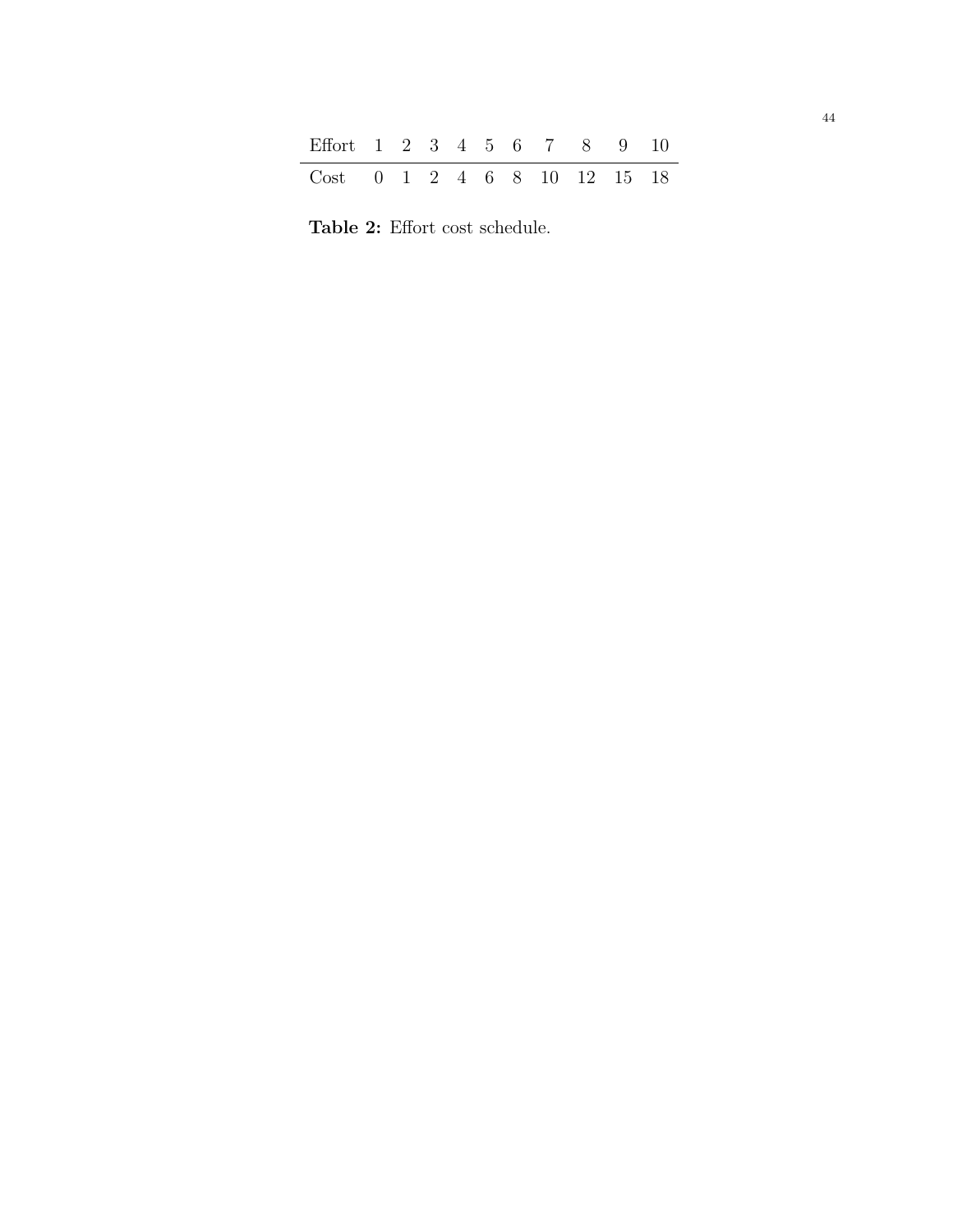| Effort | 1 | 2 | 3 | 4 | 5 | 6 | 7 | 8 | 9 | 10 |
|---|---|---|---|---|---|---|---|---|---|---|
| Cost | 0 | 1 | 2 | 4 | 6 | 8 | 10 | 12 | 15 | 18 |

**Table 2:** Effort cost schedule.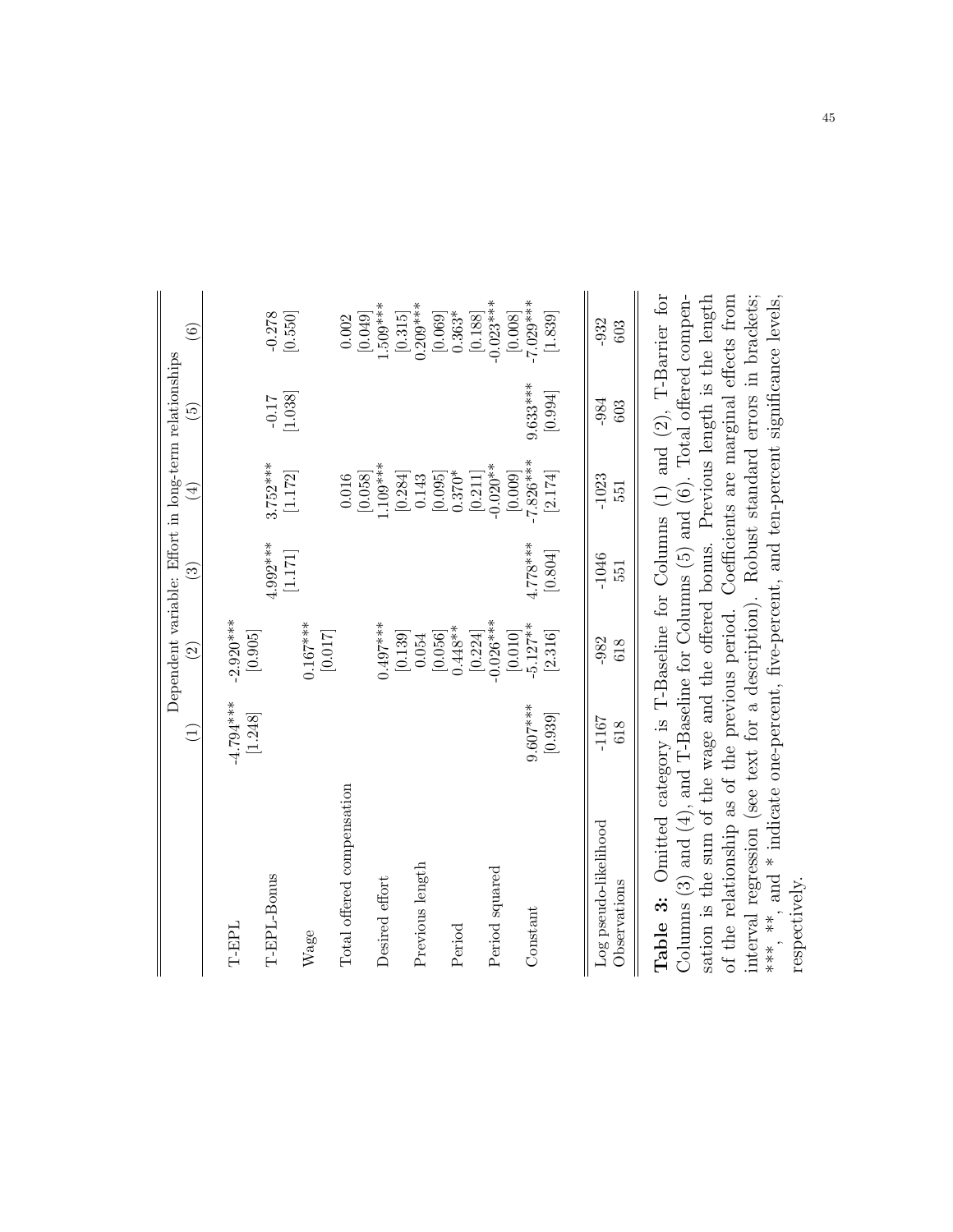| | Dependent variable: Effort in long-term relationships | | | | | |
|---|---|---|---|---|---|---|
| | (1) | (2) | (3) | (4) | (5) | (6) |
| T-EPL | -4.794*** | -2.920*** | | | | |
| | [1.248] | [0.905] | | | | |
| T-EPL-Bonus | | | 4.992*** | 3.752*** | -0.17 | -0.278 |
| | | | [1.171] | [1.172] | [1.038] | [0.550] |
| Wage | | 0.167*** | | | | |
| | | [0.017] | | | | |
| Total offered compensation | | | | 0.016 | | 0.002 |
| | | | | [0.058] | | [0.049] |
| Desired effort | | 0.497*** | | 1.109*** | | 1.509*** |
| | | [0.139] | | [0.284] | | [0.315] |
| Previous length | | 0.054 | | 0.143 | | 0.209*** |
| | | [0.056] | | [0.095] | | [0.069] |
| Period | | 0.448** | | 0.370* | | 0.363* |
| | | [0.224] | | [0.211] | | [0.188] |
| Period squared | | -0.026*** | | -0.020** | | -0.023*** |
| | | [0.010] | | [0.009] | | [0.008] |
| Constant | 9.607*** | -5.127** | 4.778*** | -7.826*** | 9.633*** | -7.029*** |
| | [0.939] | [2.316] | [0.804] | [2.174] | [0.994] | [1.839] |
| Log pseudo-likelihood | -1167 | -982 | -1046 | -1023 | -984 | -932 |
| Observations | 618 | 618 | 551 | 551 | 603 | 603 |

**Table 3:** Omitted category is T-Baseline for Columns (1) and (2), T-Barrier for Columns (3) and (4), and T-Baseline for Columns (5) and (6). Total offered compensation is the sum of the wage and the offered bonus. Previous length is the length of the relationship as of the previous period. Coefficients are marginal effects from interval regression (see text for a description). Robust standard errors in brackets; ***, **, and * indicate one-percent, five-percent, and ten-percent significance levels, respectively.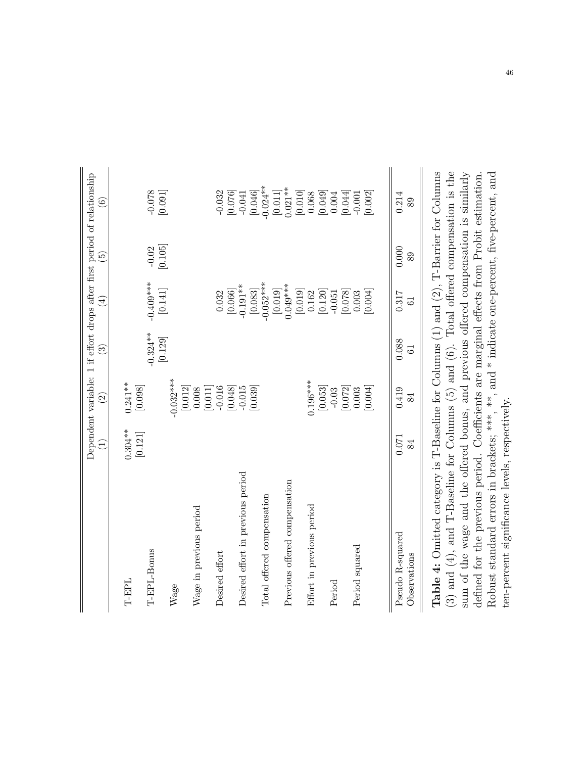| | Dependent variable: 1 if effort drops after first period of relationship | | | | | |
|---|---|---|---|---|---|---|
| | (1) | (2) | (3) | (4) | (5) | (6) |
| T-EPL | 0.304** | 0.241** | | | | |
| | [0.121] | [0.098] | | | | |
| T-EPL-Bonus | | | -0.324** | -0.409*** | -0.02 | -0.078 |
| | | | [0.129] | [0.141] | [0.105] | [0.091] |
| Wage | | -0.032*** | | | | |
| | | [0.012] | | | | |
| Wage in previous period | | 0.008 | | | | |
| | | [0.011] | | | | |
| Desired effort | | -0.016 | | 0.032 | | -0.032 |
| | | [0.048] | | [0.066] | | [0.076] |
| Desired effort in previous period | | -0.015 | | -0.191** | | -0.041 |
| | | [0.039] | | [0.083] | | [0.046] |
| Total offered compensation | | | | -0.052*** | | -0.024** |
| | | | | [0.019] | | [0.011] |
| Previous offered compensation | | | | 0.049*** | | 0.021** |
| | | | | [0.019] | | [0.010] |
| Effort in previous period | | 0.196*** | | 0.162 | | 0.068 |
| | | [0.053] | | [0.120] | | [0.049] |
| Period | | -0.03 | | -0.051 | | 0.004 |
| | | [0.072] | | [0.078] | | [0.044] |
| Period squared | | 0.003 | | 0.003 | | -0.001 |
| | | [0.004] | | [0.004] | | [0.002] |
| Pseudo R-squared | 0.071 | 0.419 | 0.088 | 0.317 | 0.000 | 0.214 |
| Observations | 84 | 84 | 61 | 61 | 89 | 89 |

**Table 4:** Omitted category is T-Baseline for Columns (1) and (2), T-Barrier for Columns (3) and (4), and T-Baseline for Columns (5) and (6). Total offered compensation is the sum of the wage and the offered bonus, and previous offered compensation is similarly defined for the previous period. Coefficients are marginal effects from Probit estimation. Robust standard errors in brackets; ***, **, and * indicate one-percent, five-percent, and ten-percent significance levels, respectively.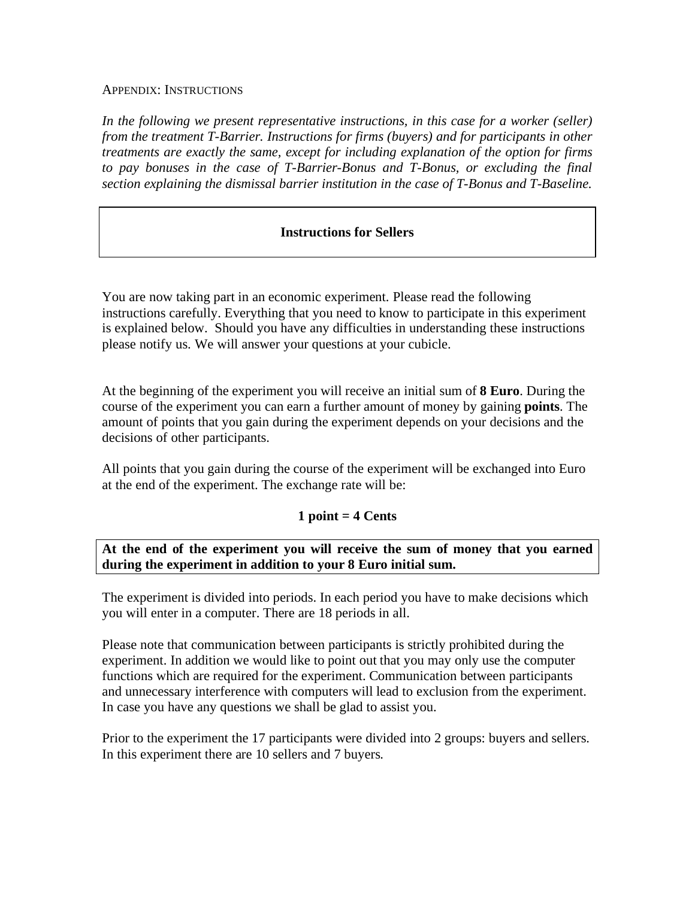## Appendix: Instructions

*In the following we present representative instructions, in this case for a worker (seller) from the treatment T-Barrier. Instructions for firms (buyers) and for participants in other treatments are exactly the same, except for including explanation of the option for firms to pay bonuses in the case of T-Barrier-Bonus and T-Bonus, or excluding the final section explaining the dismissal barrier institution in the case of T-Bonus and T-Baseline.*

### Instructions for Sellers

You are now taking part in an economic experiment. Please read the following instructions carefully. Everything that you need to know to participate in this experiment is explained below. Should you have any difficulties in understanding these instructions please notify us. We will answer your questions at your cubicle.

At the beginning of the experiment you will receive an initial sum of **8 Euro**. During the course of the experiment you can earn a further amount of money by gaining **points**. The amount of points that you gain during the experiment depends on your decisions and the decisions of other participants.

All points that you gain during the course of the experiment will be exchanged into Euro at the end of the experiment. The exchange rate will be:

**1 point = 4 Cents**

**At the end of the experiment you will receive the sum of money that you earned during the experiment in addition to your 8 Euro initial sum.**

The experiment is divided into periods. In each period you have to make decisions which you will enter in a computer. There are 18 periods in all.

Please note that communication between participants is strictly prohibited during the experiment. In addition we would like to point out that you may only use the computer functions which are required for the experiment. Communication between participants and unnecessary interference with computers will lead to exclusion from the experiment. In case you have any questions we shall be glad to assist you.

Prior to the experiment the 17 participants were divided into 2 groups: buyers and sellers. In this experiment there are 10 sellers and 7 buyers.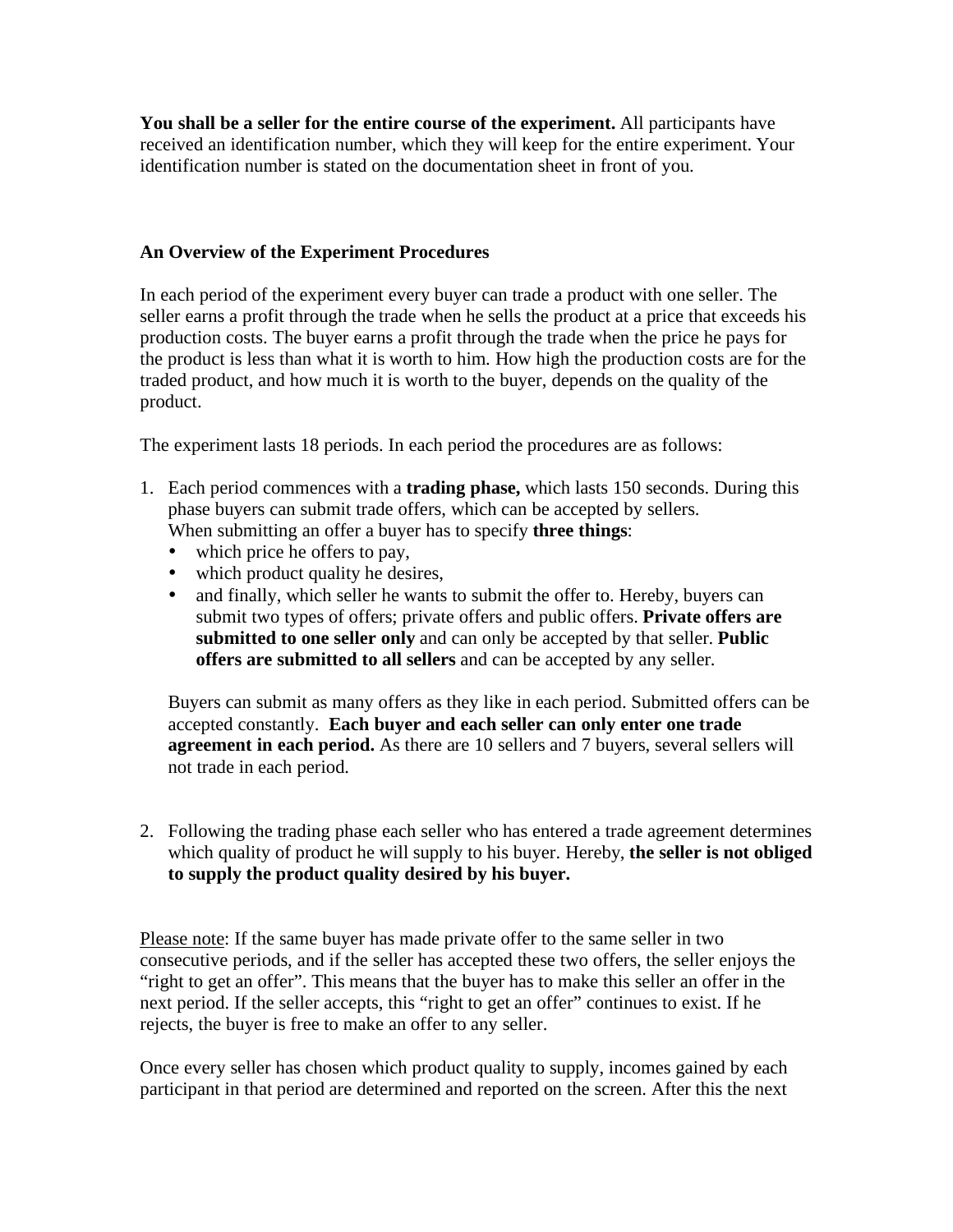**You shall be a seller for the entire course of the experiment.** All participants have received an identification number, which they will keep for the entire experiment. Your identification number is stated on the documentation sheet in front of you.

**An Overview of the Experiment Procedures**

In each period of the experiment every buyer can trade a product with one seller. The seller earns a profit through the trade when he sells the product at a price that exceeds his production costs. The buyer earns a profit through the trade when the price he pays for the product is less than what it is worth to him. How high the production costs are for the traded product, and how much it is worth to the buyer, depends on the quality of the product.

The experiment lasts 18 periods. In each period the procedures are as follows:

1. Each period commences with a **trading phase,** which lasts 150 seconds. During this phase buyers can submit trade offers, which can be accepted by sellers.
   When submitting an offer a buyer has to specify **three things**:
   - which price he offers to pay,
   - which product quality he desires,
   - and finally, which seller he wants to submit the offer to. Hereby, buyers can submit two types of offers; private offers and public offers. **Private offers are submitted to one seller only** and can only be accepted by that seller. **Public offers are submitted to all sellers** and can be accepted by any seller.

   Buyers can submit as many offers as they like in each period. Submitted offers can be accepted constantly. **Each buyer and each seller can only enter one trade agreement in each period.** As there are 10 sellers and 7 buyers, several sellers will not trade in each period.

2. Following the trading phase each seller who has entered a trade agreement determines which quality of product he will supply to his buyer. Hereby, **the seller is not obliged to supply the product quality desired by his buyer.**

<u>Please note</u>: If the same buyer has made private offer to the same seller in two consecutive periods, and if the seller has accepted these two offers, the seller enjoys the "right to get an offer". This means that the buyer has to make this seller an offer in the next period. If the seller accepts, this "right to get an offer" continues to exist. If he rejects, the buyer is free to make an offer to any seller.

Once every seller has chosen which product quality to supply, incomes gained by each participant in that period are determined and reported on the screen. After this the next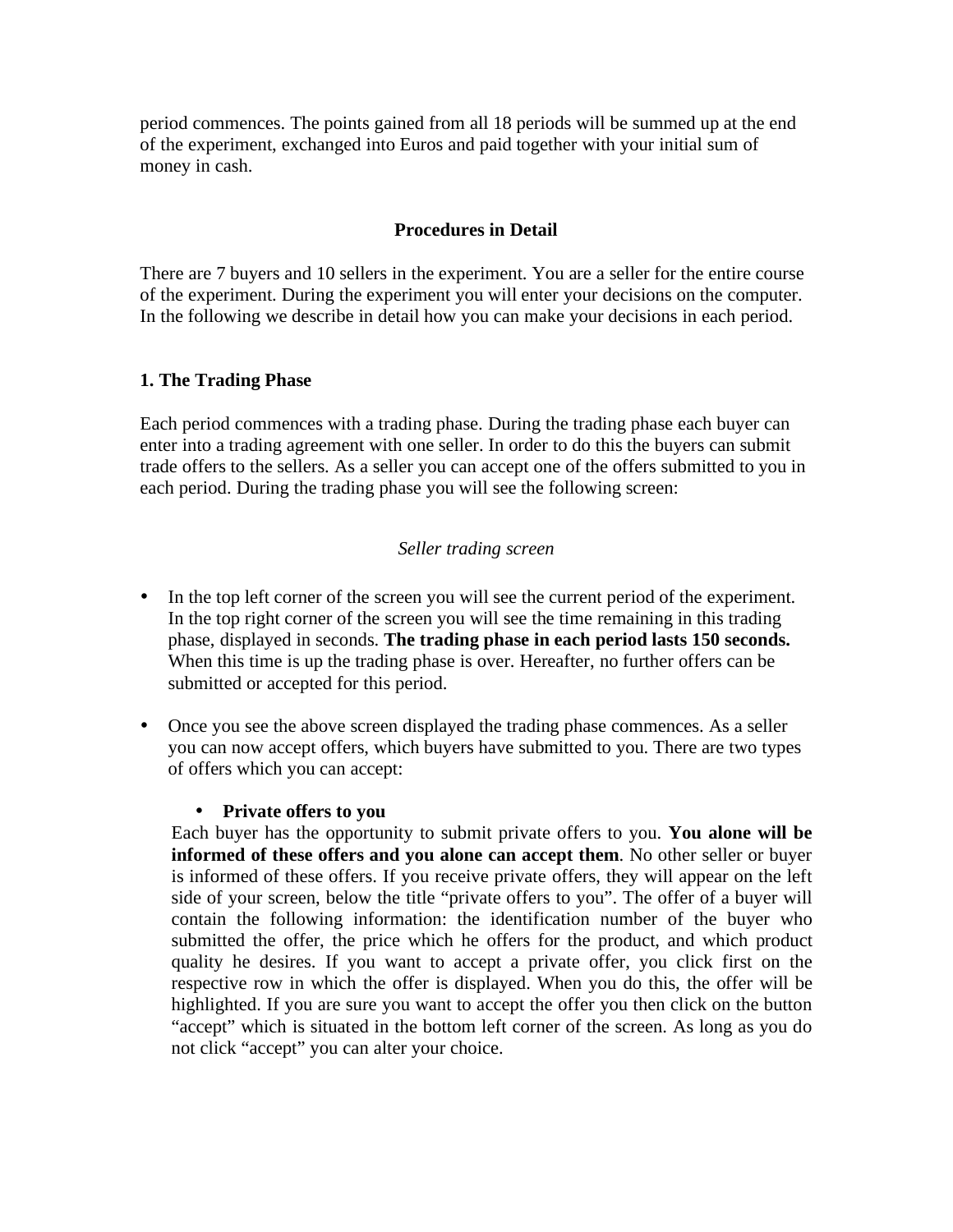period commences. The points gained from all 18 periods will be summed up at the end of the experiment, exchanged into Euros and paid together with your initial sum of money in cash.

## Procedures in Detail

There are 7 buyers and 10 sellers in the experiment. You are a seller for the entire course of the experiment. During the experiment you will enter your decisions on the computer. In the following we describe in detail how you can make your decisions in each period.

### 1. The Trading Phase

Each period commences with a trading phase. During the trading phase each buyer can enter into a trading agreement with one seller. In order to do this the buyers can submit trade offers to the sellers. As a seller you can accept one of the offers submitted to you in each period. During the trading phase you will see the following screen:

*Seller trading screen*

- In the top left corner of the screen you will see the current period of the experiment. In the top right corner of the screen you will see the time remaining in this trading phase, displayed in seconds. **The trading phase in each period lasts 150 seconds.** When this time is up the trading phase is over. Hereafter, no further offers can be submitted or accepted for this period.

- Once you see the above screen displayed the trading phase commences. As a seller you can now accept offers, which buyers have submitted to you. There are two types of offers which you can accept:

    - **Private offers to you**

    Each buyer has the opportunity to submit private offers to you. **You alone will be informed of these offers and you alone can accept them**. No other seller or buyer is informed of these offers. If you receive private offers, they will appear on the left side of your screen, below the title "private offers to you". The offer of a buyer will contain the following information: the identification number of the buyer who submitted the offer, the price which he offers for the product, and which product quality he desires. If you want to accept a private offer, you click first on the respective row in which the offer is displayed. When you do this, the offer will be highlighted. If you are sure you want to accept the offer you then click on the button "accept" which is situated in the bottom left corner of the screen. As long as you do not click "accept" you can alter your choice.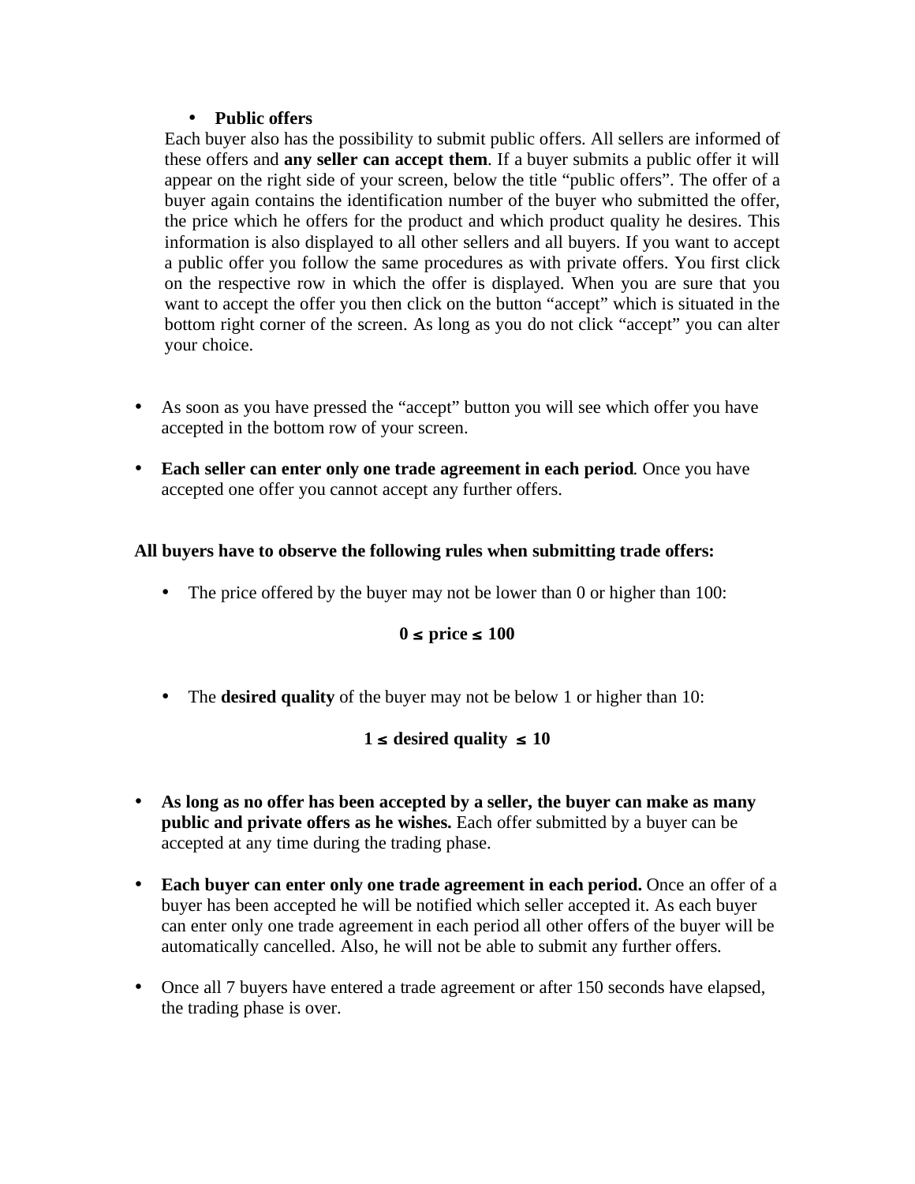- **Public offers**

  Each buyer also has the possibility to submit public offers. All sellers are informed of these offers and **any seller can accept them**. If a buyer submits a public offer it will appear on the right side of your screen, below the title "public offers". The offer of a buyer again contains the identification number of the buyer who submitted the offer, the price which he offers for the product and which product quality he desires. This information is also displayed to all other sellers and all buyers. If you want to accept a public offer you follow the same procedures as with private offers. You first click on the respective row in which the offer is displayed. When you are sure that you want to accept the offer you then click on the button "accept" which is situated in the bottom right corner of the screen. As long as you do not click "accept" you can alter your choice.

- As soon as you have pressed the "accept" button you will see which offer you have accepted in the bottom row of your screen.

- **Each seller can enter only one trade agreement in each period**. Once you have accepted one offer you cannot accept any further offers.

**All buyers have to observe the following rules when submitting trade offers:**

- The price offered by the buyer may not be lower than 0 or higher than 100:

$$0 \leq \text{price} \leq 100$$

- The **desired quality** of the buyer may not be below 1 or higher than 10:

$$1 \leq \text{desired quality} \leq 10$$

- **As long as no offer has been accepted by a seller, the buyer can make as many public and private offers as he wishes.** Each offer submitted by a buyer can be accepted at any time during the trading phase.

- **Each buyer can enter only one trade agreement in each period.** Once an offer of a buyer has been accepted he will be notified which seller accepted it. As each buyer can enter only one trade agreement in each period all other offers of the buyer will be automatically cancelled. Also, he will not be able to submit any further offers.

- Once all 7 buyers have entered a trade agreement or after 150 seconds have elapsed, the trading phase is over.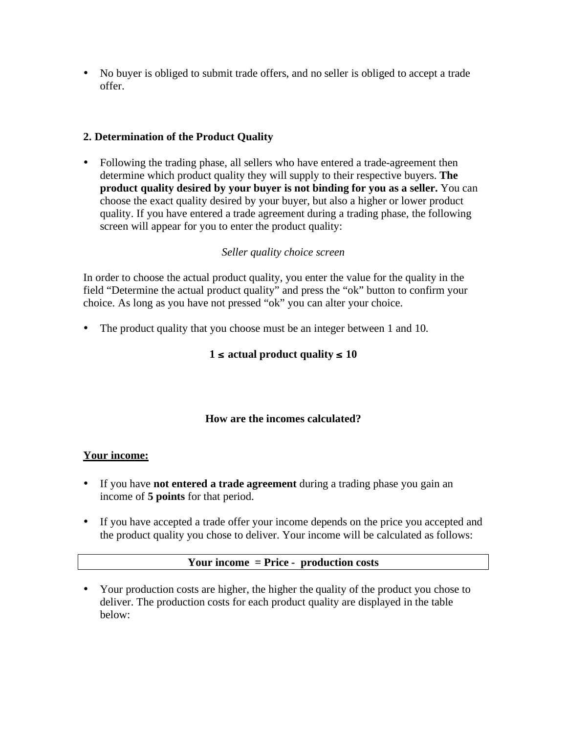- No buyer is obliged to submit trade offers, and no seller is obliged to accept a trade offer.

**2. Determination of the Product Quality**

- Following the trading phase, all sellers who have entered a trade-agreement then determine which product quality they will supply to their respective buyers. **The product quality desired by your buyer is not binding for you as a seller.** You can choose the exact quality desired by your buyer, but also a higher or lower product quality. If you have entered a trade agreement during a trading phase, the following screen will appear for you to enter the product quality:

*Seller quality choice screen*

In order to choose the actual product quality, you enter the value for the quality in the field "Determine the actual product quality" and press the "ok" button to confirm your choice. As long as you have not pressed "ok" you can alter your choice.

- The product quality that you choose must be an integer between 1 and 10.

**$1 \leq$ actual product quality $\leq 10$**

**How are the incomes calculated?**

**Your income:**

- If you have **not entered a trade agreement** during a trading phase you gain an income of **5 points** for that period.

- If you have accepted a trade offer your income depends on the price you accepted and the product quality you chose to deliver. Your income will be calculated as follows:

| **Your income = Price - production costs** |
|---|

- Your production costs are higher, the higher the quality of the product you chose to deliver. The production costs for each product quality are displayed in the table below: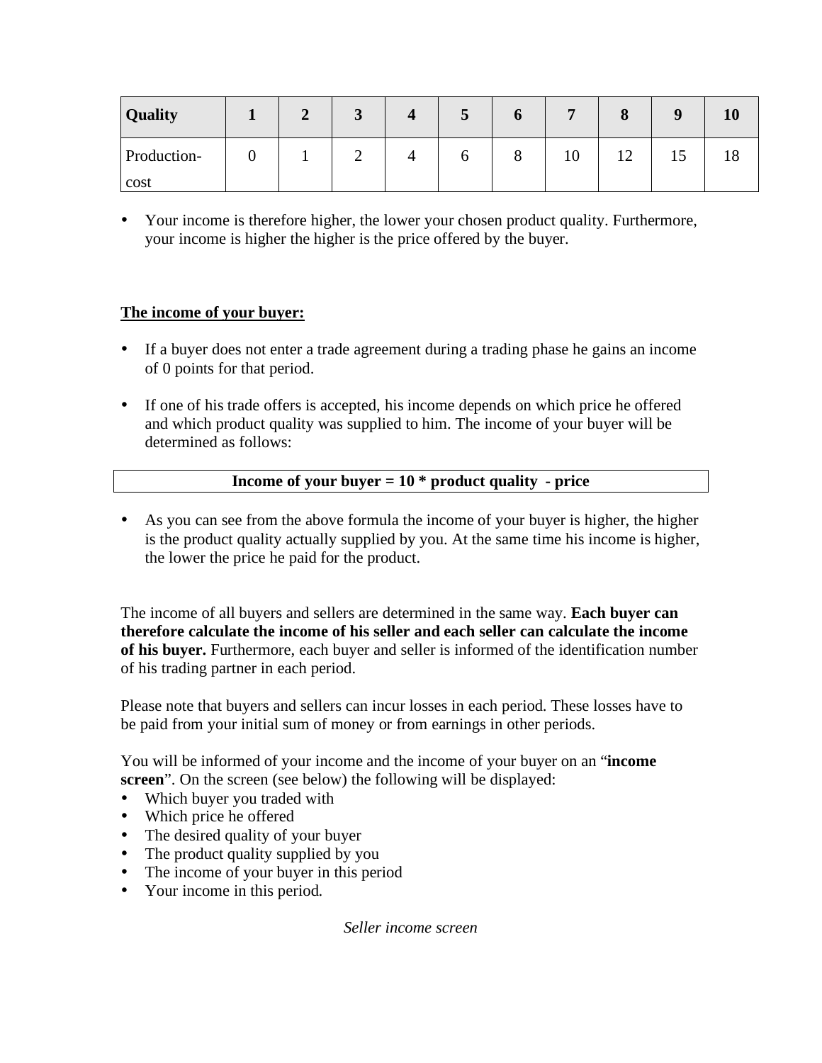| Quality | 1 | 2 | 3 | 4 | 5 | 6 | 7 | 8 | 9 | 10 |
|---|---|---|---|---|---|---|---|---|---|---|
| Production-cost | 0 | 1 | 2 | 4 | 6 | 8 | 10 | 12 | 15 | 18 |

- Your income is therefore higher, the lower your chosen product quality. Furthermore, your income is higher the higher is the price offered by the buyer.

**The income of your buyer:**

- If a buyer does not enter a trade agreement during a trading phase he gains an income of 0 points for that period.
- If one of his trade offers is accepted, his income depends on which price he offered and which product quality was supplied to him. The income of your buyer will be determined as follows:

**Income of your buyer = 10 * product quality - price**

- As you can see from the above formula the income of your buyer is higher, the higher is the product quality actually supplied by you. At the same time his income is higher, the lower the price he paid for the product.

The income of all buyers and sellers are determined in the same way. **Each buyer can therefore calculate the income of his seller and each seller can calculate the income of his buyer.** Furthermore, each buyer and seller is informed of the identification number of his trading partner in each period.

Please note that buyers and sellers can incur losses in each period. These losses have to be paid from your initial sum of money or from earnings in other periods.

You will be informed of your income and the income of your buyer on an "**income screen**". On the screen (see below) the following will be displayed:

- Which buyer you traded with
- Which price he offered
- The desired quality of your buyer
- The product quality supplied by you
- The income of your buyer in this period
- Your income in this period.

*Seller income screen*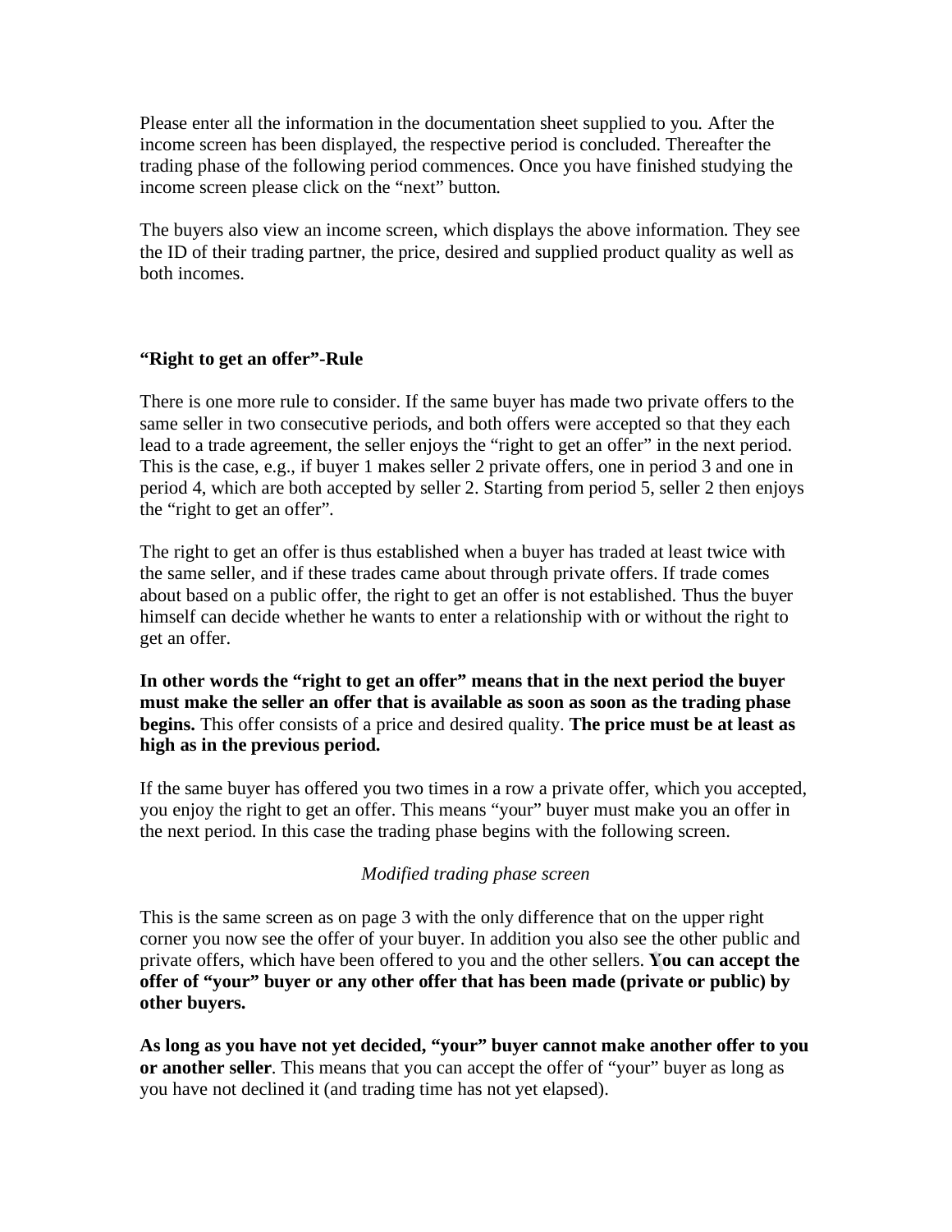Please enter all the information in the documentation sheet supplied to you. After the income screen has been displayed, the respective period is concluded. Thereafter the trading phase of the following period commences. Once you have finished studying the income screen please click on the “next” button.

The buyers also view an income screen, which displays the above information. They see the ID of their trading partner, the price, desired and supplied product quality as well as both incomes.

**“Right to get an offer”-Rule**

There is one more rule to consider. If the same buyer has made two private offers to the same seller in two consecutive periods, and both offers were accepted so that they each lead to a trade agreement, the seller enjoys the “right to get an offer” in the next period. This is the case, e.g., if buyer 1 makes seller 2 private offers, one in period 3 and one in period 4, which are both accepted by seller 2. Starting from period 5, seller 2 then enjoys the “right to get an offer”.

The right to get an offer is thus established when a buyer has traded at least twice with the same seller, and if these trades came about through private offers. If trade comes about based on a public offer, the right to get an offer is not established. Thus the buyer himself can decide whether he wants to enter a relationship with or without the right to get an offer.

**In other words the “right to get an offer” means that in the next period the buyer must make the seller an offer that is available as soon as soon as the trading phase begins.** This offer consists of a price and desired quality. **The price must be at least as high as in the previous period.**

If the same buyer has offered you two times in a row a private offer, which you accepted, you enjoy the right to get an offer. This means “your” buyer must make you an offer in the next period. In this case the trading phase begins with the following screen.

*Modified trading phase screen*

This is the same screen as on page 3 with the only difference that on the upper right corner you now see the offer of your buyer. In addition you also see the other public and private offers, which have been offered to you and the other sellers. **You can accept the offer of “your” buyer or any other offer that has been made (private or public) by other buyers.**

**As long as you have not yet decided, “your” buyer cannot make another offer to you or another seller**. This means that you can accept the offer of “your” buyer as long as you have not declined it (and trading time has not yet elapsed).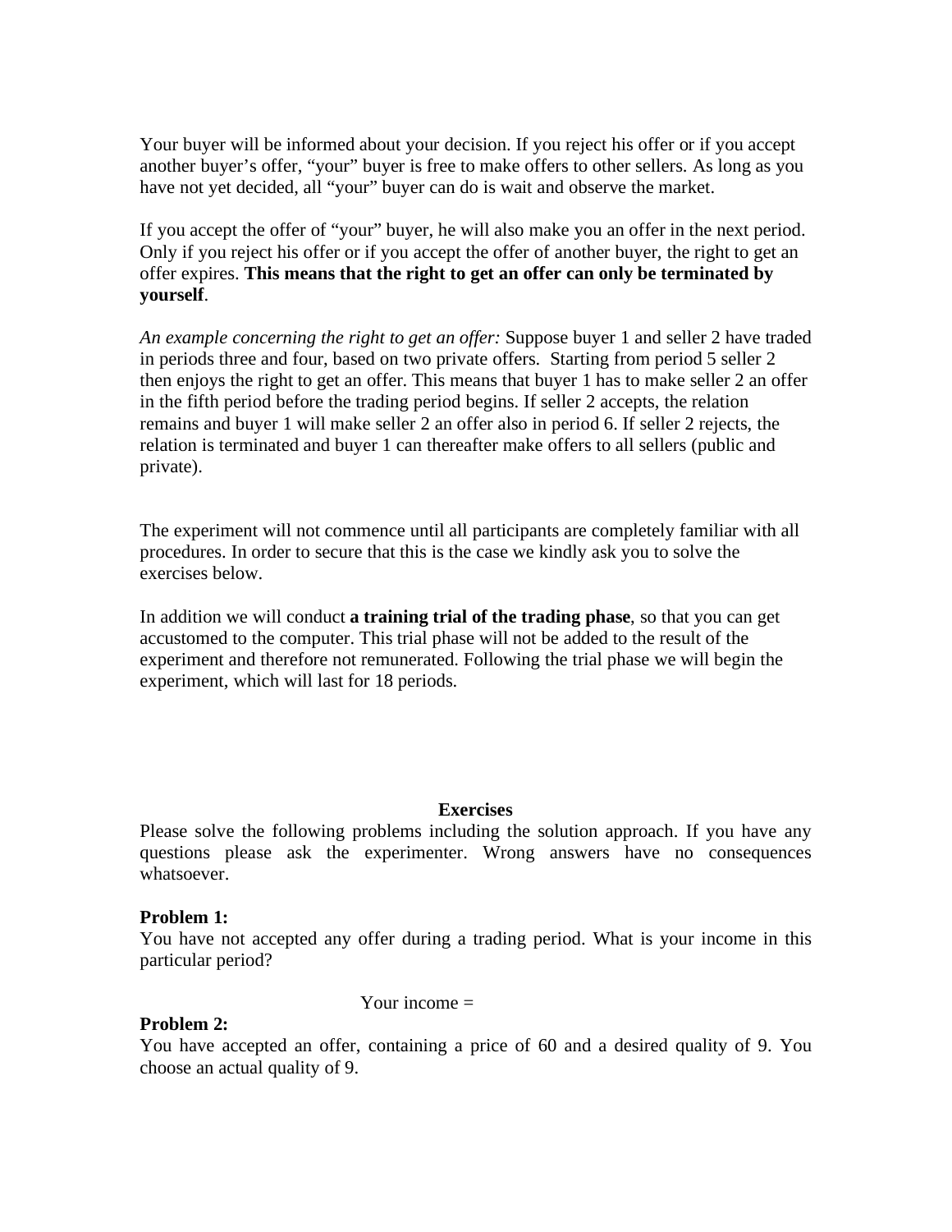Your buyer will be informed about your decision. If you reject his offer or if you accept another buyer's offer, "your" buyer is free to make offers to other sellers. As long as you have not yet decided, all "your" buyer can do is wait and observe the market.

If you accept the offer of "your" buyer, he will also make you an offer in the next period. Only if you reject his offer or if you accept the offer of another buyer, the right to get an offer expires. **This means that the right to get an offer can only be terminated by yourself**.

*An example concerning the right to get an offer:* Suppose buyer 1 and seller 2 have traded in periods three and four, based on two private offers. Starting from period 5 seller 2 then enjoys the right to get an offer. This means that buyer 1 has to make seller 2 an offer in the fifth period before the trading period begins. If seller 2 accepts, the relation remains and buyer 1 will make seller 2 an offer also in period 6. If seller 2 rejects, the relation is terminated and buyer 1 can thereafter make offers to all sellers (public and private).

The experiment will not commence until all participants are completely familiar with all procedures. In order to secure that this is the case we kindly ask you to solve the exercises below.

In addition we will conduct **a training trial of the trading phase**, so that you can get accustomed to the computer. This trial phase will not be added to the result of the experiment and therefore not remunerated. Following the trial phase we will begin the experiment, which will last for 18 periods.

**Exercises**

Please solve the following problems including the solution approach. If you have any questions please ask the experimenter. Wrong answers have no consequences whatsoever.

**Problem 1:**

You have not accepted any offer during a trading period. What is your income in this particular period?

Your income =

**Problem 2:**

You have accepted an offer, containing a price of 60 and a desired quality of 9. You choose an actual quality of 9.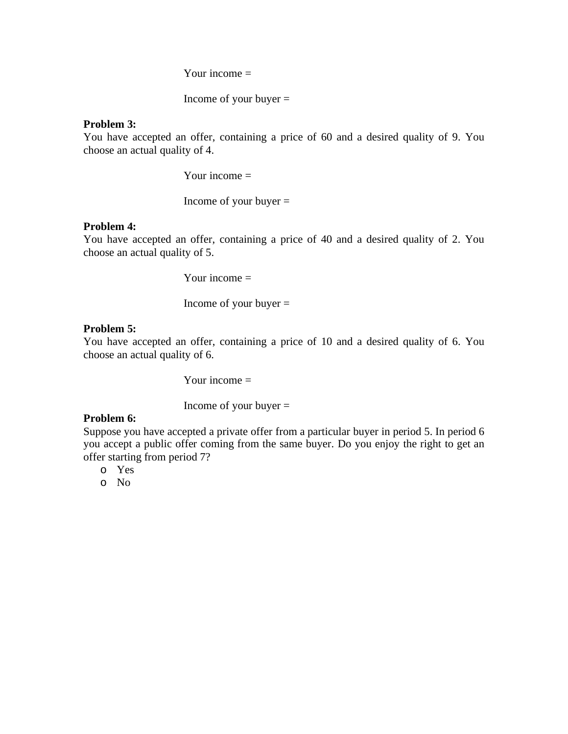Your income =

Income of your buyer =

**Problem 3:**
You have accepted an offer, containing a price of 60 and a desired quality of 9. You choose an actual quality of 4.

Your income =

Income of your buyer =

**Problem 4:**
You have accepted an offer, containing a price of 40 and a desired quality of 2. You choose an actual quality of 5.

Your income =

Income of your buyer =

**Problem 5:**
You have accepted an offer, containing a price of 10 and a desired quality of 6. You choose an actual quality of 6.

Your income =

Income of your buyer =

**Problem 6:**
Suppose you have accepted a private offer from a particular buyer in period 5. In period 6 you accept a public offer coming from the same buyer. Do you enjoy the right to get an offer starting from period 7?

- Yes
- No